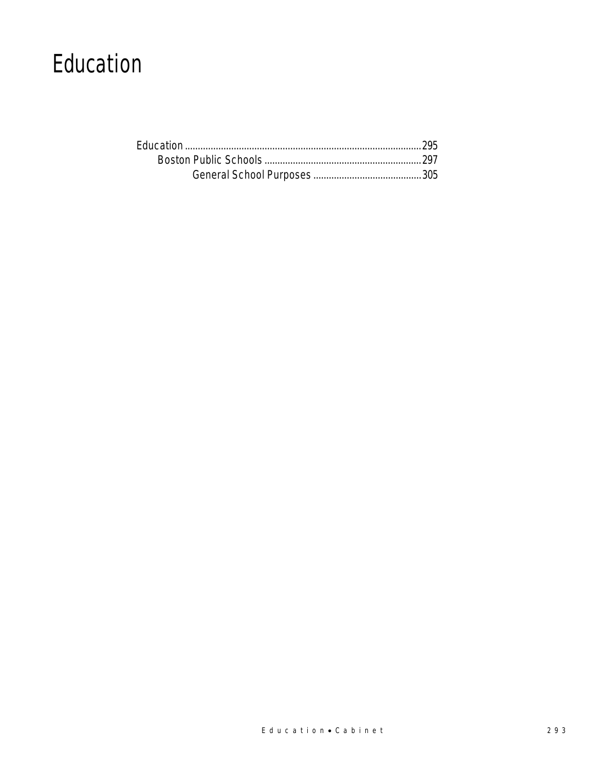# Education

Education ........................................................................................295

Boston Public Schools ............................................................297

General School Purposes ..........................................305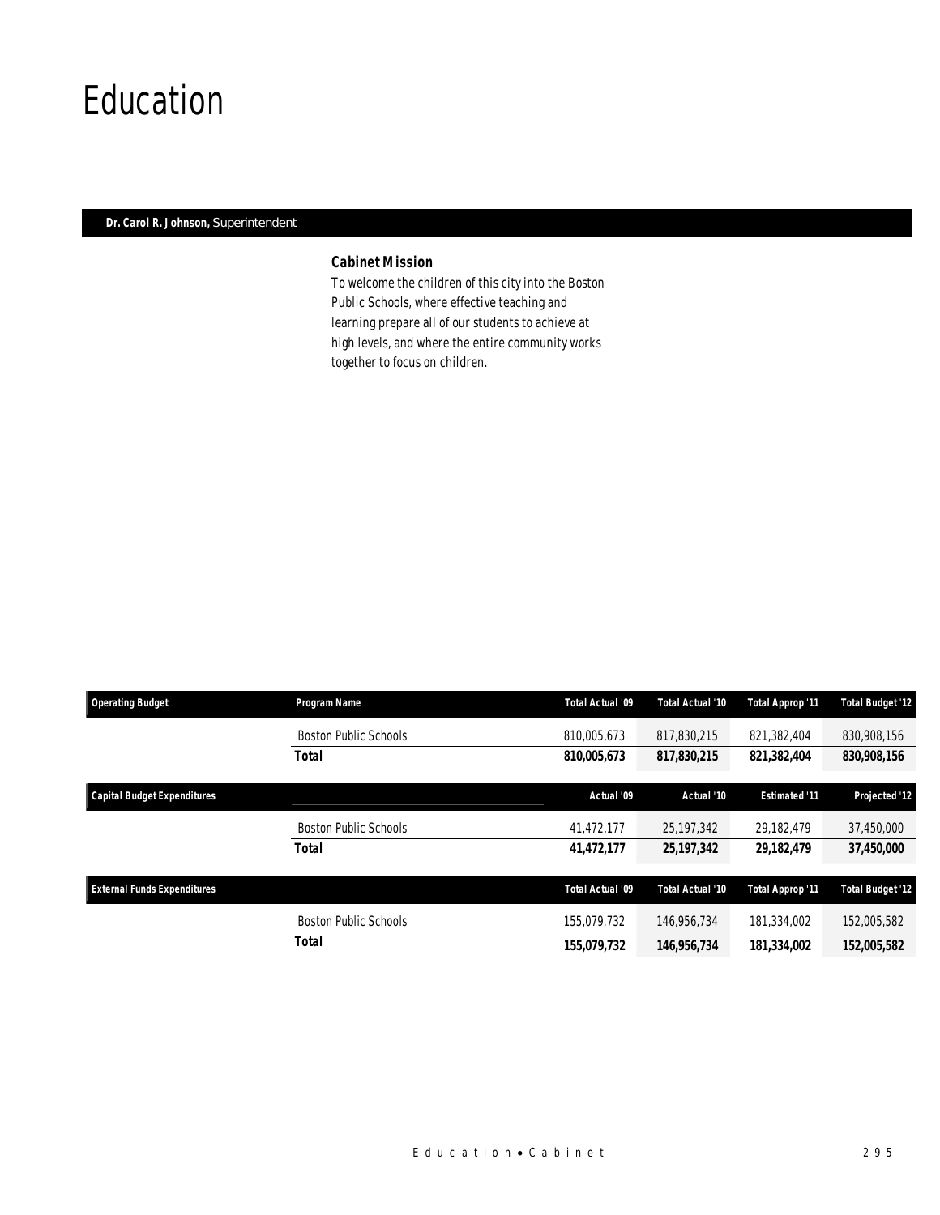# Education

**Dr. Carol R. Johnson,** Superintendent

### Cabinet Mission

To welcome the children of this city into the Boston Public Schools, where effective teaching and learning prepare all of our students to achieve at high levels, and where the entire community works together to focus on children.

| Operating Budget | Program Name | Total Actual '09 | Total Actual '10 | Total Approp '11 | Total Budget '12 |
|---|---|---|---|---|---|
| | Boston Public Schools | 810,005,673 | 817,830,215 | 821,382,404 | 830,908,156 |
| | **Total** | **810,005,673** | **817,830,215** | **821,382,404** | **830,908,156** |

| Capital Budget Expenditures | | Actual '09 | Actual '10 | Estimated '11 | Projected '12 |
|---|---|---|---|---|---|
| | Boston Public Schools | 41,472,177 | 25,197,342 | 29,182,479 | 37,450,000 |
| | **Total** | **41,472,177** | **25,197,342** | **29,182,479** | **37,450,000** |

| External Funds Expenditures | | Total Actual '09 | Total Actual '10 | Total Approp '11 | Total Budget '12 |
|---|---|---|---|---|---|
| | Boston Public Schools | 155,079,732 | 146,956,734 | 181,334,002 | 152,005,582 |
| | **Total** | **155,079,732** | **146,956,734** | **181,334,002** | **152,005,582** |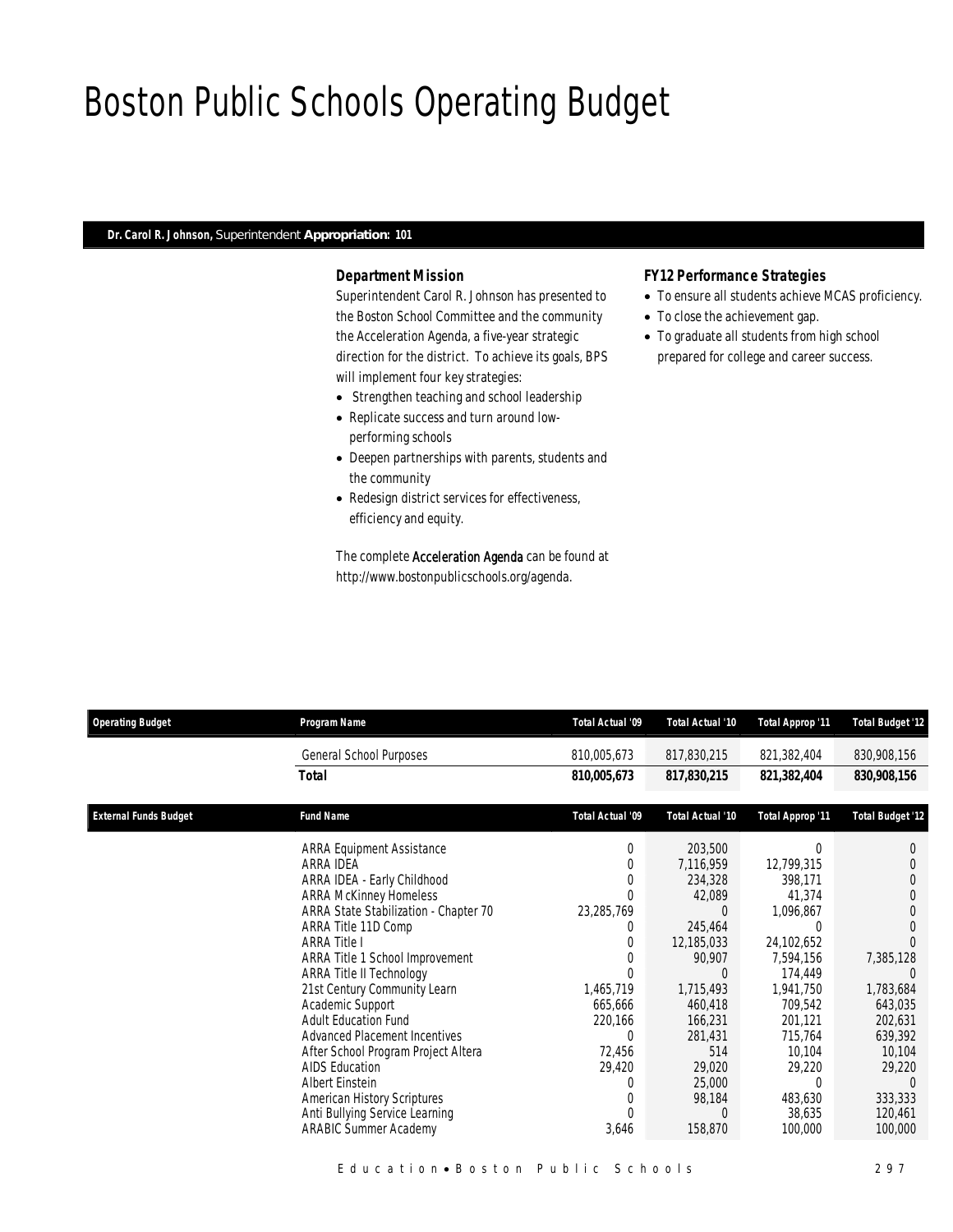# Boston Public Schools Operating Budget

**Dr. Carol R. Johnson,** Superintendent **Appropriation: 101**

### *Department Mission*

Superintendent Carol R. Johnson has presented to the Boston School Committee and the community the Acceleration Agenda, a five-year strategic direction for the district. To achieve its goals, BPS will implement four key strategies:

- Strengthen teaching and school leadership
- Replicate success and turn around low-performing schools
- Deepen partnerships with parents, students and the community
- Redesign district services for effectiveness, efficiency and equity.

The complete Acceleration Agenda can be found at http://www.bostonpublicschools.org/agenda.

### *FY12 Performance Strategies*

- To ensure all students achieve MCAS proficiency.
- To close the achievement gap.
- To graduate all students from high school prepared for college and career success.

| Operating Budget | Program Name | Total Actual '09 | Total Actual '10 | Total Approp '11 | Total Budget '12 |
|---|---|---|---|---|---|
| | General School Purposes | 810,005,673 | 817,830,215 | 821,382,404 | 830,908,156 |
| | **Total** | **810,005,673** | **817,830,215** | **821,382,404** | **830,908,156** |

| External Funds Budget | Fund Name | Total Actual '09 | Total Actual '10 | Total Approp '11 | Total Budget '12 |
|---|---|---|---|---|---|
| | ARRA Equipment Assistance | 0 | 203,500 | 0 | 0 |
| | ARRA IDEA | 0 | 7,116,959 | 12,799,315 | 0 |
| | ARRA IDEA - Early Childhood | 0 | 234,328 | 398,171 | 0 |
| | ARRA McKinney Homeless | 0 | 42,089 | 41,374 | 0 |
| | ARRA State Stabilization - Chapter 70 | 23,285,769 | 0 | 1,096,867 | 0 |
| | ARRA Title 11D Comp | 0 | 245,464 | 0 | 0 |
| | ARRA Title I | 0 | 12,185,033 | 24,102,652 | 0 |
| | ARRA Title 1 School Improvement | 0 | 90,907 | 7,594,156 | 7,385,128 |
| | ARRA Title II Technology | 0 | 0 | 174,449 | 0 |
| | 21st Century Community Learn | 1,465,719 | 1,715,493 | 1,941,750 | 1,783,684 |
| | Academic Support | 665,666 | 460,418 | 709,542 | 643,035 |
| | Adult Education Fund | 220,166 | 166,231 | 201,121 | 202,631 |
| | Advanced Placement Incentives | 0 | 281,431 | 715,764 | 639,392 |
| | After School Program Project Altera | 72,456 | 514 | 10,104 | 10,104 |
| | AIDS Education | 29,420 | 29,020 | 29,220 | 29,220 |
| | Albert Einstein | 0 | 25,000 | 0 | 0 |
| | American History Scriptures | 0 | 98,184 | 483,630 | 333,333 |
| | Anti Bullying Service Learning | 0 | 0 | 38,635 | 120,461 |
| | ARABIC Summer Academy | 3,646 | 158,870 | 100,000 | 100,000 |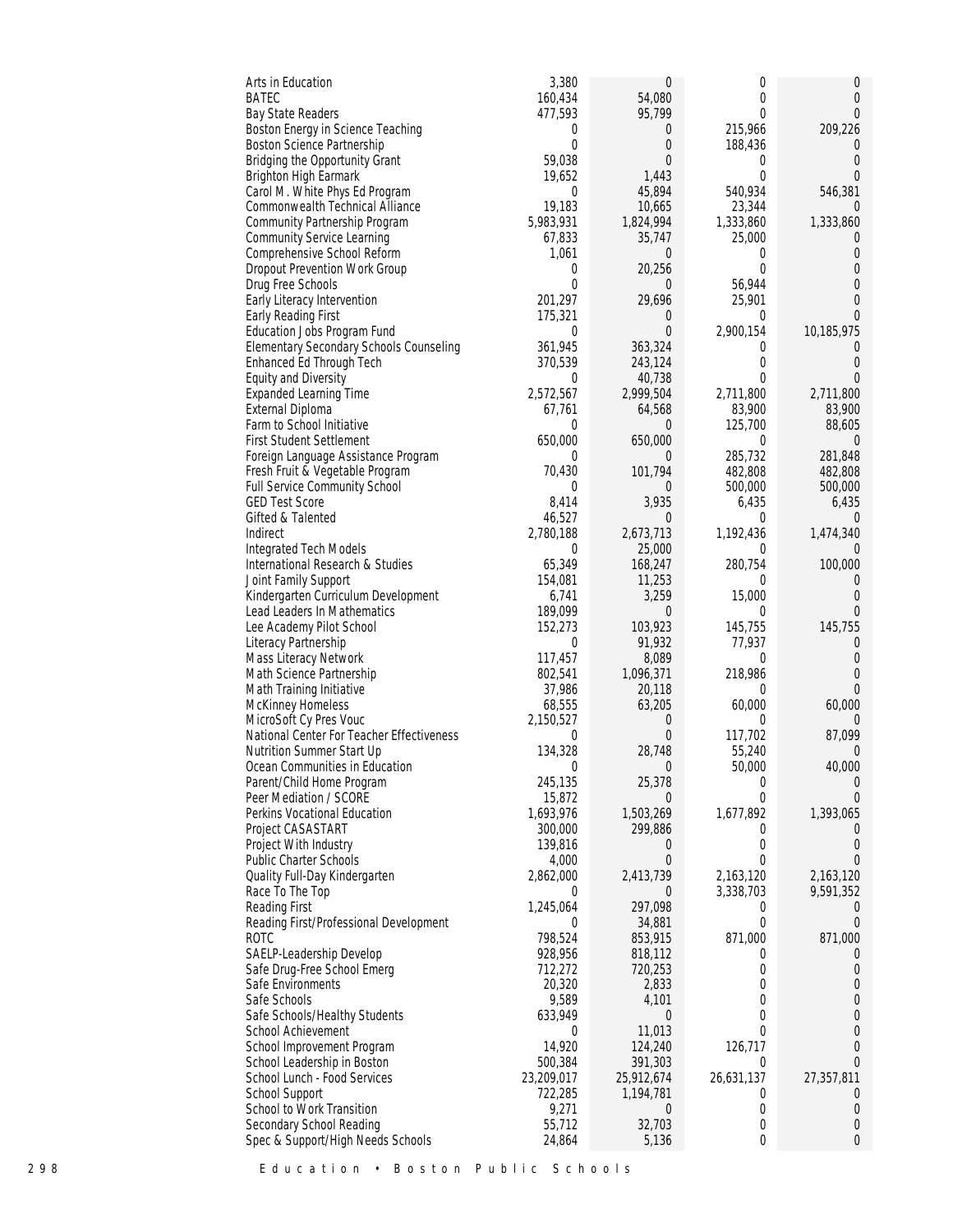| | | | | |
|---|---|---|---|---|
| Arts in Education | 3,380 | 0 | 0 | 0 |
| BATEC | 160,434 | 54,080 | 0 | 0 |
| Bay State Readers | 477,593 | 95,799 | 0 | 0 |
| Boston Energy in Science Teaching | 0 | 0 | 215,966 | 209,226 |
| Boston Science Partnership | 0 | 0 | 188,436 | 0 |
| Bridging the Opportunity Grant | 59,038 | 0 | 0 | 0 |
| Brighton High Earmark | 19,652 | 1,443 | 0 | 0 |
| Carol M. White Phys Ed Program | 0 | 45,894 | 540,934 | 546,381 |
| Commonwealth Technical Alliance | 19,183 | 10,665 | 23,344 | 0 |
| Community Partnership Program | 5,983,931 | 1,824,994 | 1,333,860 | 1,333,860 |
| Community Service Learning | 67,833 | 35,747 | 25,000 | 0 |
| Comprehensive School Reform | 1,061 | 0 | 0 | 0 |
| Dropout Prevention Work Group | 0 | 20,256 | 0 | 0 |
| Drug Free Schools | 0 | 0 | 56,944 | 0 |
| Early Literacy Intervention | 201,297 | 29,696 | 25,901 | 0 |
| Early Reading First | 175,321 | 0 | 0 | 0 |
| Education Jobs Program Fund | 0 | 0 | 2,900,154 | 10,185,975 |
| Elementary Secondary Schools Counseling | 361,945 | 363,324 | 0 | 0 |
| Enhanced Ed Through Tech | 370,539 | 243,124 | 0 | 0 |
| Equity and Diversity | 0 | 40,738 | 0 | 0 |
| Expanded Learning Time | 2,572,567 | 2,999,504 | 2,711,800 | 2,711,800 |
| External Diploma | 67,761 | 64,568 | 83,900 | 83,900 |
| Farm to School Initiative | 0 | 0 | 125,700 | 88,605 |
| First Student Settlement | 650,000 | 650,000 | 0 | 0 |
| Foreign Language Assistance Program | 0 | 0 | 285,732 | 281,848 |
| Fresh Fruit & Vegetable Program | 70,430 | 101,794 | 482,808 | 482,808 |
| Full Service Community School | 0 | 0 | 500,000 | 500,000 |
| GED Test Score | 8,414 | 3,935 | 6,435 | 6,435 |
| Gifted & Talented | 46,527 | 0 | 0 | 0 |
| Indirect | 2,780,188 | 2,673,713 | 1,192,436 | 1,474,340 |
| Integrated Tech Models | 0 | 25,000 | 0 | 0 |
| International Research & Studies | 65,349 | 168,247 | 280,754 | 100,000 |
| Joint Family Support | 154,081 | 11,253 | 0 | 0 |
| Kindergarten Curriculum Development | 6,741 | 3,259 | 15,000 | 0 |
| Lead Leaders In Mathematics | 189,099 | 0 | 0 | 0 |
| Lee Academy Pilot School | 152,273 | 103,923 | 145,755 | 145,755 |
| Literacy Partnership | 0 | 91,932 | 77,937 | 0 |
| Mass Literacy Network | 117,457 | 8,089 | 0 | 0 |
| Math Science Partnership | 802,541 | 1,096,371 | 218,986 | 0 |
| Math Training Initiative | 37,986 | 20,118 | 0 | 0 |
| McKinney Homeless | 68,555 | 63,205 | 60,000 | 60,000 |
| MicroSoft Cy Pres Vouc | 2,150,527 | 0 | 0 | 0 |
| National Center For Teacher Effectiveness | 0 | 0 | 117,702 | 87,099 |
| Nutrition Summer Start Up | 134,328 | 28,748 | 55,240 | 0 |
| Ocean Communities in Education | 0 | 0 | 50,000 | 40,000 |
| Parent/Child Home Program | 245,135 | 25,378 | 0 | 0 |
| Peer Mediation / SCORE | 15,872 | 0 | 0 | 0 |
| Perkins Vocational Education | 1,693,976 | 1,503,269 | 1,677,892 | 1,393,065 |
| Project CASASTART | 300,000 | 299,886 | 0 | 0 |
| Project With Industry | 139,816 | 0 | 0 | 0 |
| Public Charter Schools | 4,000 | 0 | 0 | 0 |
| Quality Full-Day Kindergarten | 2,862,000 | 2,413,739 | 2,163,120 | 2,163,120 |
| Race To The Top | 0 | 0 | 3,338,703 | 9,591,352 |
| Reading First | 1,245,064 | 297,098 | 0 | 0 |
| Reading First/Professional Development | 0 | 34,881 | 0 | 0 |
| ROTC | 798,524 | 853,915 | 871,000 | 871,000 |
| SAELP-Leadership Develop | 928,956 | 818,112 | 0 | 0 |
| Safe Drug-Free School Emerg | 712,272 | 720,253 | 0 | 0 |
| Safe Environments | 20,320 | 2,833 | 0 | 0 |
| Safe Schools | 9,589 | 4,101 | 0 | 0 |
| Safe Schools/Healthy Students | 633,949 | 0 | 0 | 0 |
| School Achievement | 0 | 11,013 | 0 | 0 |
| School Improvement Program | 14,920 | 124,240 | 126,717 | 0 |
| School Leadership in Boston | 500,384 | 391,303 | 0 | 0 |
| School Lunch - Food Services | 23,209,017 | 25,912,674 | 26,631,137 | 27,357,811 |
| School Support | 722,285 | 1,194,781 | 0 | 0 |
| School to Work Transition | 9,271 | 0 | 0 | 0 |
| Secondary School Reading | 55,712 | 32,703 | 0 | 0 |
| Spec & Support/High Needs Schools | 24,864 | 5,136 | 0 | 0 |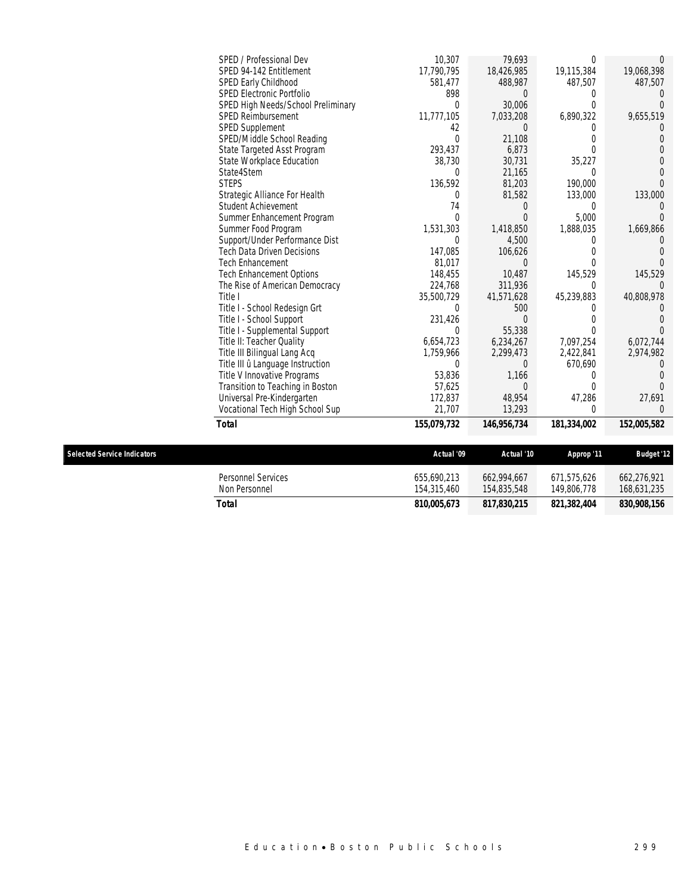| | | | | |
|---|---|---|---|---|
| SPED / Professional Dev | 10,307 | 79,693 | 0 | 0 |
| SPED 94-142 Entitlement | 17,790,795 | 18,426,985 | 19,115,384 | 19,068,398 |
| SPED Early Childhood | 581,477 | 488,987 | 487,507 | 487,507 |
| SPED Electronic Portfolio | 898 | 0 | 0 | 0 |
| SPED High Needs/School Preliminary | 0 | 30,006 | 0 | 0 |
| SPED Reimbursement | 11,777,105 | 7,033,208 | 6,890,322 | 9,655,519 |
| SPED Supplement | 42 | 0 | 0 | 0 |
| SPED/Middle School Reading | 0 | 21,108 | 0 | 0 |
| State Targeted Asst Program | 293,437 | 6,873 | 0 | 0 |
| State Workplace Education | 38,730 | 30,731 | 35,227 | 0 |
| State4Stem | 0 | 21,165 | 0 | 0 |
| STEPS | 136,592 | 81,203 | 190,000 | 0 |
| Strategic Alliance For Health | 0 | 81,582 | 133,000 | 133,000 |
| Student Achievement | 74 | 0 | 0 | 0 |
| Summer Enhancement Program | 0 | 0 | 5,000 | 0 |
| Summer Food Program | 1,531,303 | 1,418,850 | 1,888,035 | 1,669,866 |
| Support/Under Performance Dist | 0 | 4,500 | 0 | 0 |
| Tech Data Driven Decisions | 147,085 | 106,626 | 0 | 0 |
| Tech Enhancement | 81,017 | 0 | 0 | 0 |
| Tech Enhancement Options | 148,455 | 10,487 | 145,529 | 145,529 |
| The Rise of American Democracy | 224,768 | 311,936 | 0 | 0 |
| Title I | 35,500,729 | 41,571,628 | 45,239,883 | 40,808,978 |
| Title I - School Redesign Grt | 0 | 500 | 0 | 0 |
| Title I - School Support | 231,426 | 0 | 0 | 0 |
| Title I - Supplemental Support | 0 | 55,338 | 0 | 0 |
| Title II: Teacher Quality | 6,654,723 | 6,234,267 | 7,097,254 | 6,072,744 |
| Title III Bilingual Lang Acq | 1,759,966 | 2,299,473 | 2,422,841 | 2,974,982 |
| Title III û Language Instruction | 0 | 0 | 670,690 | 0 |
| Title V Innovative Programs | 53,836 | 1,166 | 0 | 0 |
| Transition to Teaching in Boston | 57,625 | 0 | 0 | 0 |
| Universal Pre-Kindergarten | 172,837 | 48,954 | 47,286 | 27,691 |
| Vocational Tech High School Sup | 21,707 | 13,293 | 0 | 0 |
| **Total** | **155,079,732** | **146,956,734** | **181,334,002** | **152,005,582** |

| Selected Service Indicators | Actual '09 | Actual '10 | Approp '11 | Budget '12 |
|---|---|---|---|---|
| Personnel Services | 655,690,213 | 662,994,667 | 671,575,626 | 662,276,921 |
| Non Personnel | 154,315,460 | 154,835,548 | 149,806,778 | 168,631,235 |
| **Total** | **810,005,673** | **817,830,215** | **821,382,404** | **830,908,156** |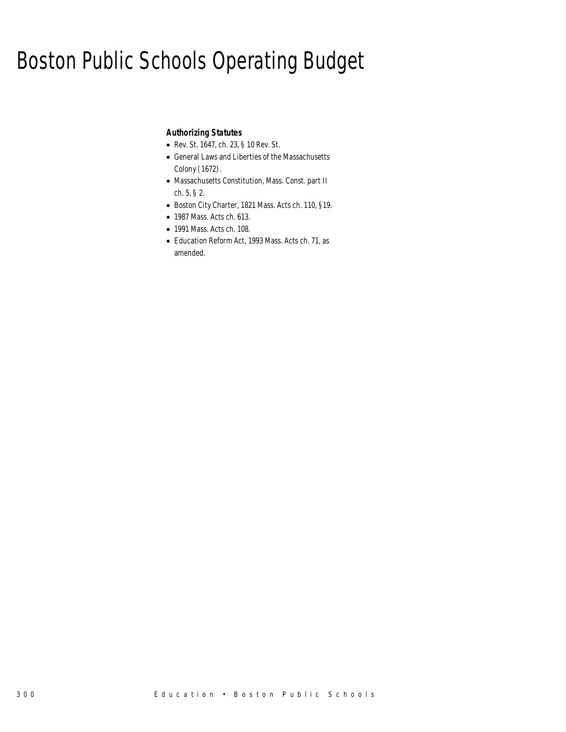# Boston Public Schools Operating Budget

***Authorizing Statutes***

- Rev. St. 1647, ch. 23, § 10 Rev. St.
- General Laws and Liberties of the Massachusetts Colony (1672).
- Massachusetts Constitution, Mass. Const. part II ch. 5, § 2.
- Boston City Charter, 1821 Mass. Acts ch. 110, §19.
- 1987 Mass. Acts ch. 613.
- 1991 Mass. Acts ch. 108.
- Education Reform Act, 1993 Mass. Acts ch. 71, as amended.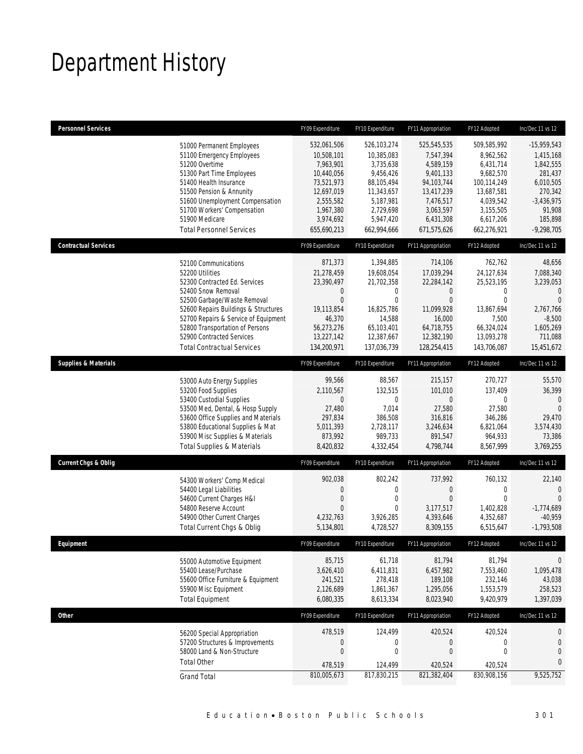# Department History

| Personnel Services | FY09 Expenditure | FY10 Expenditure | FY11 Appropriation | FY12 Adopted | Inc/Dec 11 vs 12 |
|---|---|---|---|---|---|
| 51000 Permanent Employees | 532,061,506 | 526,103,274 | 525,545,535 | 509,585,992 | -15,959,543 |
| 51100 Emergency Employees | 10,508,101 | 10,385,083 | 7,547,394 | 8,962,562 | 1,415,168 |
| 51200 Overtime | 7,963,901 | 3,735,638 | 4,589,159 | 6,431,714 | 1,842,555 |
| 51300 Part Time Employees | 10,440,056 | 9,456,426 | 9,401,133 | 9,682,570 | 281,437 |
| 51400 Health Insurance | 73,521,973 | 88,105,494 | 94,103,744 | 100,114,249 | 6,010,505 |
| 51500 Pension & Annunity | 12,697,019 | 11,343,657 | 13,417,239 | 13,687,581 | 270,342 |
| 51600 Unemployment Compensation | 2,555,582 | 5,187,981 | 7,476,517 | 4,039,542 | -3,436,975 |
| 51700 Workers' Compensation | 1,967,380 | 2,729,698 | 3,063,597 | 3,155,505 | 91,908 |
| 51900 Medicare | 3,974,692 | 5,947,420 | 6,431,308 | 6,617,206 | 185,898 |
| Total Personnel Services | 655,690,213 | 662,994,666 | 671,575,626 | 662,276,921 | -9,298,705 |

| Contractual Services | FY09 Expenditure | FY10 Expenditure | FY11 Appropriation | FY12 Adopted | Inc/Dec 11 vs 12 |
|---|---|---|---|---|---|
| 52100 Communications | 871,373 | 1,394,885 | 714,106 | 762,762 | 48,656 |
| 52200 Utilities | 21,278,459 | 19,608,054 | 17,039,294 | 24,127,634 | 7,088,340 |
| 52300 Contracted Ed. Services | 23,390,497 | 21,702,358 | 22,284,142 | 25,523,195 | 3,239,053 |
| 52400 Snow Removal | 0 | 0 | 0 | 0 | 0 |
| 52500 Garbage/Waste Removal | 0 | 0 | 0 | 0 | 0 |
| 52600 Repairs Buildings & Structures | 19,113,854 | 16,825,786 | 11,099,928 | 13,867,694 | 2,767,766 |
| 52700 Repairs & Service of Equipment | 46,370 | 14,588 | 16,000 | 7,500 | -8,500 |
| 52800 Transportation of Persons | 56,273,276 | 65,103,401 | 64,718,755 | 66,324,024 | 1,605,269 |
| 52900 Contracted Services | 13,227,142 | 12,387,667 | 12,382,190 | 13,093,278 | 711,088 |
| Total Contractual Services | 134,200,971 | 137,036,739 | 128,254,415 | 143,706,087 | 15,451,672 |

| Supplies & Materials | FY09 Expenditure | FY10 Expenditure | FY11 Appropriation | FY12 Adopted | Inc/Dec 11 vs 12 |
|---|---|---|---|---|---|
| 53000 Auto Energy Supplies | 99,566 | 88,567 | 215,157 | 270,727 | 55,570 |
| 53200 Food Supplies | 2,110,567 | 132,515 | 101,010 | 137,409 | 36,399 |
| 53400 Custodial Supplies | 0 | 0 | 0 | 0 | 0 |
| 53500 Med, Dental, & Hosp Supply | 27,480 | 7,014 | 27,580 | 27,580 | 0 |
| 53600 Office Supplies and Materials | 297,834 | 386,508 | 316,816 | 346,286 | 29,470 |
| 53800 Educational Supplies & Mat | 5,011,393 | 2,728,117 | 3,246,634 | 6,821,064 | 3,574,430 |
| 53900 Misc Supplies & Materials | 873,992 | 989,733 | 891,547 | 964,933 | 73,386 |
| Total Supplies & Materials | 8,420,832 | 4,332,454 | 4,798,744 | 8,567,999 | 3,769,255 |

| Current Chgs & Oblig | FY09 Expenditure | FY10 Expenditure | FY11 Appropriation | FY12 Adopted | Inc/Dec 11 vs 12 |
|---|---|---|---|---|---|
| 54300 Workers' Comp Medical | 902,038 | 802,242 | 737,992 | 760,132 | 22,140 |
| 54400 Legal Liabilities | 0 | 0 | 0 | 0 | 0 |
| 54600 Current Charges H&I | 0 | 0 | 0 | 0 | 0 |
| 54800 Reserve Account | 0 | 0 | 3,177,517 | 1,402,828 | -1,774,689 |
| 54900 Other Current Charges | 4,232,763 | 3,926,285 | 4,393,646 | 4,352,687 | -40,959 |
| Total Current Chgs & Oblig | 5,134,801 | 4,728,527 | 8,309,155 | 6,515,647 | -1,793,508 |

| Equipment | FY09 Expenditure | FY10 Expenditure | FY11 Appropriation | FY12 Adopted | Inc/Dec 11 vs 12 |
|---|---|---|---|---|---|
| 55000 Automotive Equipment | 85,715 | 61,718 | 81,794 | 81,794 | 0 |
| 55400 Lease/Purchase | 3,626,410 | 6,411,831 | 6,457,982 | 7,553,460 | 1,095,478 |
| 55600 Office Furniture & Equipment | 241,521 | 278,418 | 189,108 | 232,146 | 43,038 |
| 55900 Misc Equipment | 2,126,689 | 1,861,367 | 1,295,056 | 1,553,579 | 258,523 |
| Total Equipment | 6,080,335 | 8,613,334 | 8,023,940 | 9,420,979 | 1,397,039 |

| Other | FY09 Expenditure | FY10 Expenditure | FY11 Appropriation | FY12 Adopted | Inc/Dec 11 vs 12 |
|---|---|---|---|---|---|
| 56200 Special Appropriation | 478,519 | 124,499 | 420,524 | 420,524 | 0 |
| 57200 Structures & Improvements | 0 | 0 | 0 | 0 | 0 |
| 58000 Land & Non-Structure | 0 | 0 | 0 | 0 | 0 |
| Total Other | 478,519 | 124,499 | 420,524 | 420,524 | 0 |
| Grand Total | 810,005,673 | 817,830,215 | 821,382,404 | 830,908,156 | 9,525,752 |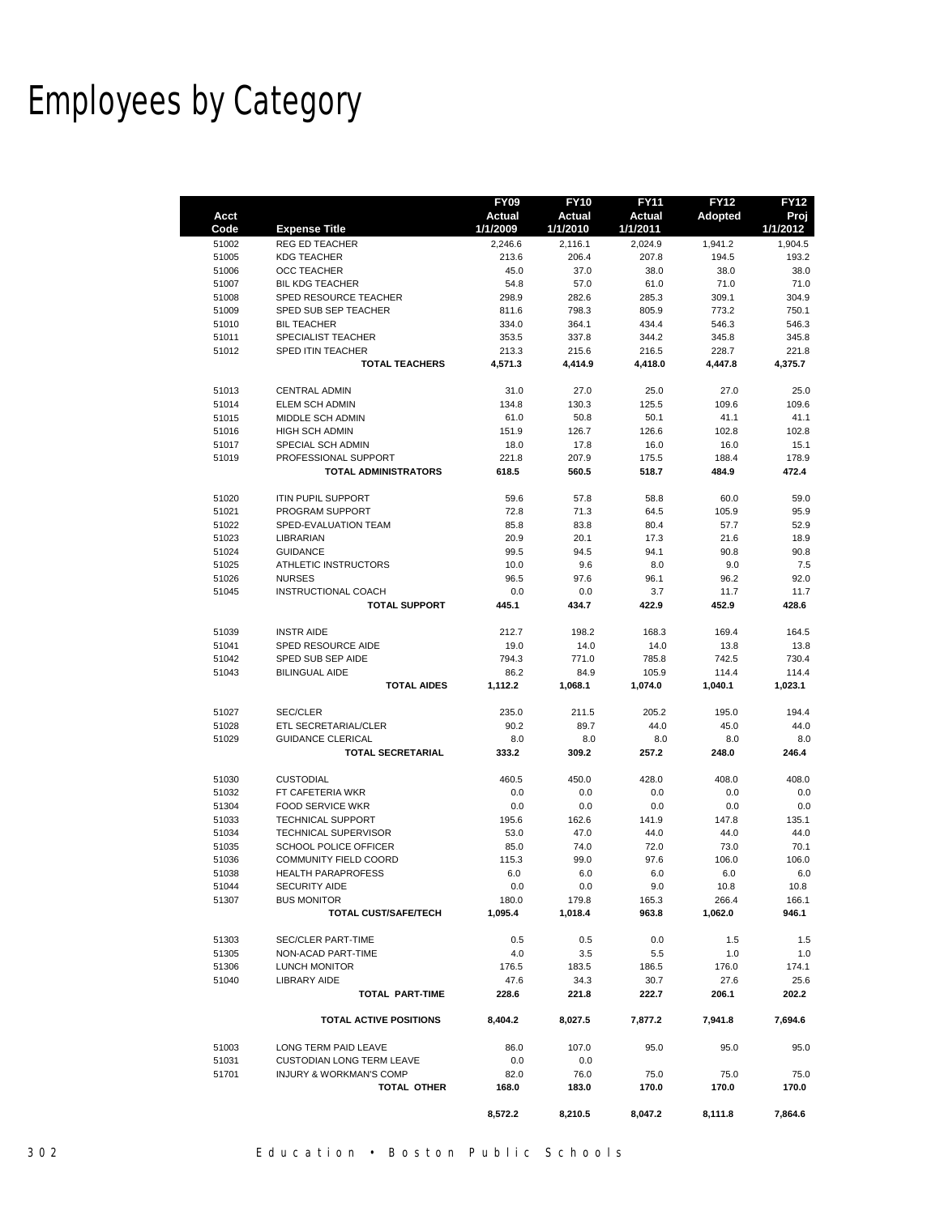# Employees by Category

| Acct Code | Expense Title | FY09 Actual 1/1/2009 | FY10 Actual 1/1/2010 | FY11 Actual 1/1/2011 | FY12 Adopted | FY12 Proj 1/1/2012 |
|---|---|---|---|---|---|---|
| 51002 | REG ED TEACHER | 2,246.6 | 2,116.1 | 2,024.9 | 1,941.2 | 1,904.5 |
| 51005 | KDG TEACHER | 213.6 | 206.4 | 207.8 | 194.5 | 193.2 |
| 51006 | OCC TEACHER | 45.0 | 37.0 | 38.0 | 38.0 | 38.0 |
| 51007 | BIL KDG TEACHER | 54.8 | 57.0 | 61.0 | 71.0 | 71.0 |
| 51008 | SPED RESOURCE TEACHER | 298.9 | 282.6 | 285.3 | 309.1 | 304.9 |
| 51009 | SPED SUB SEP TEACHER | 811.6 | 798.3 | 805.9 | 773.2 | 750.1 |
| 51010 | BIL TEACHER | 334.0 | 364.1 | 434.4 | 546.3 | 546.3 |
| 51011 | SPECIALIST TEACHER | 353.5 | 337.8 | 344.2 | 345.8 | 345.8 |
| 51012 | SPED ITIN TEACHER | 213.3 | 215.6 | 216.5 | 228.7 | 221.8 |
| | **TOTAL TEACHERS** | **4,571.3** | **4,414.9** | **4,418.0** | **4,447.8** | **4,375.7** |
| 51013 | CENTRAL ADMIN | 31.0 | 27.0 | 25.0 | 27.0 | 25.0 |
| 51014 | ELEM SCH ADMIN | 134.8 | 130.3 | 125.5 | 109.6 | 109.6 |
| 51015 | MIDDLE SCH ADMIN | 61.0 | 50.8 | 50.1 | 41.1 | 41.1 |
| 51016 | HIGH SCH ADMIN | 151.9 | 126.7 | 126.6 | 102.8 | 102.8 |
| 51017 | SPECIAL SCH ADMIN | 18.0 | 17.8 | 16.0 | 16.0 | 15.1 |
| 51019 | PROFESSIONAL SUPPORT | 221.8 | 207.9 | 175.5 | 188.4 | 178.9 |
| | **TOTAL ADMINISTRATORS** | **618.5** | **560.5** | **518.7** | **484.9** | **472.4** |
| 51020 | ITIN PUPIL SUPPORT | 59.6 | 57.8 | 58.8 | 60.0 | 59.0 |
| 51021 | PROGRAM SUPPORT | 72.8 | 71.3 | 64.5 | 105.9 | 95.9 |
| 51022 | SPED-EVALUATION TEAM | 85.8 | 83.8 | 80.4 | 57.7 | 52.9 |
| 51023 | LIBRARIAN | 20.9 | 20.1 | 17.3 | 21.6 | 18.9 |
| 51024 | GUIDANCE | 99.5 | 94.5 | 94.1 | 90.8 | 90.8 |
| 51025 | ATHLETIC INSTRUCTORS | 10.0 | 9.6 | 8.0 | 9.0 | 7.5 |
| 51026 | NURSES | 96.5 | 97.6 | 96.1 | 96.2 | 92.0 |
| 51045 | INSTRUCTIONAL COACH | 0.0 | 0.0 | 3.7 | 11.7 | 11.7 |
| | **TOTAL SUPPORT** | **445.1** | **434.7** | **422.9** | **452.9** | **428.6** |
| 51039 | INSTR AIDE | 212.7 | 198.2 | 168.3 | 169.4 | 164.5 |
| 51041 | SPED RESOURCE AIDE | 19.0 | 14.0 | 14.0 | 13.8 | 13.8 |
| 51042 | SPED SUB SEP AIDE | 794.3 | 771.0 | 785.8 | 742.5 | 730.4 |
| 51043 | BILINGUAL AIDE | 86.2 | 84.9 | 105.9 | 114.4 | 114.4 |
| | **TOTAL AIDES** | **1,112.2** | **1,068.1** | **1,074.0** | **1,040.1** | **1,023.1** |
| 51027 | SEC/CLER | 235.0 | 211.5 | 205.2 | 195.0 | 194.4 |
| 51028 | ETL SECRETARIAL/CLER | 90.2 | 89.7 | 44.0 | 45.0 | 44.0 |
| 51029 | GUIDANCE CLERICAL | 8.0 | 8.0 | 8.0 | 8.0 | 8.0 |
| | **TOTAL SECRETARIAL** | **333.2** | **309.2** | **257.2** | **248.0** | **246.4** |
| 51030 | CUSTODIAL | 460.5 | 450.0 | 428.0 | 408.0 | 408.0 |
| 51032 | FT CAFETERIA WKR | 0.0 | 0.0 | 0.0 | 0.0 | 0.0 |
| 51304 | FOOD SERVICE WKR | 0.0 | 0.0 | 0.0 | 0.0 | 0.0 |
| 51033 | TECHNICAL SUPPORT | 195.6 | 162.6 | 141.9 | 147.8 | 135.1 |
| 51034 | TECHNICAL SUPERVISOR | 53.0 | 47.0 | 44.0 | 44.0 | 44.0 |
| 51035 | SCHOOL POLICE OFFICER | 85.0 | 74.0 | 72.0 | 73.0 | 70.1 |
| 51036 | COMMUNITY FIELD COORD | 115.3 | 99.0 | 97.6 | 106.0 | 106.0 |
| 51038 | HEALTH PARAPROFESS | 6.0 | 6.0 | 6.0 | 6.0 | 6.0 |
| 51044 | SECURITY AIDE | 0.0 | 0.0 | 9.0 | 10.8 | 10.8 |
| 51307 | BUS MONITOR | 180.0 | 179.8 | 165.3 | 266.4 | 166.1 |
| | **TOTAL CUST/SAFE/TECH** | **1,095.4** | **1,018.4** | **963.8** | **1,062.0** | **946.1** |
| 51303 | SEC/CLER PART-TIME | 0.5 | 0.5 | 0.0 | 1.5 | 1.5 |
| 51305 | NON-ACAD PART-TIME | 4.0 | 3.5 | 5.5 | 1.0 | 1.0 |
| 51306 | LUNCH MONITOR | 176.5 | 183.5 | 186.5 | 176.0 | 174.1 |
| 51040 | LIBRARY AIDE | 47.6 | 34.3 | 30.7 | 27.6 | 25.6 |
| | **TOTAL PART-TIME** | **228.6** | **221.8** | **222.7** | **206.1** | **202.2** |
| | **TOTAL ACTIVE POSITIONS** | **8,404.2** | **8,027.5** | **7,877.2** | **7,941.8** | **7,694.6** |
| 51003 | LONG TERM PAID LEAVE | 86.0 | 107.0 | 95.0 | 95.0 | 95.0 |
| 51031 | CUSTODIAN LONG TERM LEAVE | 0.0 | 0.0 | | | |
| 51701 | INJURY & WORKMAN'S COMP | 82.0 | 76.0 | 75.0 | 75.0 | 75.0 |
| | **TOTAL OTHER** | **168.0** | **183.0** | **170.0** | **170.0** | **170.0** |
| | | **8,572.2** | **8,210.5** | **8,047.2** | **8,111.8** | **7,864.6** |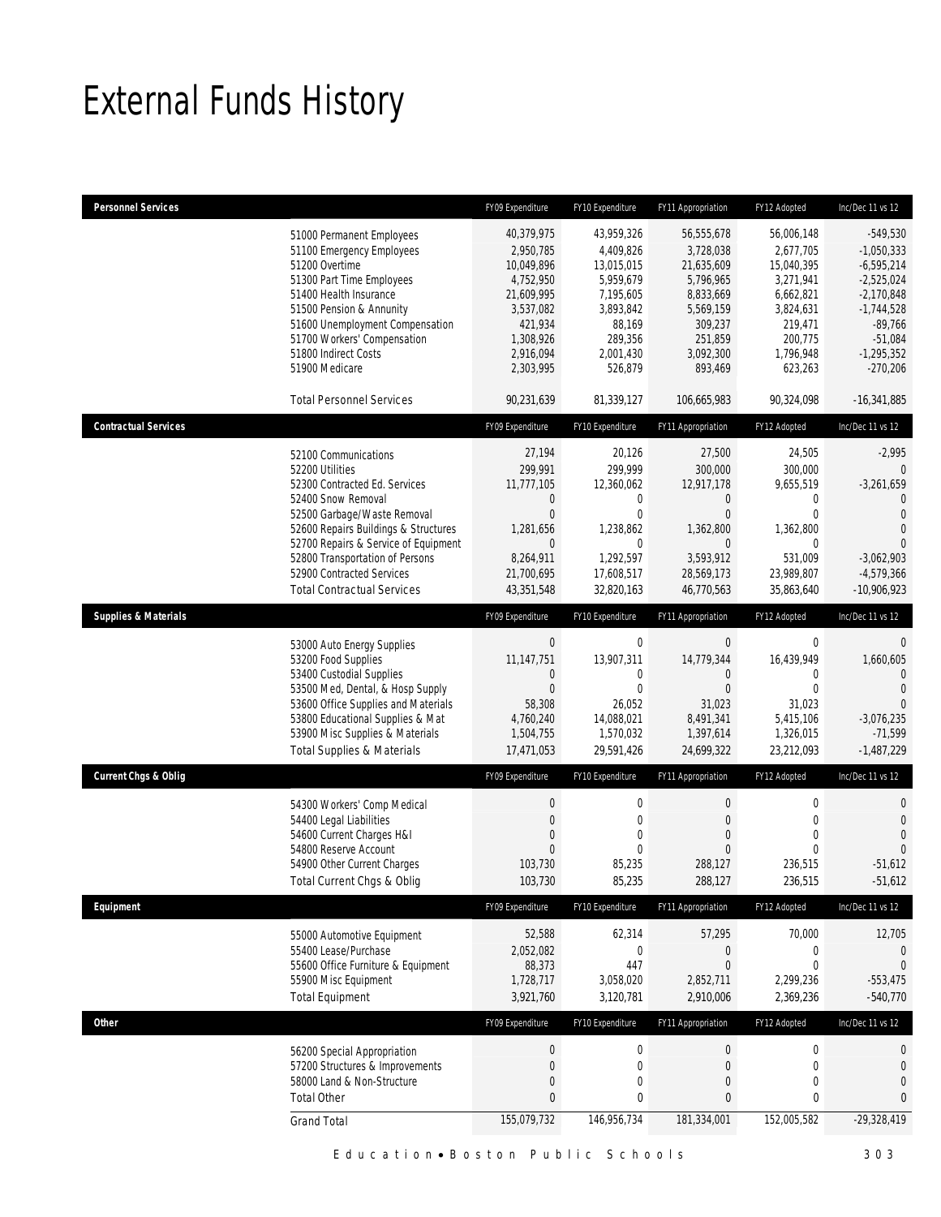# External Funds History

| Personnel Services | FY09 Expenditure | FY10 Expenditure | FY11 Appropriation | FY12 Adopted | Inc/Dec 11 vs 12 |
|---|---|---|---|---|---|
| 51000 Permanent Employees | 40,379,975 | 43,959,326 | 56,555,678 | 56,006,148 | -549,530 |
| 51100 Emergency Employees | 2,950,785 | 4,409,826 | 3,728,038 | 2,677,705 | -1,050,333 |
| 51200 Overtime | 10,049,896 | 13,015,015 | 21,635,609 | 15,040,395 | -6,595,214 |
| 51300 Part Time Employees | 4,752,950 | 5,959,679 | 5,796,965 | 3,271,941 | -2,525,024 |
| 51400 Health Insurance | 21,609,995 | 7,195,605 | 8,833,669 | 6,662,821 | -2,170,848 |
| 51500 Pension & Annunity | 3,537,082 | 3,893,842 | 5,569,159 | 3,824,631 | -1,744,528 |
| 51600 Unemployment Compensation | 421,934 | 88,169 | 309,237 | 219,471 | -89,766 |
| 51700 Workers' Compensation | 1,308,926 | 289,356 | 251,859 | 200,775 | -51,084 |
| 51800 Indirect Costs | 2,916,094 | 2,001,430 | 3,092,300 | 1,796,948 | -1,295,352 |
| 51900 Medicare | 2,303,995 | 526,879 | 893,469 | 623,263 | -270,206 |
| Total Personnel Services | 90,231,639 | 81,339,127 | 106,665,983 | 90,324,098 | -16,341,885 |

| Contractual Services | FY09 Expenditure | FY10 Expenditure | FY11 Appropriation | FY12 Adopted | Inc/Dec 11 vs 12 |
|---|---|---|---|---|---|
| 52100 Communications | 27,194 | 20,126 | 27,500 | 24,505 | -2,995 |
| 52200 Utilities | 299,991 | 299,999 | 300,000 | 300,000 | 0 |
| 52300 Contracted Ed. Services | 11,777,105 | 12,360,062 | 12,917,178 | 9,655,519 | -3,261,659 |
| 52400 Snow Removal | 0 | 0 | 0 | 0 | 0 |
| 52500 Garbage/Waste Removal | 0 | 0 | 0 | 0 | 0 |
| 52600 Repairs Buildings & Structures | 1,281,656 | 1,238,862 | 1,362,800 | 1,362,800 | 0 |
| 52700 Repairs & Service of Equipment | 0 | 0 | 0 | 0 | 0 |
| 52800 Transportation of Persons | 8,264,911 | 1,292,597 | 3,593,912 | 531,009 | -3,062,903 |
| 52900 Contracted Services | 21,700,695 | 17,608,517 | 28,569,173 | 23,989,807 | -4,579,366 |
| Total Contractual Services | 43,351,548 | 32,820,163 | 46,770,563 | 35,863,640 | -10,906,923 |

| Supplies & Materials | FY09 Expenditure | FY10 Expenditure | FY11 Appropriation | FY12 Adopted | Inc/Dec 11 vs 12 |
|---|---|---|---|---|---|
| 53000 Auto Energy Supplies | 0 | 0 | 0 | 0 | 0 |
| 53200 Food Supplies | 11,147,751 | 13,907,311 | 14,779,344 | 16,439,949 | 1,660,605 |
| 53400 Custodial Supplies | 0 | 0 | 0 | 0 | 0 |
| 53500 Med, Dental, & Hosp Supply | 0 | 0 | 0 | 0 | 0 |
| 53600 Office Supplies and Materials | 58,308 | 26,052 | 31,023 | 31,023 | 0 |
| 53800 Educational Supplies & Mat | 4,760,240 | 14,088,021 | 8,491,341 | 5,415,106 | -3,076,235 |
| 53900 Misc Supplies & Materials | 1,504,755 | 1,570,032 | 1,397,614 | 1,326,015 | -71,599 |
| Total Supplies & Materials | 17,471,053 | 29,591,426 | 24,699,322 | 23,212,093 | -1,487,229 |

| Current Chgs & Oblig | FY09 Expenditure | FY10 Expenditure | FY11 Appropriation | FY12 Adopted | Inc/Dec 11 vs 12 |
|---|---|---|---|---|---|
| 54300 Workers' Comp Medical | 0 | 0 | 0 | 0 | 0 |
| 54400 Legal Liabilities | 0 | 0 | 0 | 0 | 0 |
| 54600 Current Charges H&I | 0 | 0 | 0 | 0 | 0 |
| 54800 Reserve Account | 0 | 0 | 0 | 0 | 0 |
| 54900 Other Current Charges | 103,730 | 85,235 | 288,127 | 236,515 | -51,612 |
| Total Current Chgs & Oblig | 103,730 | 85,235 | 288,127 | 236,515 | -51,612 |

| Equipment | FY09 Expenditure | FY10 Expenditure | FY11 Appropriation | FY12 Adopted | Inc/Dec 11 vs 12 |
|---|---|---|---|---|---|
| 55000 Automotive Equipment | 52,588 | 62,314 | 57,295 | 70,000 | 12,705 |
| 55400 Lease/Purchase | 2,052,082 | 0 | 0 | 0 | 0 |
| 55600 Office Furniture & Equipment | 88,373 | 447 | 0 | 0 | 0 |
| 55900 Misc Equipment | 1,728,717 | 3,058,020 | 2,852,711 | 2,299,236 | -553,475 |
| Total Equipment | 3,921,760 | 3,120,781 | 2,910,006 | 2,369,236 | -540,770 |

| Other | FY09 Expenditure | FY10 Expenditure | FY11 Appropriation | FY12 Adopted | Inc/Dec 11 vs 12 |
|---|---|---|---|---|---|
| 56200 Special Appropriation | 0 | 0 | 0 | 0 | 0 |
| 57200 Structures & Improvements | 0 | 0 | 0 | 0 | 0 |
| 58000 Land & Non-Structure | 0 | 0 | 0 | 0 | 0 |
| Total Other | 0 | 0 | 0 | 0 | 0 |
| Grand Total | 155,079,732 | 146,956,734 | 181,334,001 | 152,005,582 | -29,328,419 |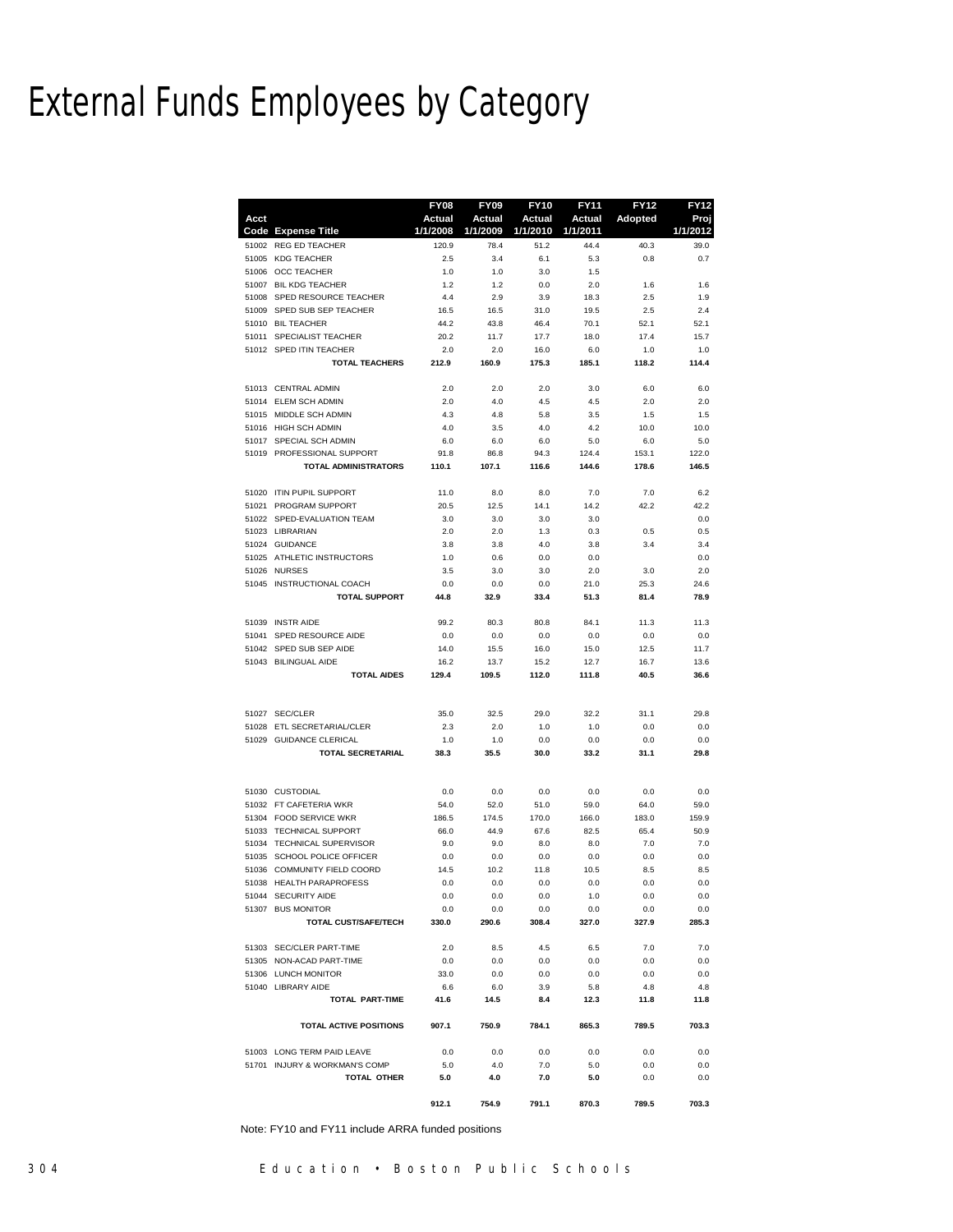# External Funds Employees by Category

| Acct Code | Expense Title | FY08 Actual 1/1/2008 | FY09 Actual 1/1/2009 | FY10 Actual 1/1/2010 | FY11 Actual 1/1/2011 | FY12 Adopted | FY12 Proj 1/1/2012 |
|---|---|---|---|---|---|---|---|
| 51002 | REG ED TEACHER | 120.9 | 78.4 | 51.2 | 44.4 | 40.3 | 39.0 |
| 51005 | KDG TEACHER | 2.5 | 3.4 | 6.1 | 5.3 | 0.8 | 0.7 |
| 51006 | OCC TEACHER | 1.0 | 1.0 | 3.0 | 1.5 | | |
| 51007 | BIL KDG TEACHER | 1.2 | 1.2 | 0.0 | 2.0 | 1.6 | 1.6 |
| 51008 | SPED RESOURCE TEACHER | 4.4 | 2.9 | 3.9 | 18.3 | 2.5 | 1.9 |
| 51009 | SPED SUB SEP TEACHER | 16.5 | 16.5 | 31.0 | 19.5 | 2.5 | 2.4 |
| 51010 | BIL TEACHER | 44.2 | 43.8 | 46.4 | 70.1 | 52.1 | 52.1 |
| 51011 | SPECIALIST TEACHER | 20.2 | 11.7 | 17.7 | 18.0 | 17.4 | 15.7 |
| 51012 | SPED ITIN TEACHER | 2.0 | 2.0 | 16.0 | 6.0 | 1.0 | 1.0 |
| | **TOTAL TEACHERS** | **212.9** | **160.9** | **175.3** | **185.1** | **118.2** | **114.4** |
| 51013 | CENTRAL ADMIN | 2.0 | 2.0 | 2.0 | 3.0 | 6.0 | 6.0 |
| 51014 | ELEM SCH ADMIN | 2.0 | 4.0 | 4.5 | 4.5 | 2.0 | 2.0 |
| 51015 | MIDDLE SCH ADMIN | 4.3 | 4.8 | 5.8 | 3.5 | 1.5 | 1.5 |
| 51016 | HIGH SCH ADMIN | 4.0 | 3.5 | 4.0 | 4.2 | 10.0 | 10.0 |
| 51017 | SPECIAL SCH ADMIN | 6.0 | 6.0 | 6.0 | 5.0 | 6.0 | 5.0 |
| 51019 | PROFESSIONAL SUPPORT | 91.8 | 86.8 | 94.3 | 124.4 | 153.1 | 122.0 |
| | **TOTAL ADMINISTRATORS** | **110.1** | **107.1** | **116.6** | **144.6** | **178.6** | **146.5** |
| 51020 | ITIN PUPIL SUPPORT | 11.0 | 8.0 | 8.0 | 7.0 | 7.0 | 6.2 |
| 51021 | PROGRAM SUPPORT | 20.5 | 12.5 | 14.1 | 14.2 | 42.2 | 42.2 |
| 51022 | SPED-EVALUATION TEAM | 3.0 | 3.0 | 3.0 | 3.0 | | 0.0 |
| 51023 | LIBRARIAN | 2.0 | 2.0 | 1.3 | 0.3 | 0.5 | 0.5 |
| 51024 | GUIDANCE | 3.8 | 3.8 | 4.0 | 3.8 | 3.4 | 3.4 |
| 51025 | ATHLETIC INSTRUCTORS | 1.0 | 0.6 | 0.0 | 0.0 | | 0.0 |
| 51026 | NURSES | 3.5 | 3.0 | 3.0 | 2.0 | 3.0 | 2.0 |
| 51045 | INSTRUCTIONAL COACH | 0.0 | 0.0 | 0.0 | 21.0 | 25.3 | 24.6 |
| | **TOTAL SUPPORT** | **44.8** | **32.9** | **33.4** | **51.3** | **81.4** | **78.9** |
| 51039 | INSTR AIDE | 99.2 | 80.3 | 80.8 | 84.1 | 11.3 | 11.3 |
| 51041 | SPED RESOURCE AIDE | 0.0 | 0.0 | 0.0 | 0.0 | 0.0 | 0.0 |
| 51042 | SPED SUB SEP AIDE | 14.0 | 15.5 | 16.0 | 15.0 | 12.5 | 11.7 |
| 51043 | BILINGUAL AIDE | 16.2 | 13.7 | 15.2 | 12.7 | 16.7 | 13.6 |
| | **TOTAL AIDES** | **129.4** | **109.5** | **112.0** | **111.8** | **40.5** | **36.6** |
| 51027 | SEC/CLER | 35.0 | 32.5 | 29.0 | 32.2 | 31.1 | 29.8 |
| 51028 | ETL SECRETARIAL/CLER | 2.3 | 2.0 | 1.0 | 1.0 | 0.0 | 0.0 |
| 51029 | GUIDANCE CLERICAL | 1.0 | 1.0 | 0.0 | 0.0 | 0.0 | 0.0 |
| | **TOTAL SECRETARIAL** | **38.3** | **35.5** | **30.0** | **33.2** | **31.1** | **29.8** |
| 51030 | CUSTODIAL | 0.0 | 0.0 | 0.0 | 0.0 | 0.0 | 0.0 |
| 51032 | FT CAFETERIA WKR | 54.0 | 52.0 | 51.0 | 59.0 | 64.0 | 59.0 |
| 51304 | FOOD SERVICE WKR | 186.5 | 174.5 | 170.0 | 166.0 | 183.0 | 159.9 |
| 51033 | TECHNICAL SUPPORT | 66.0 | 44.9 | 67.6 | 82.5 | 65.4 | 50.9 |
| 51034 | TECHNICAL SUPERVISOR | 9.0 | 9.0 | 8.0 | 8.0 | 7.0 | 7.0 |
| 51035 | SCHOOL POLICE OFFICER | 0.0 | 0.0 | 0.0 | 0.0 | 0.0 | 0.0 |
| 51036 | COMMUNITY FIELD COORD | 14.5 | 10.2 | 11.8 | 10.5 | 8.5 | 8.5 |
| 51038 | HEALTH PARAPROFESS | 0.0 | 0.0 | 0.0 | 0.0 | 0.0 | 0.0 |
| 51044 | SECURITY AIDE | 0.0 | 0.0 | 0.0 | 1.0 | 0.0 | 0.0 |
| 51307 | BUS MONITOR | 0.0 | 0.0 | 0.0 | 0.0 | 0.0 | 0.0 |
| | **TOTAL CUST/SAFE/TECH** | **330.0** | **290.6** | **308.4** | **327.0** | **327.9** | **285.3** |
| 51303 | SEC/CLER PART-TIME | 2.0 | 8.5 | 4.5 | 6.5 | 7.0 | 7.0 |
| 51305 | NON-ACAD PART-TIME | 0.0 | 0.0 | 0.0 | 0.0 | 0.0 | 0.0 |
| 51306 | LUNCH MONITOR | 33.0 | 0.0 | 0.0 | 0.0 | 0.0 | 0.0 |
| 51040 | LIBRARY AIDE | 6.6 | 6.0 | 3.9 | 5.8 | 4.8 | 4.8 |
| | **TOTAL PART-TIME** | **41.6** | **14.5** | **8.4** | **12.3** | **11.8** | **11.8** |
| | **TOTAL ACTIVE POSITIONS** | **907.1** | **750.9** | **784.1** | **865.3** | **789.5** | **703.3** |
| 51003 | LONG TERM PAID LEAVE | 0.0 | 0.0 | 0.0 | 0.0 | 0.0 | 0.0 |
| 51701 | INJURY & WORKMAN'S COMP | 5.0 | 4.0 | 7.0 | 5.0 | 0.0 | 0.0 |
| | **TOTAL OTHER** | **5.0** | **4.0** | **7.0** | **5.0** | 0.0 | 0.0 |
| | | **912.1** | **754.9** | **791.1** | **870.3** | **789.5** | **703.3** |

Note: FY10 and FY11 include ARRA funded positions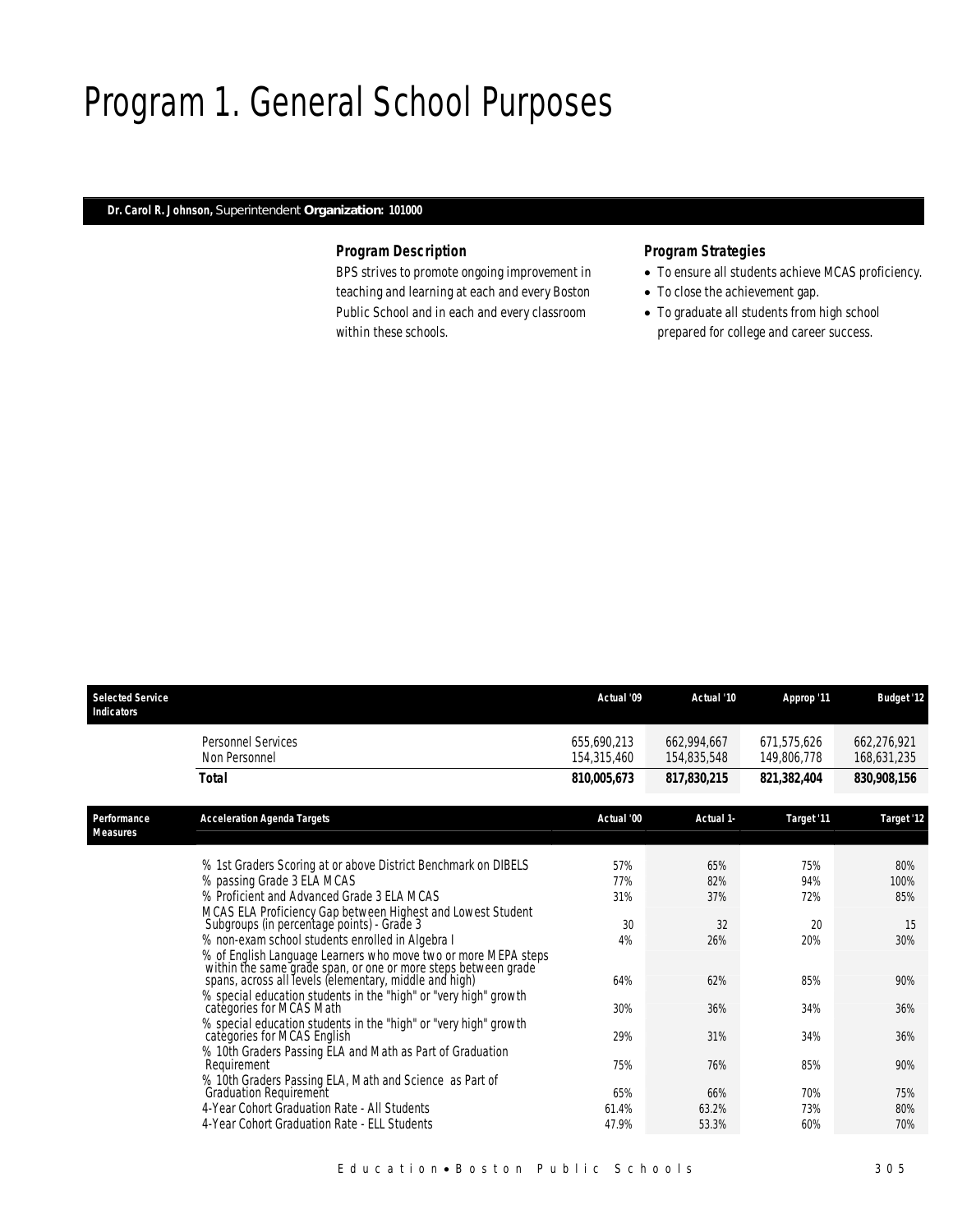# Program 1. General School Purposes

**Dr. Carol R. Johnson,** Superintendent **Organization: 101000**

### Program Description

BPS strives to promote ongoing improvement in teaching and learning at each and every Boston Public School and in each and every classroom within these schools.

### Program Strategies

- To ensure all students achieve MCAS proficiency.
- To close the achievement gap.
- To graduate all students from high school prepared for college and career success.

| Selected Service Indicators | | Actual '09 | Actual '10 | Approp '11 | Budget '12 |
|---|---|---|---|---|---|
| | Personnel Services | 655,690,213 | 662,994,667 | 671,575,626 | 662,276,921 |
| | Non Personnel | 154,315,460 | 154,835,548 | 149,806,778 | 168,631,235 |
| | **Total** | **810,005,673** | **817,830,215** | **821,382,404** | **830,908,156** |

| Performance Measures | Acceleration Agenda Targets | Actual '00 | Actual 1- | Target '11 | Target '12 |
|---|---|---|---|---|---|
| | % 1st Graders Scoring at or above District Benchmark on DIBELS | 57% | 65% | 75% | 80% |
| | % passing Grade 3 ELA MCAS | 77% | 82% | 94% | 100% |
| | % Proficient and Advanced Grade 3 ELA MCAS | 31% | 37% | 72% | 85% |
| | MCAS ELA Proficiency Gap between Highest and Lowest Student Subgroups (in percentage points) - Grade 3 | 30 | 32 | 20 | 15 |
| | % non-exam school students enrolled in Algebra I | 4% | 26% | 20% | 30% |
| | % of English Language Learners who move two or more MEPA steps within the same grade span, or one or more steps between grade spans, across all levels (elementary, middle and high) | 64% | 62% | 85% | 90% |
| | % special education students in the "high" or "very high" growth categories for MCAS Math | 30% | 36% | 34% | 36% |
| | % special education students in the "high" or "very high" growth categories for MCAS English | 29% | 31% | 34% | 36% |
| | % 10th Graders Passing ELA and Math as Part of Graduation Requirement | 75% | 76% | 85% | 90% |
| | % 10th Graders Passing ELA, Math and Science as Part of Graduation Requirement | 65% | 66% | 70% | 75% |
| | 4-Year Cohort Graduation Rate - All Students | 61.4% | 63.2% | 73% | 80% |
| | 4-Year Cohort Graduation Rate - ELL Students | 47.9% | 53.3% | 60% | 70% |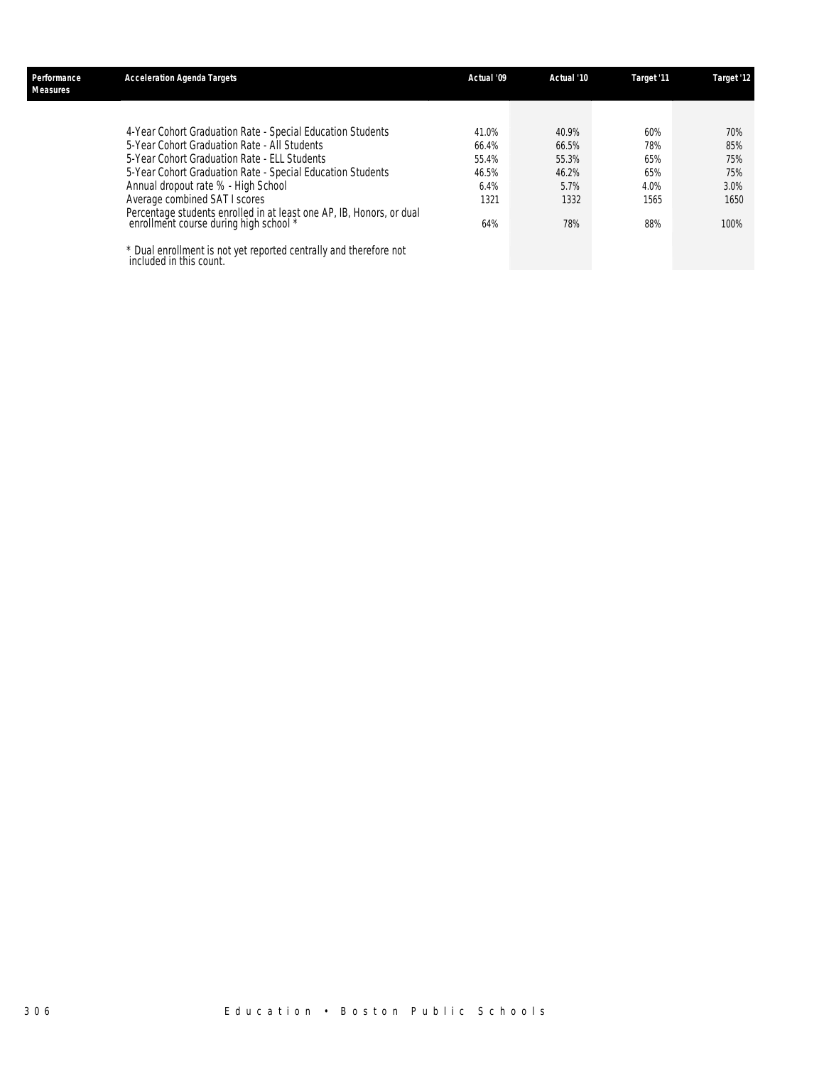| Performance Measures | Acceleration Agenda Targets | Actual '09 | Actual '10 | Target '11 | Target '12 |
|---|---|---|---|---|---|
| | 4-Year Cohort Graduation Rate - Special Education Students | 41.0% | 40.9% | 60% | 70% |
| | 5-Year Cohort Graduation Rate - All Students | 66.4% | 66.5% | 78% | 85% |
| | 5-Year Cohort Graduation Rate - ELL Students | 55.4% | 55.3% | 65% | 75% |
| | 5-Year Cohort Graduation Rate - Special Education Students | 46.5% | 46.2% | 65% | 75% |
| | Annual dropout rate % - High School | 6.4% | 5.7% | 4.0% | 3.0% |
| | Average combined SAT I scores | 1321 | 1332 | 1565 | 1650 |
| | Percentage students enrolled in at least one AP, IB, Honors, or dual enrollment course during high school * | 64% | 78% | 88% | 100% |

* Dual enrollment is not yet reported centrally and therefore not included in this count.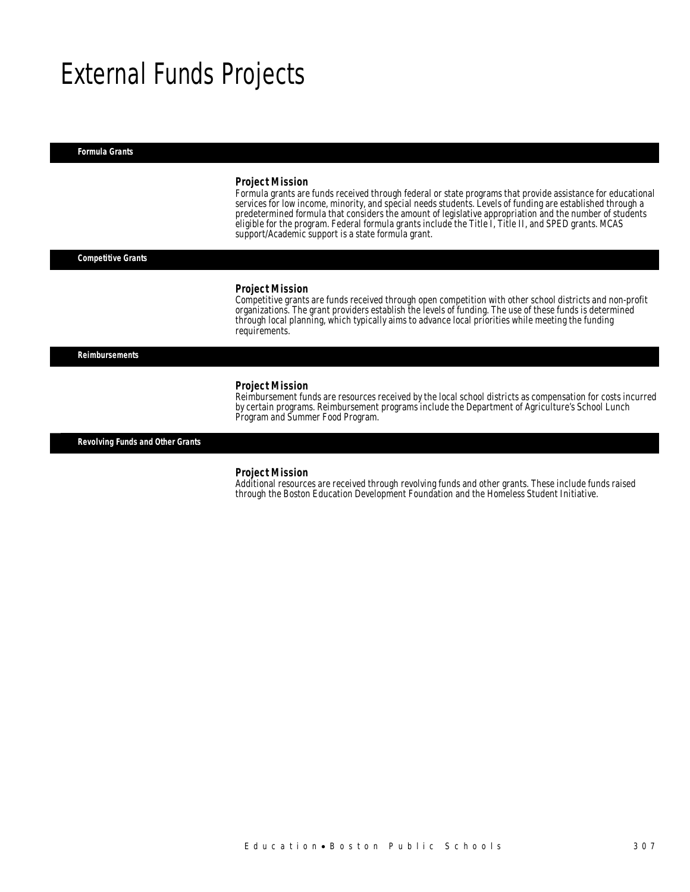# External Funds Projects

## Formula Grants

### Project Mission

Formula grants are funds received through federal or state programs that provide assistance for educational services for low income, minority, and special needs students. Levels of funding are established through a predetermined formula that considers the amount of legislative appropriation and the number of students eligible for the program. Federal formula grants include the Title I, Title II, and SPED grants. MCAS support/Academic support is a state formula grant.

## Competitive Grants

### Project Mission

Competitive grants are funds received through open competition with other school districts and non-profit organizations. The grant providers establish the levels of funding. The use of these funds is determined through local planning, which typically aims to advance local priorities while meeting the funding requirements.

## Reimbursements

### Project Mission

Reimbursement funds are resources received by the local school districts as compensation for costs incurred by certain programs. Reimbursement programs include the Department of Agriculture's School Lunch Program and Summer Food Program.

## Revolving Funds and Other Grants

### Project Mission

Additional resources are received through revolving funds and other grants. These include funds raised through the Boston Education Development Foundation and the Homeless Student Initiative.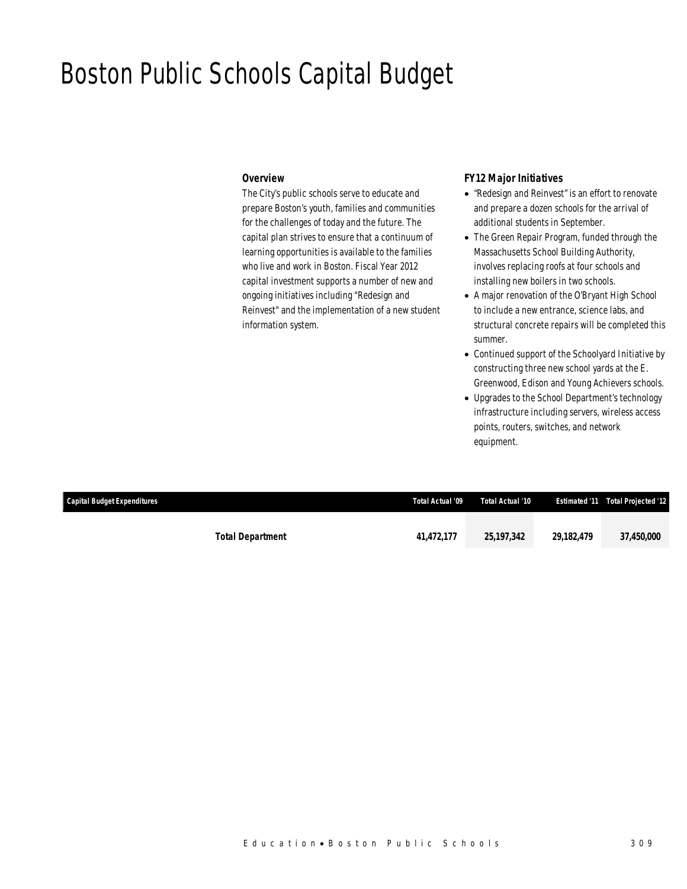# Boston Public Schools Capital Budget

### *Overview*

*The City's public schools serve to educate and prepare Boston's youth, families and communities for the challenges of today and the future. The capital plan strives to ensure that a continuum of learning opportunities is available to the families who live and work in Boston. Fiscal Year 2012 capital investment supports a number of new and ongoing initiatives including "Redesign and Reinvest" and the implementation of a new student information system.*

### *FY12 Major Initiatives*

- *"Redesign and Reinvest" is an effort to renovate and prepare a dozen schools for the arrival of additional students in September.*
- *The Green Repair Program, funded through the Massachusetts School Building Authority, involves replacing roofs at four schools and installing new boilers in two schools.*
- *A major renovation of the O'Bryant High School to include a new entrance, science labs, and structural concrete repairs will be completed this summer.*
- *Continued support of the Schoolyard Initiative by constructing three new school yards at the E. Greenwood, Edison and Young Achievers schools.*
- *Upgrades to the School Department's technology infrastructure including servers, wireless access points, routers, switches, and network equipment.*

| Capital Budget Expenditures | Total Actual '09 | Total Actual '10 | Estimated '11 | Total Projected '12 |
|---|---|---|---|---|
| **Total Department** | **41,472,177** | **25,197,342** | **29,182,479** | **37,450,000** |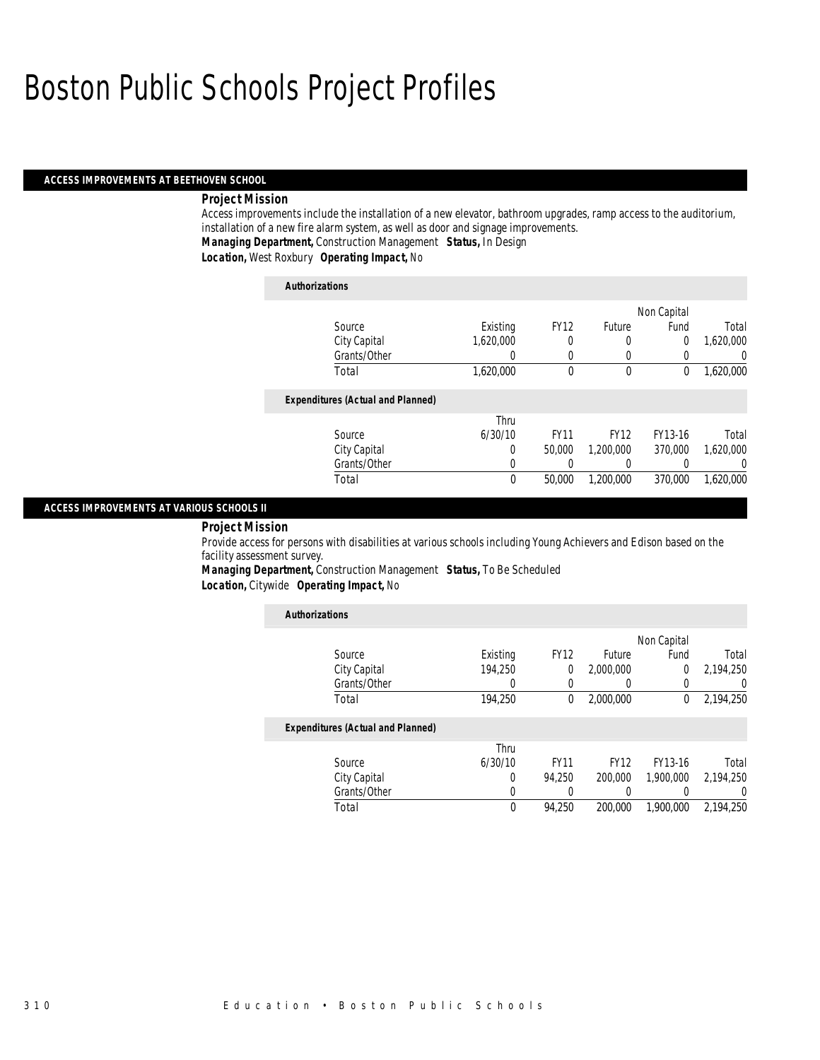# Boston Public Schools Project Profiles

## ACCESS IMPROVEMENTS AT BEETHOVEN SCHOOL

***Project Mission***

Access improvements include the installation of a new elevator, bathroom upgrades, ramp access to the auditorium, installation of a new fire alarm system, as well as door and signage improvements.

***Managing Department,*** Construction Management ***Status,*** In Design

***Location,*** West Roxbury ***Operating Impact,*** No

***Authorizations***

| Source | Existing | FY12 | Future | Non Capital Fund | Total |
|---|---|---|---|---|---|
| City Capital | 1,620,000 | 0 | 0 | 0 | 1,620,000 |
| Grants/Other | 0 | 0 | 0 | 0 | 0 |
| Total | 1,620,000 | 0 | 0 | 0 | 1,620,000 |

***Expenditures (Actual and Planned)***

| Source | Thru 6/30/10 | FY11 | FY12 | FY13-16 | Total |
|---|---|---|---|---|---|
| City Capital | 0 | 50,000 | 1,200,000 | 370,000 | 1,620,000 |
| Grants/Other | 0 | 0 | 0 | 0 | 0 |
| Total | 0 | 50,000 | 1,200,000 | 370,000 | 1,620,000 |

## ACCESS IMPROVEMENTS AT VARIOUS SCHOOLS II

***Project Mission***

Provide access for persons with disabilities at various schools including Young Achievers and Edison based on the facility assessment survey.

***Managing Department,*** Construction Management ***Status,*** To Be Scheduled

***Location,*** Citywide ***Operating Impact,*** No

***Authorizations***

| Source | Existing | FY12 | Future | Non Capital Fund | Total |
|---|---|---|---|---|---|
| City Capital | 194,250 | 0 | 2,000,000 | 0 | 2,194,250 |
| Grants/Other | 0 | 0 | 0 | 0 | 0 |
| Total | 194,250 | 0 | 2,000,000 | 0 | 2,194,250 |

***Expenditures (Actual and Planned)***

| Source | Thru 6/30/10 | FY11 | FY12 | FY13-16 | Total |
|---|---|---|---|---|---|
| City Capital | 0 | 94,250 | 200,000 | 1,900,000 | 2,194,250 |
| Grants/Other | 0 | 0 | 0 | 0 | 0 |
| Total | 0 | 94,250 | 200,000 | 1,900,000 | 2,194,250 |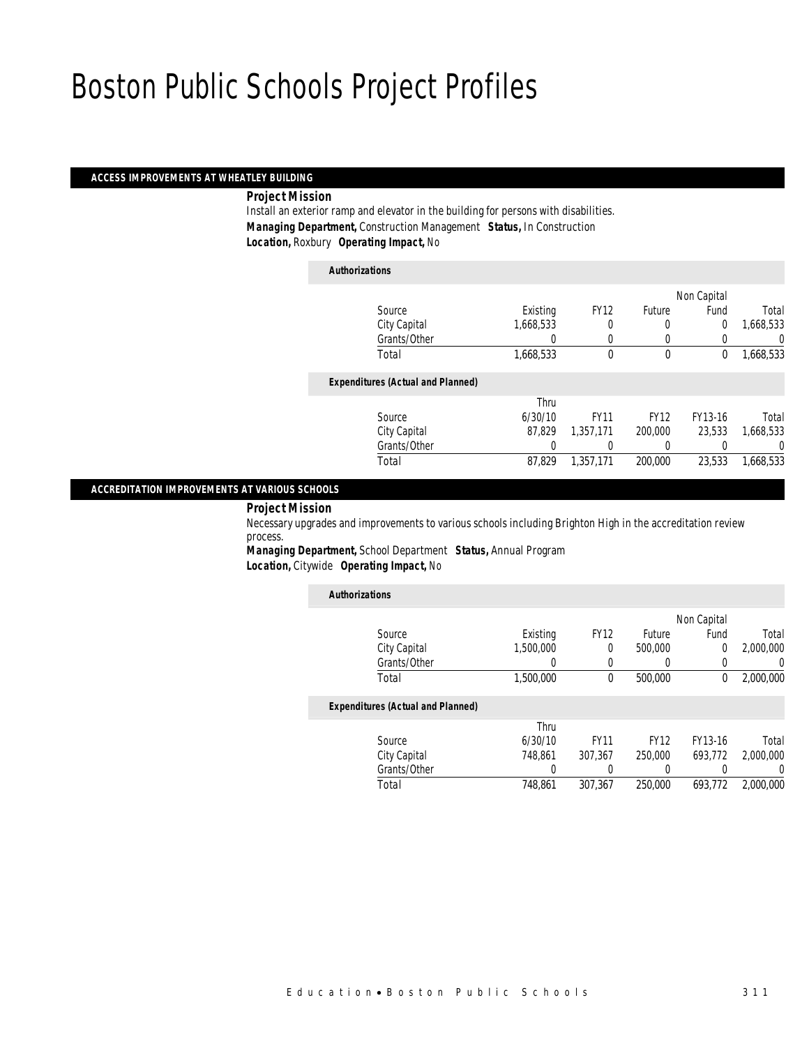# Boston Public Schools Project Profiles

## ACCESS IMPROVEMENTS AT WHEATLEY BUILDING

***Project Mission***

Install an exterior ramp and elevator in the building for persons with disabilities.

***Managing Department,*** Construction Management ***Status,*** In Construction

***Location,*** Roxbury ***Operating Impact,*** No

***Authorizations***

| Source | Existing | FY12 | Future | Non Capital Fund | Total |
|---|---|---|---|---|---|
| City Capital | 1,668,533 | 0 | 0 | 0 | 1,668,533 |
| Grants/Other | 0 | 0 | 0 | 0 | 0 |
| Total | 1,668,533 | 0 | 0 | 0 | 1,668,533 |

***Expenditures (Actual and Planned)***

| Source | Thru 6/30/10 | FY11 | FY12 | FY13-16 | Total |
|---|---|---|---|---|---|
| City Capital | 87,829 | 1,357,171 | 200,000 | 23,533 | 1,668,533 |
| Grants/Other | 0 | 0 | 0 | 0 | 0 |
| Total | 87,829 | 1,357,171 | 200,000 | 23,533 | 1,668,533 |

## ACCREDITATION IMPROVEMENTS AT VARIOUS SCHOOLS

***Project Mission***

Necessary upgrades and improvements to various schools including Brighton High in the accreditation review process.

***Managing Department,*** School Department ***Status,*** Annual Program

***Location,*** Citywide ***Operating Impact,*** No

***Authorizations***

| Source | Existing | FY12 | Future | Non Capital Fund | Total |
|---|---|---|---|---|---|
| City Capital | 1,500,000 | 0 | 500,000 | 0 | 2,000,000 |
| Grants/Other | 0 | 0 | 0 | 0 | 0 |
| Total | 1,500,000 | 0 | 500,000 | 0 | 2,000,000 |

***Expenditures (Actual and Planned)***

| Source | Thru 6/30/10 | FY11 | FY12 | FY13-16 | Total |
|---|---|---|---|---|---|
| City Capital | 748,861 | 307,367 | 250,000 | 693,772 | 2,000,000 |
| Grants/Other | 0 | 0 | 0 | 0 | 0 |
| Total | 748,861 | 307,367 | 250,000 | 693,772 | 2,000,000 |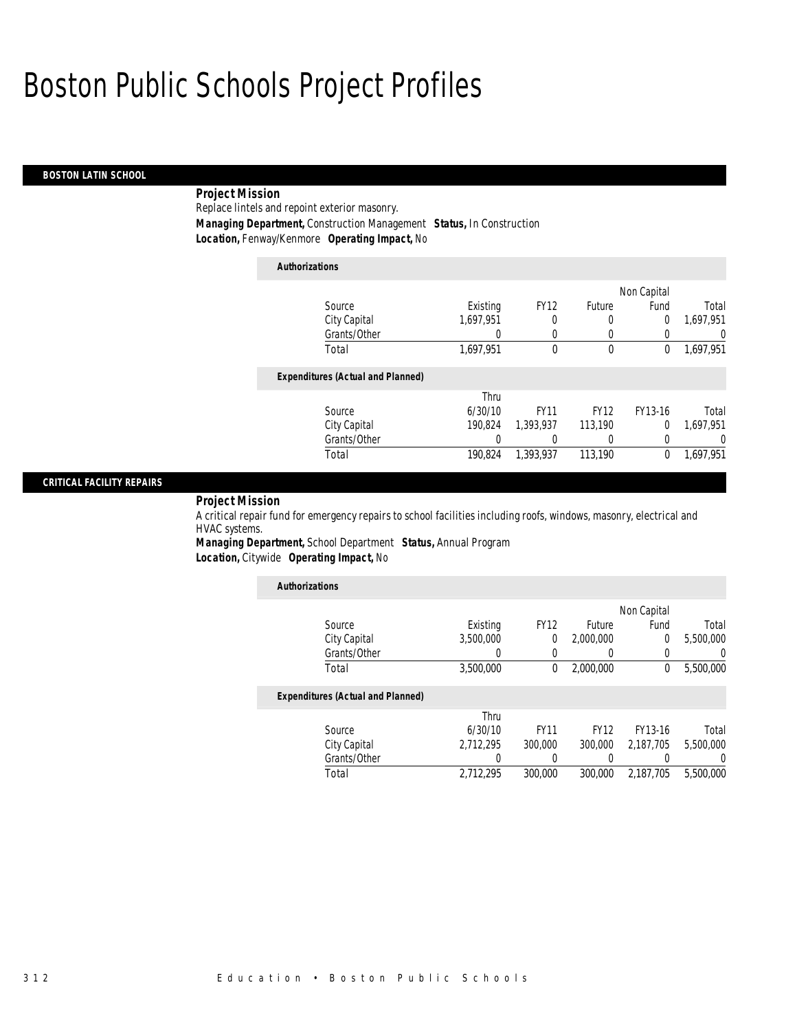# Boston Public Schools Project Profiles

## BOSTON LATIN SCHOOL

**Project Mission**

Replace lintels and repoint exterior masonry.

**Managing Department,** Construction Management **Status,** In Construction

**Location,** Fenway/Kenmore **Operating Impact,** No

*Authorizations*

| Source | Existing | FY12 | Future | Non Capital Fund | Total |
|---|---|---|---|---|---|
| City Capital | 1,697,951 | 0 | 0 | 0 | 1,697,951 |
| Grants/Other | 0 | 0 | 0 | 0 | 0 |
| Total | 1,697,951 | 0 | 0 | 0 | 1,697,951 |

*Expenditures (Actual and Planned)*

| Source | Thru 6/30/10 | FY11 | FY12 | FY13-16 | Total |
|---|---|---|---|---|---|
| City Capital | 190,824 | 1,393,937 | 113,190 | 0 | 1,697,951 |
| Grants/Other | 0 | 0 | 0 | 0 | 0 |
| Total | 190,824 | 1,393,937 | 113,190 | 0 | 1,697,951 |

## CRITICAL FACILITY REPAIRS

**Project Mission**

A critical repair fund for emergency repairs to school facilities including roofs, windows, masonry, electrical and HVAC systems.

**Managing Department,** School Department **Status,** Annual Program

**Location,** Citywide **Operating Impact,** No

*Authorizations*

| Source | Existing | FY12 | Future | Non Capital Fund | Total |
|---|---|---|---|---|---|
| City Capital | 3,500,000 | 0 | 2,000,000 | 0 | 5,500,000 |
| Grants/Other | 0 | 0 | 0 | 0 | 0 |
| Total | 3,500,000 | 0 | 2,000,000 | 0 | 5,500,000 |

*Expenditures (Actual and Planned)*

| Source | Thru 6/30/10 | FY11 | FY12 | FY13-16 | Total |
|---|---|---|---|---|---|
| City Capital | 2,712,295 | 300,000 | 300,000 | 2,187,705 | 5,500,000 |
| Grants/Other | 0 | 0 | 0 | 0 | 0 |
| Total | 2,712,295 | 300,000 | 300,000 | 2,187,705 | 5,500,000 |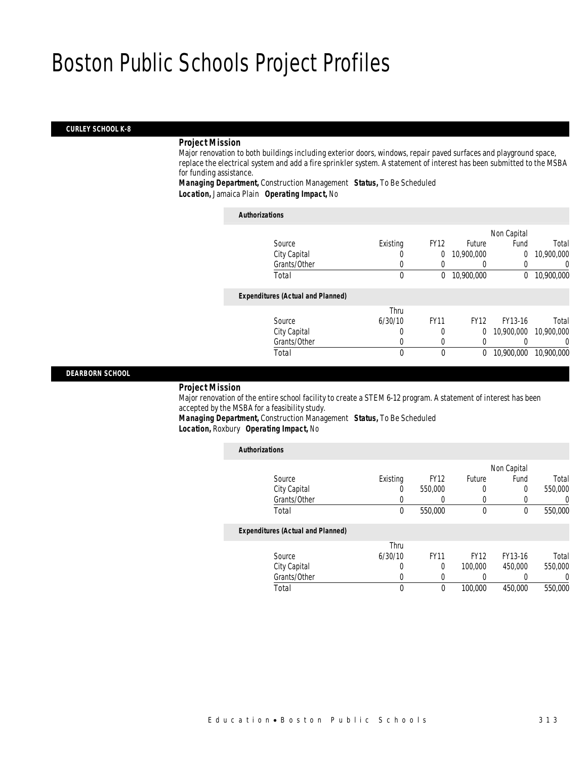# Boston Public Schools Project Profiles

## CURLEY SCHOOL K-8

**Project Mission**

Major renovation to both buildings including exterior doors, windows, repair paved surfaces and playground space, replace the electrical system and add a fire sprinkler system. A statement of interest has been submitted to the MSBA for funding assistance.

***Managing Department,*** *Construction Management* ***Status,*** *To Be Scheduled*

***Location,*** *Jamaica Plain* ***Operating Impact,*** *No*

*Authorizations*

| Source | Existing | FY12 | Future | Non Capital Fund | Total |
|---|---|---|---|---|---|
| City Capital | 0 | 0 | 10,900,000 | 0 | 10,900,000 |
| Grants/Other | 0 | 0 | 0 | 0 | 0 |
| Total | 0 | 0 | 10,900,000 | 0 | 10,900,000 |

*Expenditures (Actual and Planned)*

| Source | Thru 6/30/10 | FY11 | FY12 | FY13-16 | Total |
|---|---|---|---|---|---|
| City Capital | 0 | 0 | 0 | 10,900,000 | 10,900,000 |
| Grants/Other | 0 | 0 | 0 | 0 | 0 |
| Total | 0 | 0 | 0 | 10,900,000 | 10,900,000 |

## DEARBORN SCHOOL

**Project Mission**

Major renovation of the entire school facility to create a STEM 6-12 program. A statement of interest has been accepted by the MSBA for a feasibility study.

***Managing Department,*** *Construction Management* ***Status,*** *To Be Scheduled*

***Location,*** *Roxbury* ***Operating Impact,*** *No*

*Authorizations*

| Source | Existing | FY12 | Future | Non Capital Fund | Total |
|---|---|---|---|---|---|
| City Capital | 0 | 550,000 | 0 | 0 | 550,000 |
| Grants/Other | 0 | 0 | 0 | 0 | 0 |
| Total | 0 | 550,000 | 0 | 0 | 550,000 |

*Expenditures (Actual and Planned)*

| Source | Thru 6/30/10 | FY11 | FY12 | FY13-16 | Total |
|---|---|---|---|---|---|
| City Capital | 0 | 0 | 100,000 | 450,000 | 550,000 |
| Grants/Other | 0 | 0 | 0 | 0 | 0 |
| Total | 0 | 0 | 100,000 | 450,000 | 550,000 |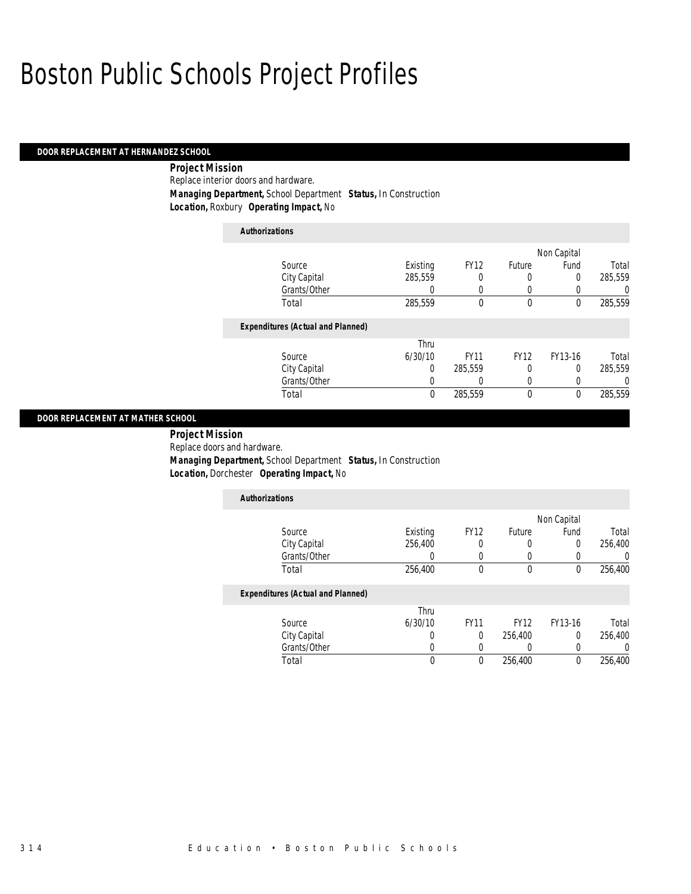# Boston Public Schools Project Profiles

## DOOR REPLACEMENT AT HERNANDEZ SCHOOL

**Project Mission**

Replace interior doors and hardware.

***Managing Department,*** School Department ***Status,*** In Construction

***Location,*** Roxbury ***Operating Impact,*** No

***Authorizations***

| Source | Existing | FY12 | Future | Non Capital Fund | Total |
|---|---|---|---|---|---|
| City Capital | 285,559 | 0 | 0 | 0 | 285,559 |
| Grants/Other | 0 | 0 | 0 | 0 | 0 |
| Total | 285,559 | 0 | 0 | 0 | 285,559 |

***Expenditures (Actual and Planned)***

| Source | Thru 6/30/10 | FY11 | FY12 | FY13-16 | Total |
|---|---|---|---|---|---|
| City Capital | 0 | 285,559 | 0 | 0 | 285,559 |
| Grants/Other | 0 | 0 | 0 | 0 | 0 |
| Total | 0 | 285,559 | 0 | 0 | 285,559 |

## DOOR REPLACEMENT AT MATHER SCHOOL

**Project Mission**

Replace doors and hardware.

***Managing Department,*** School Department ***Status,*** In Construction

***Location,*** Dorchester ***Operating Impact,*** No

***Authorizations***

| Source | Existing | FY12 | Future | Non Capital Fund | Total |
|---|---|---|---|---|---|
| City Capital | 256,400 | 0 | 0 | 0 | 256,400 |
| Grants/Other | 0 | 0 | 0 | 0 | 0 |
| Total | 256,400 | 0 | 0 | 0 | 256,400 |

***Expenditures (Actual and Planned)***

| Source | Thru 6/30/10 | FY11 | FY12 | FY13-16 | Total |
|---|---|---|---|---|---|
| City Capital | 0 | 0 | 256,400 | 0 | 256,400 |
| Grants/Other | 0 | 0 | 0 | 0 | 0 |
| Total | 0 | 0 | 256,400 | 0 | 256,400 |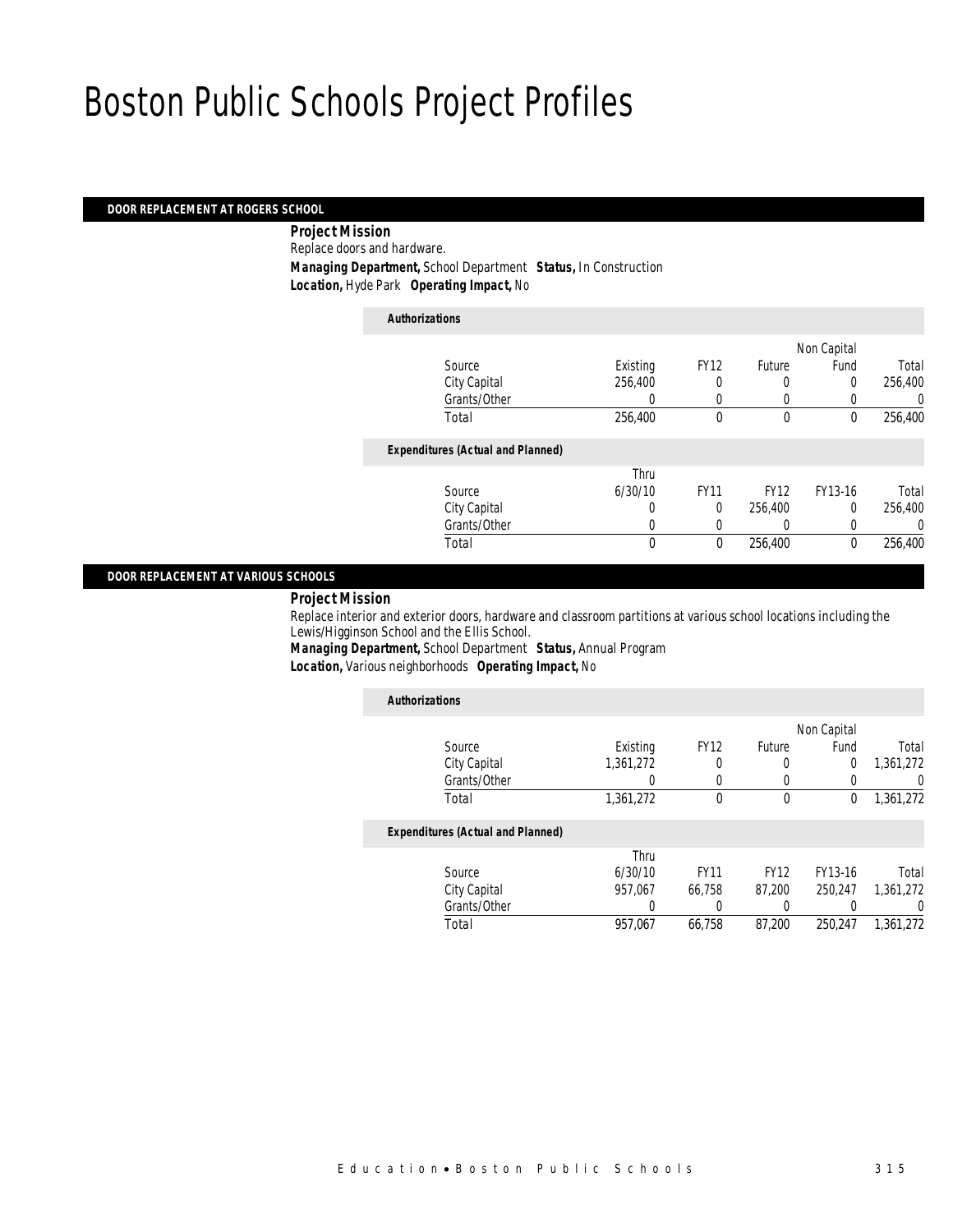# Boston Public Schools Project Profiles

## DOOR REPLACEMENT AT ROGERS SCHOOL

***Project Mission***

Replace doors and hardware.

***Managing Department,*** School Department ***Status,*** In Construction

***Location,*** Hyde Park ***Operating Impact,*** No

***Authorizations***

| Source | Existing | FY12 | Future | Non Capital Fund | Total |
|---|---|---|---|---|---|
| City Capital | 256,400 | 0 | 0 | 0 | 256,400 |
| Grants/Other | 0 | 0 | 0 | 0 | 0 |
| Total | 256,400 | 0 | 0 | 0 | 256,400 |

***Expenditures (Actual and Planned)***

| Source | Thru 6/30/10 | FY11 | FY12 | FY13-16 | Total |
|---|---|---|---|---|---|
| City Capital | 0 | 0 | 256,400 | 0 | 256,400 |
| Grants/Other | 0 | 0 | 0 | 0 | 0 |
| Total | 0 | 0 | 256,400 | 0 | 256,400 |

## DOOR REPLACEMENT AT VARIOUS SCHOOLS

***Project Mission***

Replace interior and exterior doors, hardware and classroom partitions at various school locations including the Lewis/Higginson School and the Ellis School.

***Managing Department,*** School Department ***Status,*** Annual Program

***Location,*** Various neighborhoods ***Operating Impact,*** No

***Authorizations***

| Source | Existing | FY12 | Future | Non Capital Fund | Total |
|---|---|---|---|---|---|
| City Capital | 1,361,272 | 0 | 0 | 0 | 1,361,272 |
| Grants/Other | 0 | 0 | 0 | 0 | 0 |
| Total | 1,361,272 | 0 | 0 | 0 | 1,361,272 |

***Expenditures (Actual and Planned)***

| Source | Thru 6/30/10 | FY11 | FY12 | FY13-16 | Total |
|---|---|---|---|---|---|
| City Capital | 957,067 | 66,758 | 87,200 | 250,247 | 1,361,272 |
| Grants/Other | 0 | 0 | 0 | 0 | 0 |
| Total | 957,067 | 66,758 | 87,200 | 250,247 | 1,361,272 |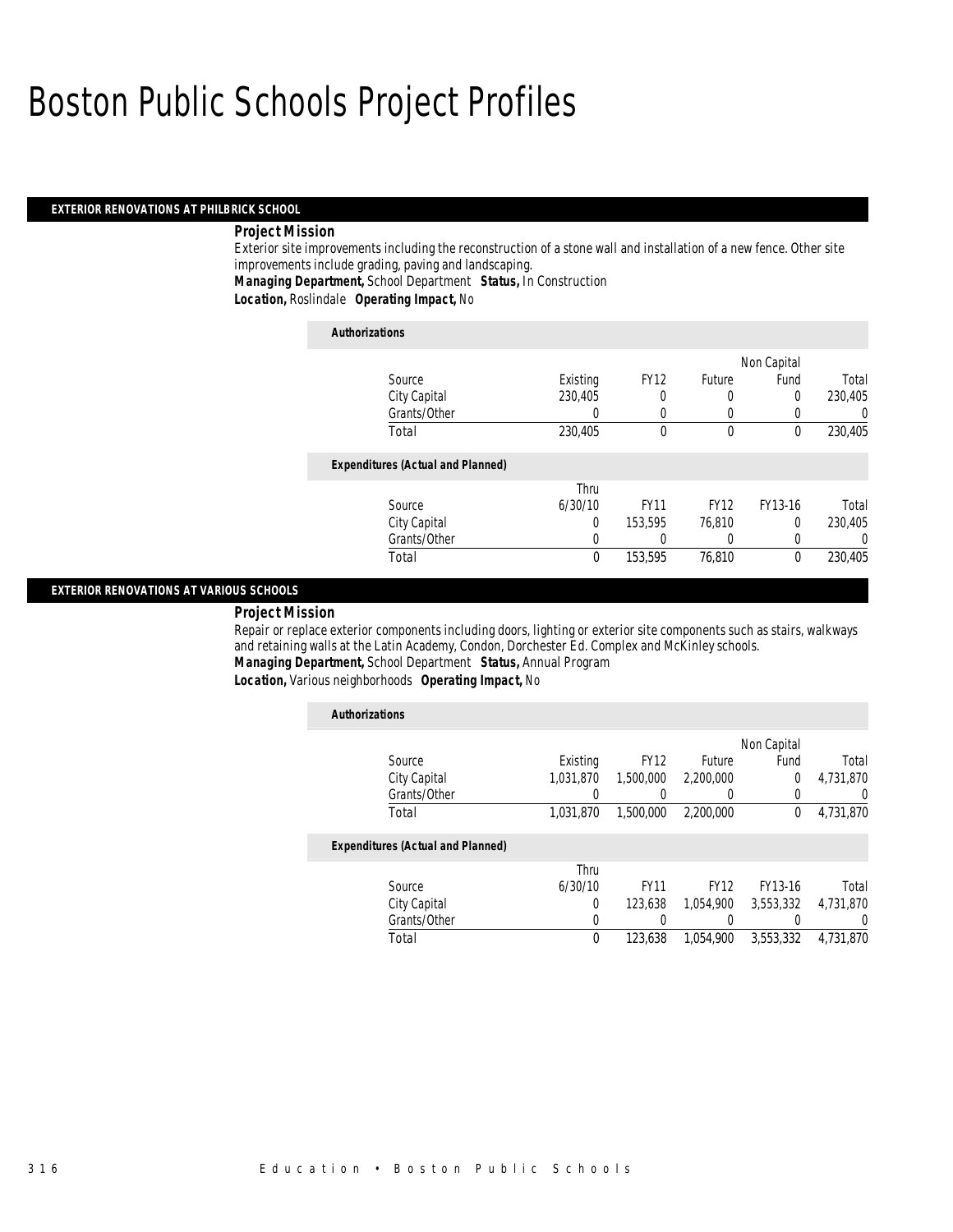# Boston Public Schools Project Profiles

## EXTERIOR RENOVATIONS AT PHILBRICK SCHOOL

**Project Mission**

Exterior site improvements including the reconstruction of a stone wall and installation of a new fence. Other site improvements include grading, paving and landscaping.

***Managing Department,*** School Department ***Status,*** In Construction

***Location,*** Roslindale ***Operating Impact,*** No

**Authorizations**

| Source | Existing | FY12 | Future | Non Capital Fund | Total |
|---|---|---|---|---|---|
| City Capital | 230,405 | 0 | 0 | 0 | 230,405 |
| Grants/Other | 0 | 0 | 0 | 0 | 0 |
| Total | 230,405 | 0 | 0 | 0 | 230,405 |

**Expenditures (Actual and Planned)**

| Source | Thru 6/30/10 | FY11 | FY12 | FY13-16 | Total |
|---|---|---|---|---|---|
| City Capital | 0 | 153,595 | 76,810 | 0 | 230,405 |
| Grants/Other | 0 | 0 | 0 | 0 | 0 |
| Total | 0 | 153,595 | 76,810 | 0 | 230,405 |

## EXTERIOR RENOVATIONS AT VARIOUS SCHOOLS

**Project Mission**

Repair or replace exterior components including doors, lighting or exterior site components such as stairs, walkways and retaining walls at the Latin Academy, Condon, Dorchester Ed. Complex and McKinley schools.

***Managing Department,*** School Department ***Status,*** Annual Program

***Location,*** Various neighborhoods ***Operating Impact,*** No

**Authorizations**

| Source | Existing | FY12 | Future | Non Capital Fund | Total |
|---|---|---|---|---|---|
| City Capital | 1,031,870 | 1,500,000 | 2,200,000 | 0 | 4,731,870 |
| Grants/Other | 0 | 0 | 0 | 0 | 0 |
| Total | 1,031,870 | 1,500,000 | 2,200,000 | 0 | 4,731,870 |

**Expenditures (Actual and Planned)**

| Source | Thru 6/30/10 | FY11 | FY12 | FY13-16 | Total |
|---|---|---|---|---|---|
| City Capital | 0 | 123,638 | 1,054,900 | 3,553,332 | 4,731,870 |
| Grants/Other | 0 | 0 | 0 | 0 | 0 |
| Total | 0 | 123,638 | 1,054,900 | 3,553,332 | 4,731,870 |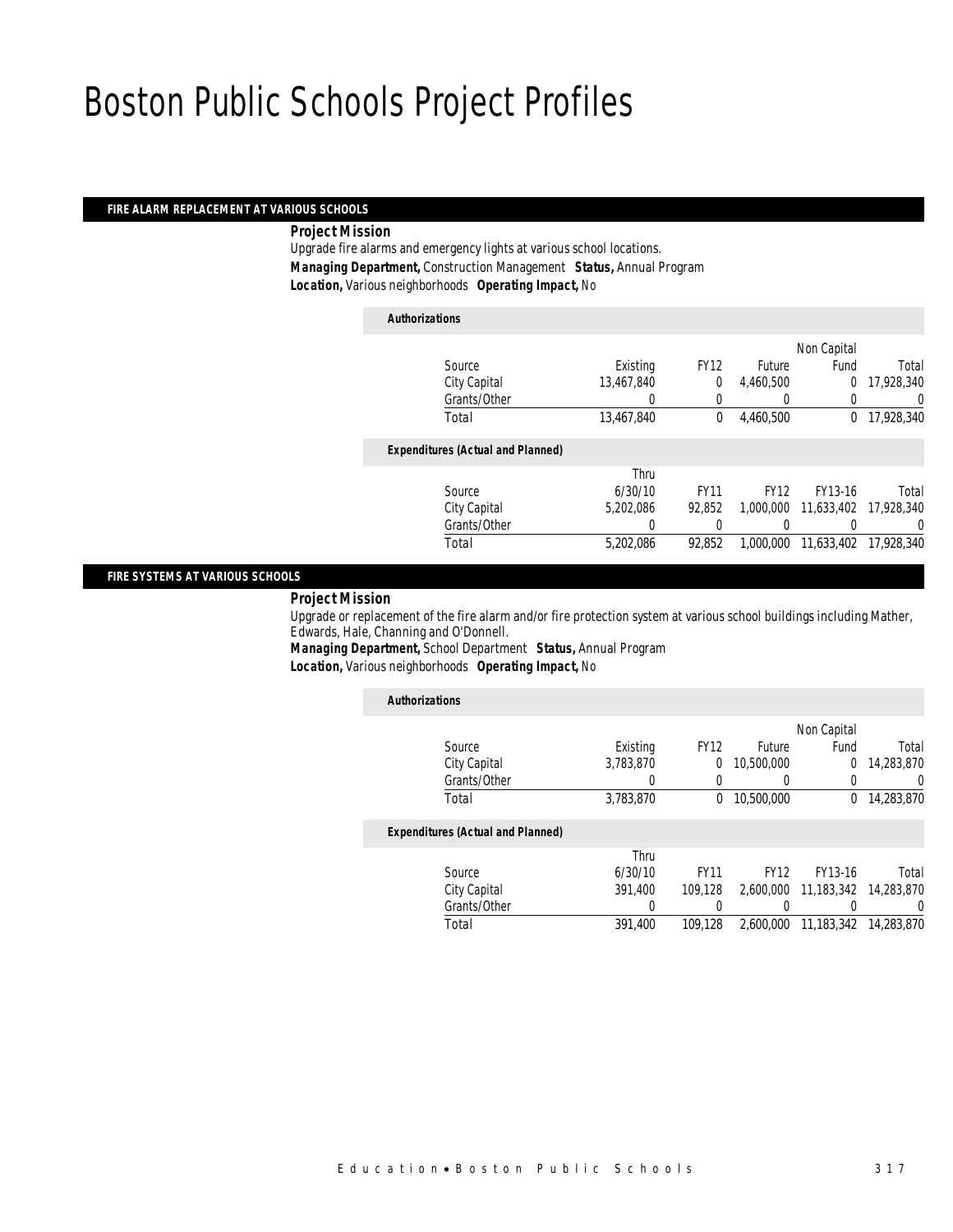# Boston Public Schools Project Profiles

## FIRE ALARM REPLACEMENT AT VARIOUS SCHOOLS

***Project Mission***

Upgrade fire alarms and emergency lights at various school locations.

***Managing Department,*** Construction Management ***Status,*** Annual Program

***Location,*** Various neighborhoods ***Operating Impact,*** No

***Authorizations***

| Source | Existing | FY12 | Future | Non Capital Fund | Total |
|---|---|---|---|---|---|
| City Capital | 13,467,840 | 0 | 4,460,500 | 0 | 17,928,340 |
| Grants/Other | 0 | 0 | 0 | 0 | 0 |
| Total | 13,467,840 | 0 | 4,460,500 | 0 | 17,928,340 |

***Expenditures (Actual and Planned)***

| Source | Thru 6/30/10 | FY11 | FY12 | FY13-16 | Total |
|---|---|---|---|---|---|
| City Capital | 5,202,086 | 92,852 | 1,000,000 | 11,633,402 | 17,928,340 |
| Grants/Other | 0 | 0 | 0 | 0 | 0 |
| Total | 5,202,086 | 92,852 | 1,000,000 | 11,633,402 | 17,928,340 |

## FIRE SYSTEMS AT VARIOUS SCHOOLS

***Project Mission***

Upgrade or replacement of the fire alarm and/or fire protection system at various school buildings including Mather, Edwards, Hale, Channing and O'Donnell.

***Managing Department,*** School Department ***Status,*** Annual Program

***Location,*** Various neighborhoods ***Operating Impact,*** No

***Authorizations***

| Source | Existing | FY12 | Future | Non Capital Fund | Total |
|---|---|---|---|---|---|
| City Capital | 3,783,870 | 0 | 10,500,000 | 0 | 14,283,870 |
| Grants/Other | 0 | 0 | 0 | 0 | 0 |
| Total | 3,783,870 | 0 | 10,500,000 | 0 | 14,283,870 |

***Expenditures (Actual and Planned)***

| Source | Thru 6/30/10 | FY11 | FY12 | FY13-16 | Total |
|---|---|---|---|---|---|
| City Capital | 391,400 | 109,128 | 2,600,000 | 11,183,342 | 14,283,870 |
| Grants/Other | 0 | 0 | 0 | 0 | 0 |
| Total | 391,400 | 109,128 | 2,600,000 | 11,183,342 | 14,283,870 |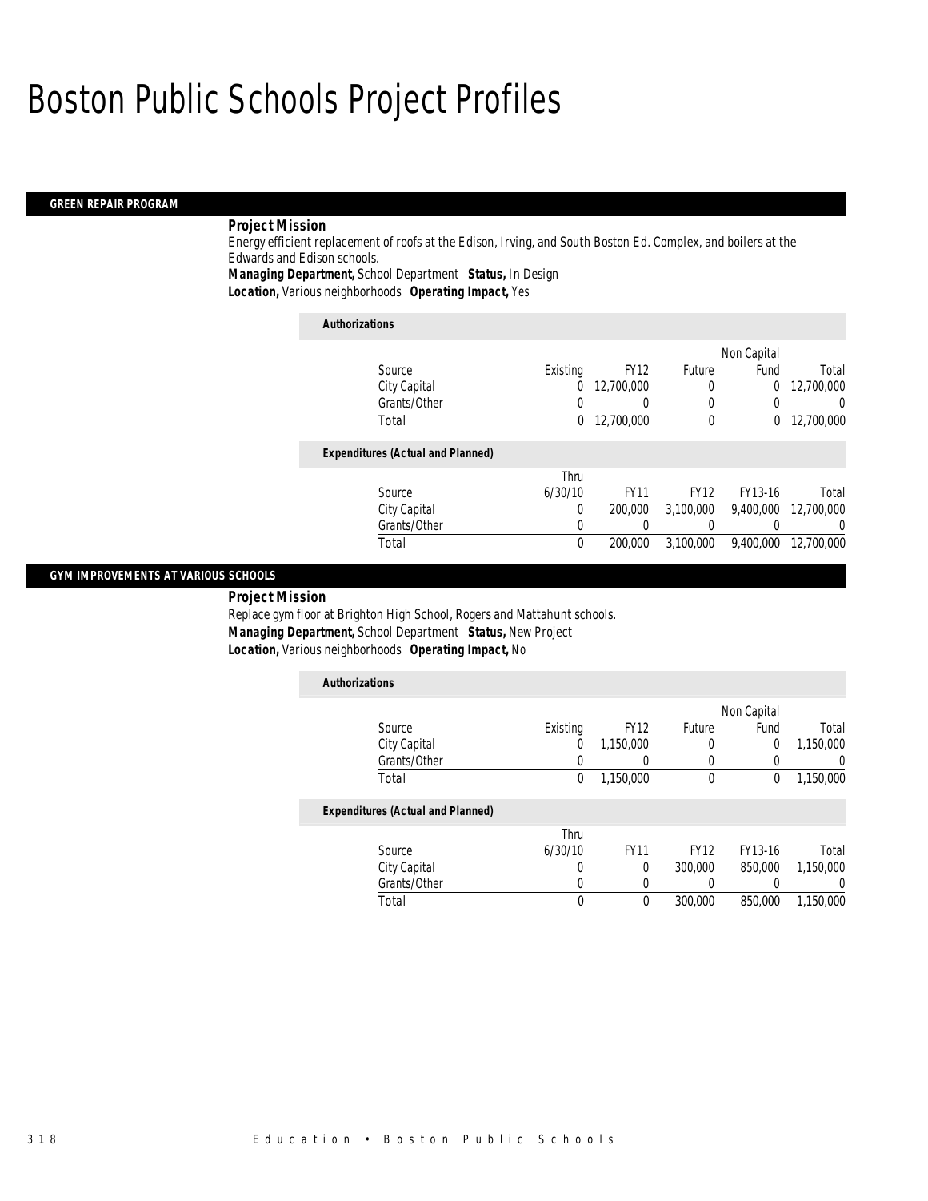# Boston Public Schools Project Profiles

## GREEN REPAIR PROGRAM

***Project Mission***

Energy efficient replacement of roofs at the Edison, Irving, and South Boston Ed. Complex, and boilers at the Edwards and Edison schools.

***Managing Department,*** School Department ***Status,*** In Design

***Location,*** Various neighborhoods ***Operating Impact,*** Yes

***Authorizations***

| Source | Existing | FY12 | Future | Non Capital Fund | Total |
|---|---|---|---|---|---|
| City Capital | 0 | 12,700,000 | 0 | 0 | 12,700,000 |
| Grants/Other | 0 | 0 | 0 | 0 | 0 |
| Total | 0 | 12,700,000 | 0 | 0 | 12,700,000 |

***Expenditures (Actual and Planned)***

| Source | Thru 6/30/10 | FY11 | FY12 | FY13-16 | Total |
|---|---|---|---|---|---|
| City Capital | 0 | 200,000 | 3,100,000 | 9,400,000 | 12,700,000 |
| Grants/Other | 0 | 0 | 0 | 0 | 0 |
| Total | 0 | 200,000 | 3,100,000 | 9,400,000 | 12,700,000 |

## GYM IMPROVEMENTS AT VARIOUS SCHOOLS

***Project Mission***

Replace gym floor at Brighton High School, Rogers and Mattahunt schools.

***Managing Department,*** School Department ***Status,*** New Project

***Location,*** Various neighborhoods ***Operating Impact,*** No

***Authorizations***

| Source | Existing | FY12 | Future | Non Capital Fund | Total |
|---|---|---|---|---|---|
| City Capital | 0 | 1,150,000 | 0 | 0 | 1,150,000 |
| Grants/Other | 0 | 0 | 0 | 0 | 0 |
| Total | 0 | 1,150,000 | 0 | 0 | 1,150,000 |

***Expenditures (Actual and Planned)***

| Source | Thru 6/30/10 | FY11 | FY12 | FY13-16 | Total |
|---|---|---|---|---|---|
| City Capital | 0 | 0 | 300,000 | 850,000 | 1,150,000 |
| Grants/Other | 0 | 0 | 0 | 0 | 0 |
| Total | 0 | 0 | 300,000 | 850,000 | 1,150,000 |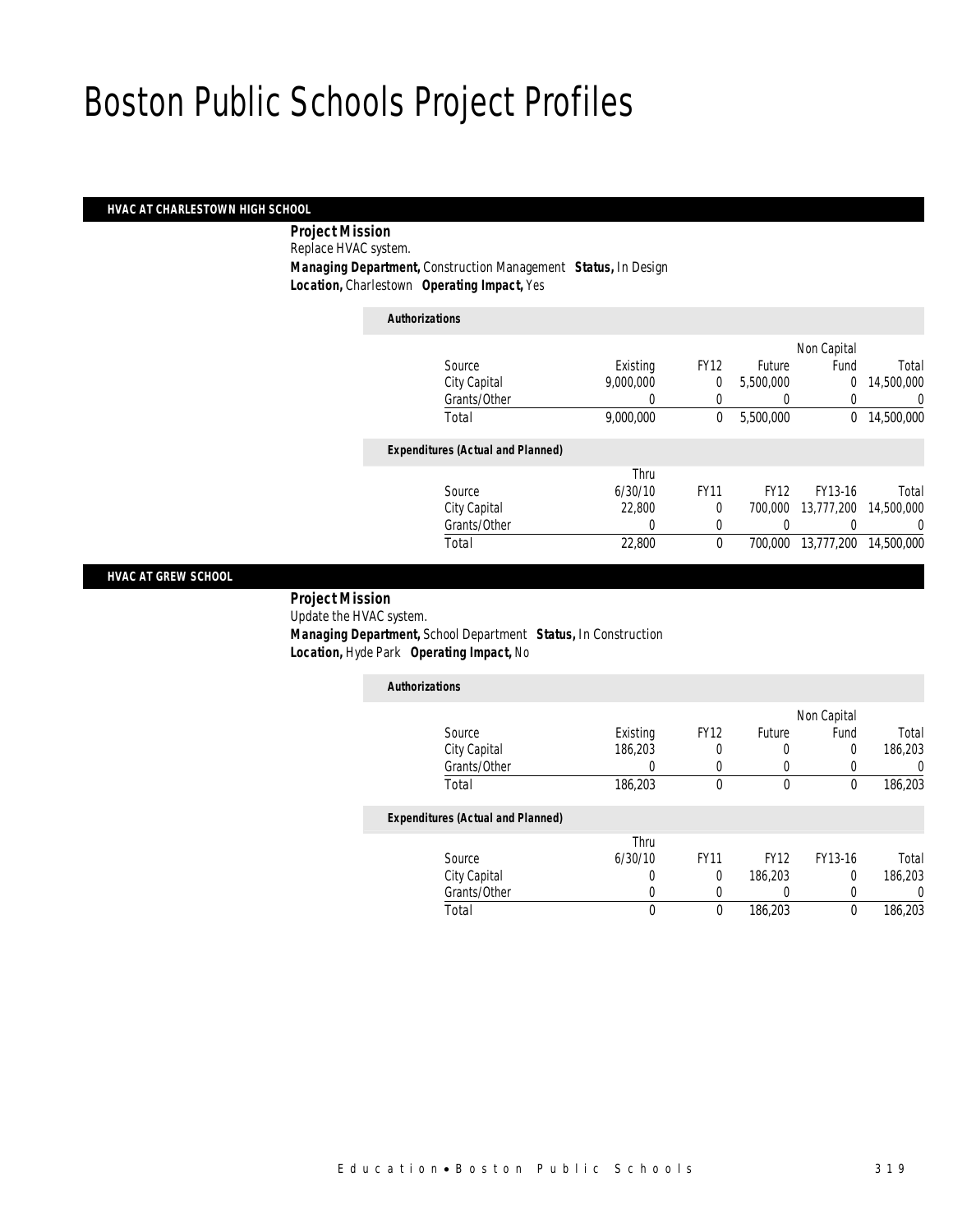# Boston Public Schools Project Profiles

## HVAC AT CHARLESTOWN HIGH SCHOOL

**Project Mission**

Replace HVAC system.

**Managing Department,** Construction Management **Status,** In Design

**Location,** Charlestown **Operating Impact,** Yes

*Authorizations*

| Source | Existing | FY12 | Future | Non Capital Fund | Total |
|---|---|---|---|---|---|
| City Capital | 9,000,000 | 0 | 5,500,000 | 0 | 14,500,000 |
| Grants/Other | 0 | 0 | 0 | 0 | 0 |
| Total | 9,000,000 | 0 | 5,500,000 | 0 | 14,500,000 |

*Expenditures (Actual and Planned)*

| Source | Thru 6/30/10 | FY11 | FY12 | FY13-16 | Total |
|---|---|---|---|---|---|
| City Capital | 22,800 | 0 | 700,000 | 13,777,200 | 14,500,000 |
| Grants/Other | 0 | 0 | 0 | 0 | 0 |
| Total | 22,800 | 0 | 700,000 | 13,777,200 | 14,500,000 |

## HVAC AT GREW SCHOOL

**Project Mission**

Update the HVAC system.

**Managing Department,** School Department **Status,** In Construction

**Location,** Hyde Park **Operating Impact,** No

*Authorizations*

| Source | Existing | FY12 | Future | Non Capital Fund | Total |
|---|---|---|---|---|---|
| City Capital | 186,203 | 0 | 0 | 0 | 186,203 |
| Grants/Other | 0 | 0 | 0 | 0 | 0 |
| Total | 186,203 | 0 | 0 | 0 | 186,203 |

*Expenditures (Actual and Planned)*

| Source | Thru 6/30/10 | FY11 | FY12 | FY13-16 | Total |
|---|---|---|---|---|---|
| City Capital | 0 | 0 | 186,203 | 0 | 186,203 |
| Grants/Other | 0 | 0 | 0 | 0 | 0 |
| Total | 0 | 0 | 186,203 | 0 | 186,203 |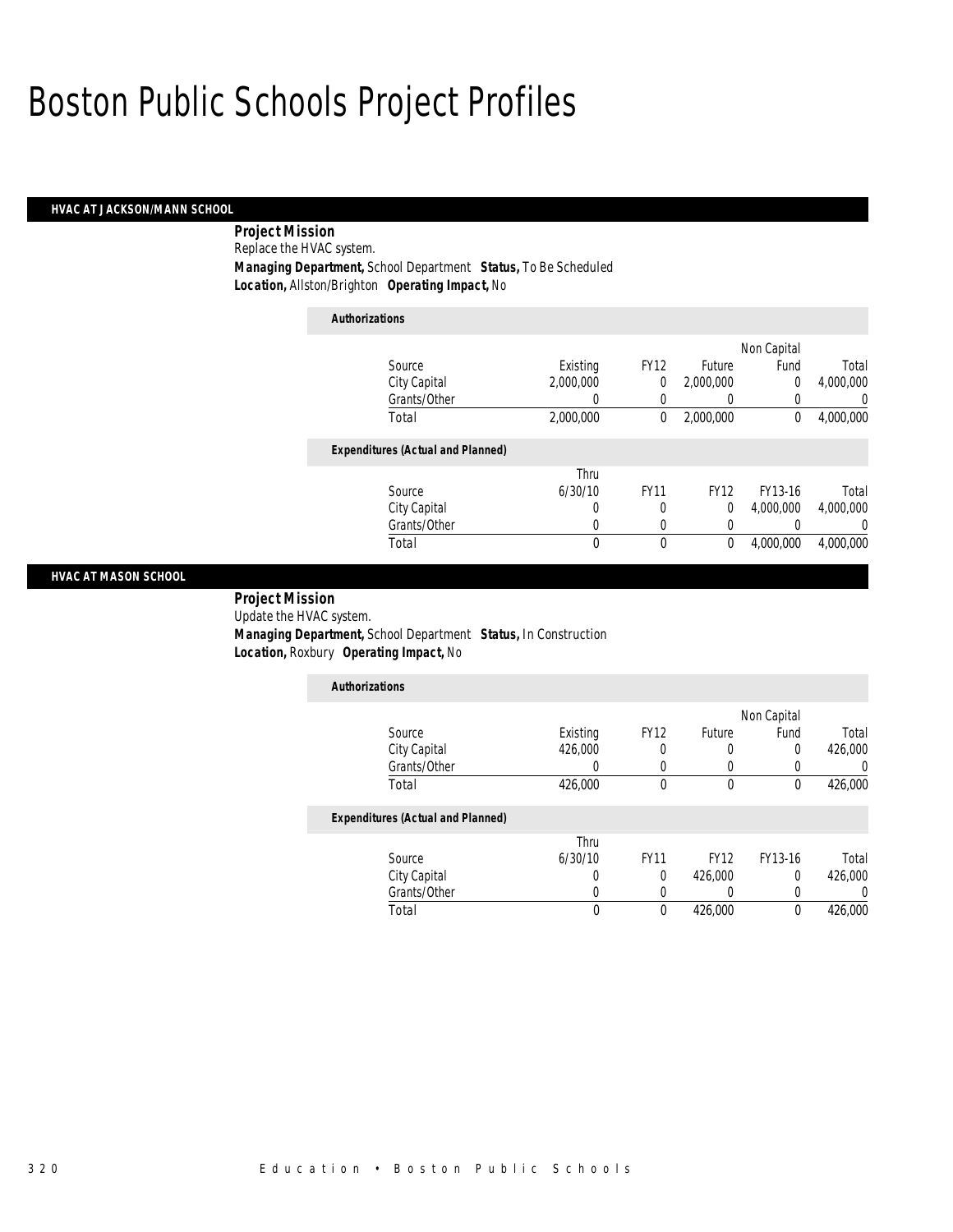# Boston Public Schools Project Profiles

## HVAC AT JACKSON/MANN SCHOOL

**Project Mission**

Replace the HVAC system.

***Managing Department,*** School Department ***Status,*** To Be Scheduled

***Location,*** Allston/Brighton ***Operating Impact,*** No

***Authorizations***

| Source | Existing | FY12 | Future | Non Capital Fund | Total |
|---|---|---|---|---|---|
| City Capital | 2,000,000 | 0 | 2,000,000 | 0 | 4,000,000 |
| Grants/Other | 0 | 0 | 0 | 0 | 0 |
| Total | 2,000,000 | 0 | 2,000,000 | 0 | 4,000,000 |

***Expenditures (Actual and Planned)***

| Source | Thru 6/30/10 | FY11 | FY12 | FY13-16 | Total |
|---|---|---|---|---|---|
| City Capital | 0 | 0 | 0 | 4,000,000 | 4,000,000 |
| Grants/Other | 0 | 0 | 0 | 0 | 0 |
| Total | 0 | 0 | 0 | 4,000,000 | 4,000,000 |

## HVAC AT MASON SCHOOL

**Project Mission**

Update the HVAC system.

***Managing Department,*** School Department ***Status,*** In Construction

***Location,*** Roxbury ***Operating Impact,*** No

***Authorizations***

| Source | Existing | FY12 | Future | Non Capital Fund | Total |
|---|---|---|---|---|---|
| City Capital | 426,000 | 0 | 0 | 0 | 426,000 |
| Grants/Other | 0 | 0 | 0 | 0 | 0 |
| Total | 426,000 | 0 | 0 | 0 | 426,000 |

***Expenditures (Actual and Planned)***

| Source | Thru 6/30/10 | FY11 | FY12 | FY13-16 | Total |
|---|---|---|---|---|---|
| City Capital | 0 | 0 | 426,000 | 0 | 426,000 |
| Grants/Other | 0 | 0 | 0 | 0 | 0 |
| Total | 0 | 0 | 426,000 | 0 | 426,000 |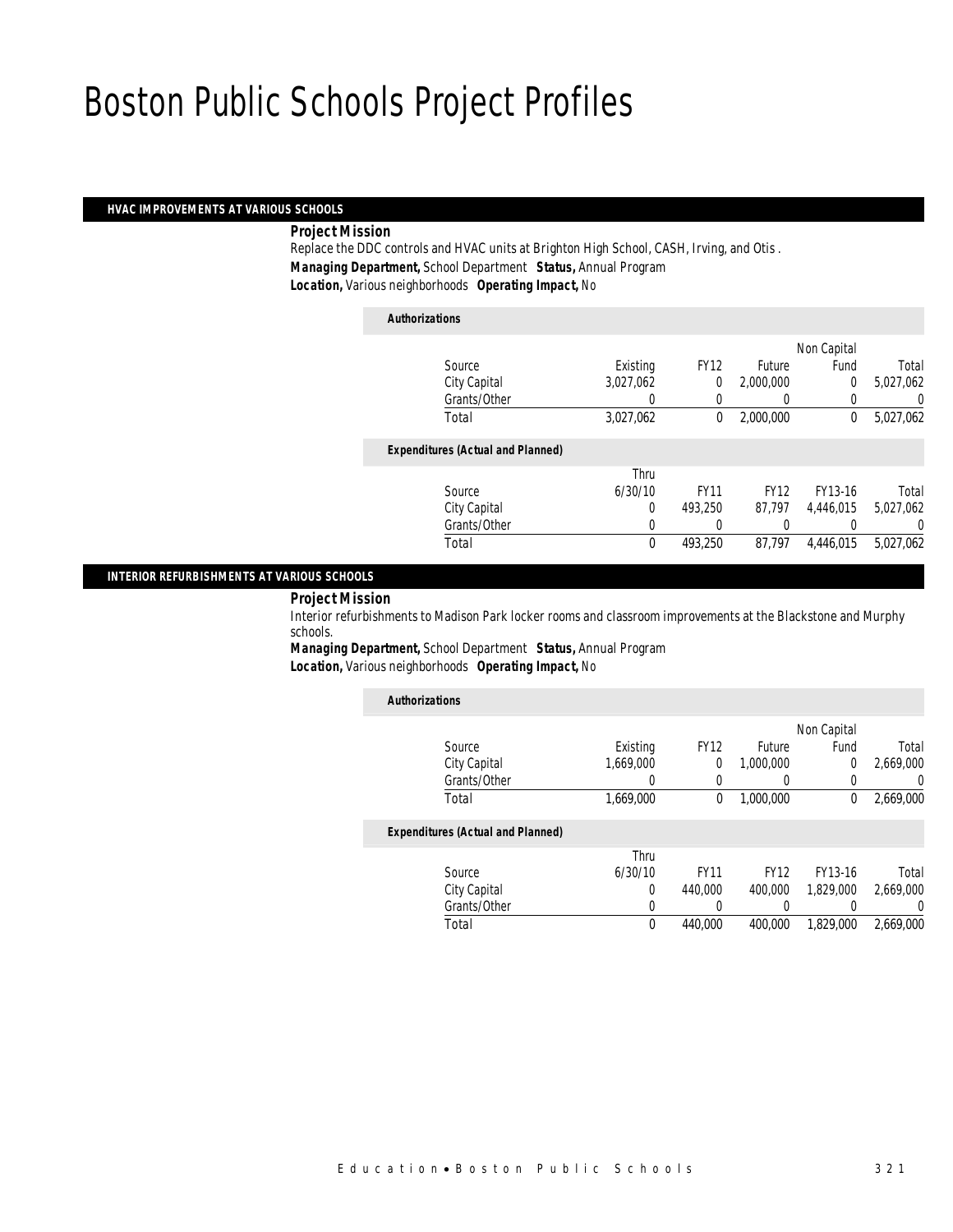# Boston Public Schools Project Profiles

## HVAC IMPROVEMENTS AT VARIOUS SCHOOLS

***Project Mission***

Replace the DDC controls and HVAC units at Brighton High School, CASH, Irving, and Otis .

***Managing Department,*** School Department ***Status,*** Annual Program

***Location,*** Various neighborhoods ***Operating Impact,*** No

***Authorizations***

| Source | Existing | FY12 | Future | Non Capital Fund | Total |
|---|---|---|---|---|---|
| City Capital | 3,027,062 | 0 | 2,000,000 | 0 | 5,027,062 |
| Grants/Other | 0 | 0 | 0 | 0 | 0 |
| Total | 3,027,062 | 0 | 2,000,000 | 0 | 5,027,062 |

***Expenditures (Actual and Planned)***

| Source | Thru 6/30/10 | FY11 | FY12 | FY13-16 | Total |
|---|---|---|---|---|---|
| City Capital | 0 | 493,250 | 87,797 | 4,446,015 | 5,027,062 |
| Grants/Other | 0 | 0 | 0 | 0 | 0 |
| Total | 0 | 493,250 | 87,797 | 4,446,015 | 5,027,062 |

## INTERIOR REFURBISHMENTS AT VARIOUS SCHOOLS

***Project Mission***

Interior refurbishments to Madison Park locker rooms and classroom improvements at the Blackstone and Murphy schools.

***Managing Department,*** School Department ***Status,*** Annual Program

***Location,*** Various neighborhoods ***Operating Impact,*** No

***Authorizations***

| Source | Existing | FY12 | Future | Non Capital Fund | Total |
|---|---|---|---|---|---|
| City Capital | 1,669,000 | 0 | 1,000,000 | 0 | 2,669,000 |
| Grants/Other | 0 | 0 | 0 | 0 | 0 |
| Total | 1,669,000 | 0 | 1,000,000 | 0 | 2,669,000 |

***Expenditures (Actual and Planned)***

| Source | Thru 6/30/10 | FY11 | FY12 | FY13-16 | Total |
|---|---|---|---|---|---|
| City Capital | 0 | 440,000 | 400,000 | 1,829,000 | 2,669,000 |
| Grants/Other | 0 | 0 | 0 | 0 | 0 |
| Total | 0 | 440,000 | 400,000 | 1,829,000 | 2,669,000 |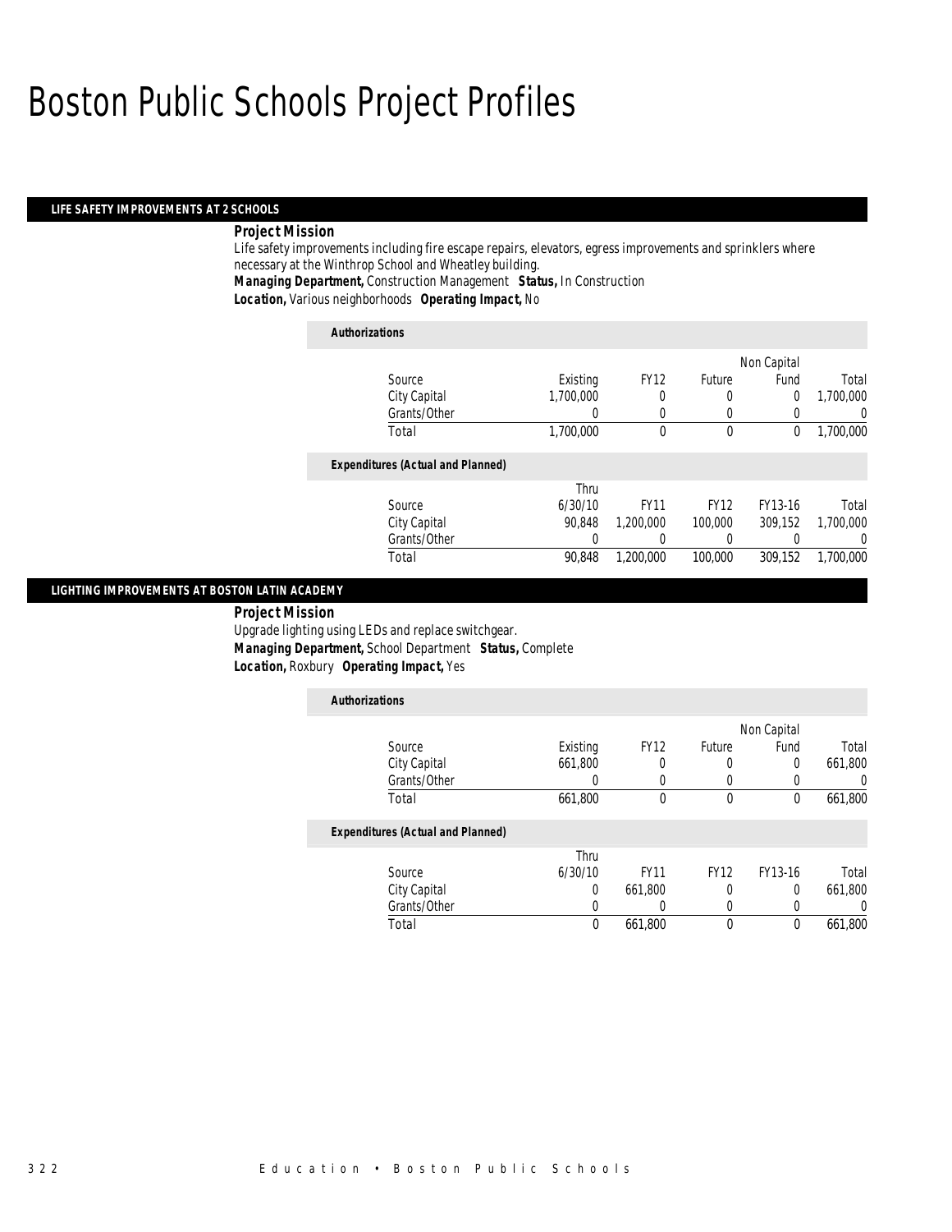# Boston Public Schools Project Profiles

## LIFE SAFETY IMPROVEMENTS AT 2 SCHOOLS

**Project Mission**

Life safety improvements including fire escape repairs, elevators, egress improvements and sprinklers where necessary at the Winthrop School and Wheatley building.

**Managing Department,** Construction Management **Status,** In Construction

**Location,** Various neighborhoods **Operating Impact,** No

**Authorizations**

| Source | Existing | FY12 | Future | Non Capital Fund | Total |
|---|---|---|---|---|---|
| City Capital | 1,700,000 | 0 | 0 | 0 | 1,700,000 |
| Grants/Other | 0 | 0 | 0 | 0 | 0 |
| Total | 1,700,000 | 0 | 0 | 0 | 1,700,000 |

**Expenditures (Actual and Planned)**

| Source | Thru 6/30/10 | FY11 | FY12 | FY13-16 | Total |
|---|---|---|---|---|---|
| City Capital | 90,848 | 1,200,000 | 100,000 | 309,152 | 1,700,000 |
| Grants/Other | 0 | 0 | 0 | 0 | 0 |
| Total | 90,848 | 1,200,000 | 100,000 | 309,152 | 1,700,000 |

## LIGHTING IMPROVEMENTS AT BOSTON LATIN ACADEMY

**Project Mission**

Upgrade lighting using LEDs and replace switchgear.

**Managing Department,** School Department **Status,** Complete

**Location,** Roxbury **Operating Impact,** Yes

**Authorizations**

| Source | Existing | FY12 | Future | Non Capital Fund | Total |
|---|---|---|---|---|---|
| City Capital | 661,800 | 0 | 0 | 0 | 661,800 |
| Grants/Other | 0 | 0 | 0 | 0 | 0 |
| Total | 661,800 | 0 | 0 | 0 | 661,800 |

**Expenditures (Actual and Planned)**

| Source | Thru 6/30/10 | FY11 | FY12 | FY13-16 | Total |
|---|---|---|---|---|---|
| City Capital | 0 | 661,800 | 0 | 0 | 661,800 |
| Grants/Other | 0 | 0 | 0 | 0 | 0 |
| Total | 0 | 661,800 | 0 | 0 | 661,800 |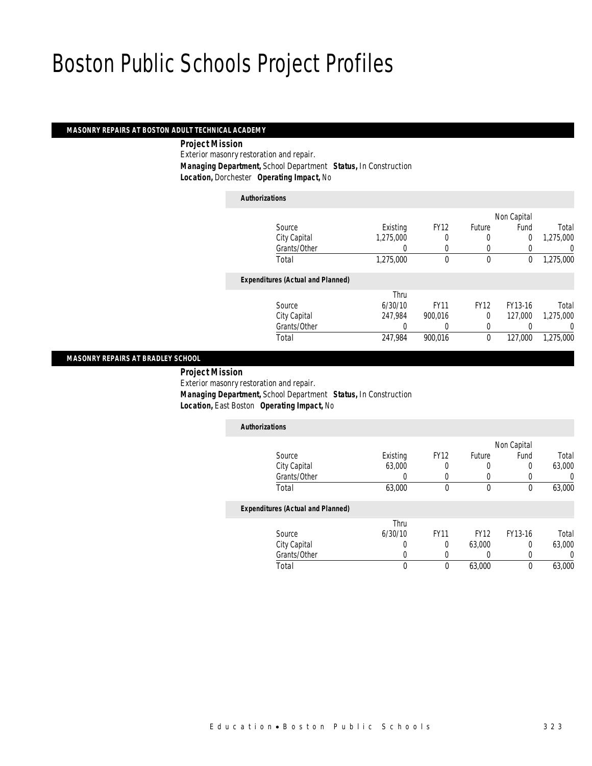# Boston Public Schools Project Profiles

## MASONRY REPAIRS AT BOSTON ADULT TECHNICAL ACADEMY

**Project Mission**

Exterior masonry restoration and repair.

**Managing Department,** School Department **Status,** In Construction

**Location,** Dorchester **Operating Impact,** No

***Authorizations***

| Source | Existing | FY12 | Future | Non Capital Fund | Total |
|---|---|---|---|---|---|
| City Capital | 1,275,000 | 0 | 0 | 0 | 1,275,000 |
| Grants/Other | 0 | 0 | 0 | 0 | 0 |
| Total | 1,275,000 | 0 | 0 | 0 | 1,275,000 |

***Expenditures (Actual and Planned)***

| Source | Thru 6/30/10 | FY11 | FY12 | FY13-16 | Total |
|---|---|---|---|---|---|
| City Capital | 247,984 | 900,016 | 0 | 127,000 | 1,275,000 |
| Grants/Other | 0 | 0 | 0 | 0 | 0 |
| Total | 247,984 | 900,016 | 0 | 127,000 | 1,275,000 |

## MASONRY REPAIRS AT BRADLEY SCHOOL

**Project Mission**

Exterior masonry restoration and repair.

**Managing Department,** School Department **Status,** In Construction

**Location,** East Boston **Operating Impact,** No

***Authorizations***

| Source | Existing | FY12 | Future | Non Capital Fund | Total |
|---|---|---|---|---|---|
| City Capital | 63,000 | 0 | 0 | 0 | 63,000 |
| Grants/Other | 0 | 0 | 0 | 0 | 0 |
| Total | 63,000 | 0 | 0 | 0 | 63,000 |

***Expenditures (Actual and Planned)***

| Source | Thru 6/30/10 | FY11 | FY12 | FY13-16 | Total |
|---|---|---|---|---|---|
| City Capital | 0 | 0 | 63,000 | 0 | 63,000 |
| Grants/Other | 0 | 0 | 0 | 0 | 0 |
| Total | 0 | 0 | 63,000 | 0 | 63,000 |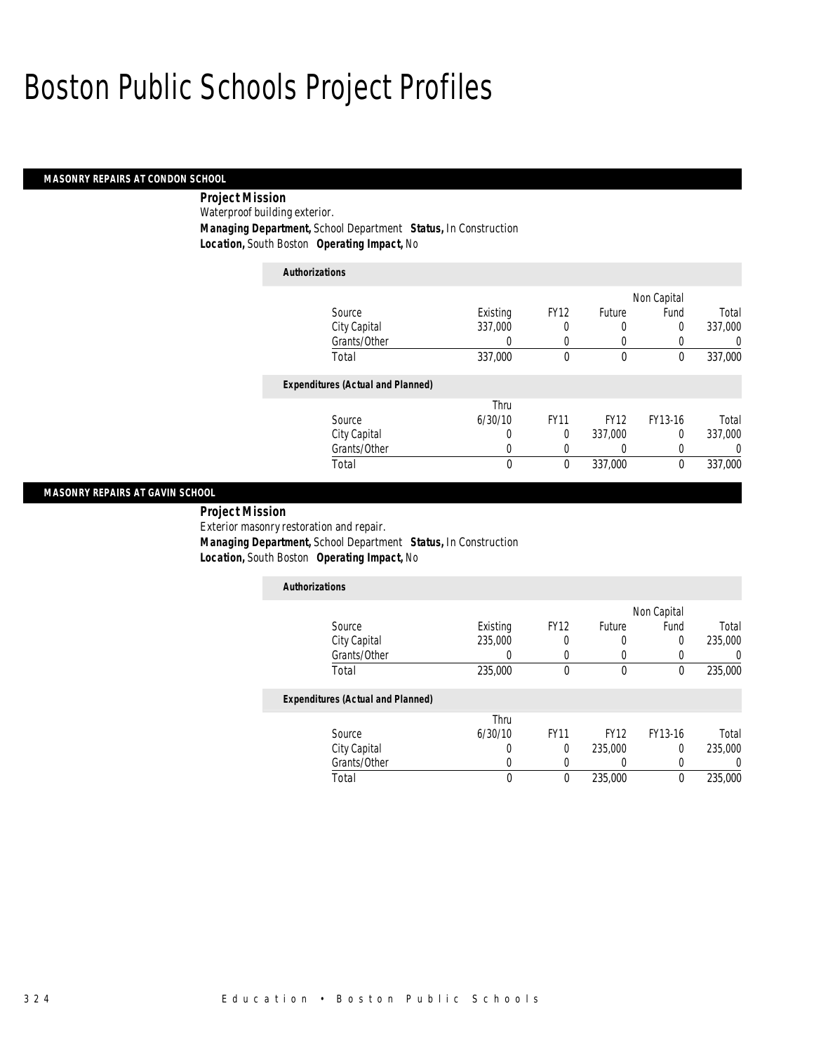# Boston Public Schools Project Profiles

## MASONRY REPAIRS AT CONDON SCHOOL

**Project Mission**

Waterproof building exterior.

**Managing Department,** School Department **Status,** In Construction

**Location,** South Boston **Operating Impact,** No

*Authorizations*

| Source | Existing | FY12 | Future | Non Capital Fund | Total |
|---|---|---|---|---|---|
| City Capital | 337,000 | 0 | 0 | 0 | 337,000 |
| Grants/Other | 0 | 0 | 0 | 0 | 0 |
| Total | 337,000 | 0 | 0 | 0 | 337,000 |

*Expenditures (Actual and Planned)*

| Source | Thru 6/30/10 | FY11 | FY12 | FY13-16 | Total |
|---|---|---|---|---|---|
| City Capital | 0 | 0 | 337,000 | 0 | 337,000 |
| Grants/Other | 0 | 0 | 0 | 0 | 0 |
| Total | 0 | 0 | 337,000 | 0 | 337,000 |

## MASONRY REPAIRS AT GAVIN SCHOOL

**Project Mission**

Exterior masonry restoration and repair.

**Managing Department,** School Department **Status,** In Construction

**Location,** South Boston **Operating Impact,** No

*Authorizations*

| Source | Existing | FY12 | Future | Non Capital Fund | Total |
|---|---|---|---|---|---|
| City Capital | 235,000 | 0 | 0 | 0 | 235,000 |
| Grants/Other | 0 | 0 | 0 | 0 | 0 |
| Total | 235,000 | 0 | 0 | 0 | 235,000 |

*Expenditures (Actual and Planned)*

| Source | Thru 6/30/10 | FY11 | FY12 | FY13-16 | Total |
|---|---|---|---|---|---|
| City Capital | 0 | 0 | 235,000 | 0 | 235,000 |
| Grants/Other | 0 | 0 | 0 | 0 | 0 |
| Total | 0 | 0 | 235,000 | 0 | 235,000 |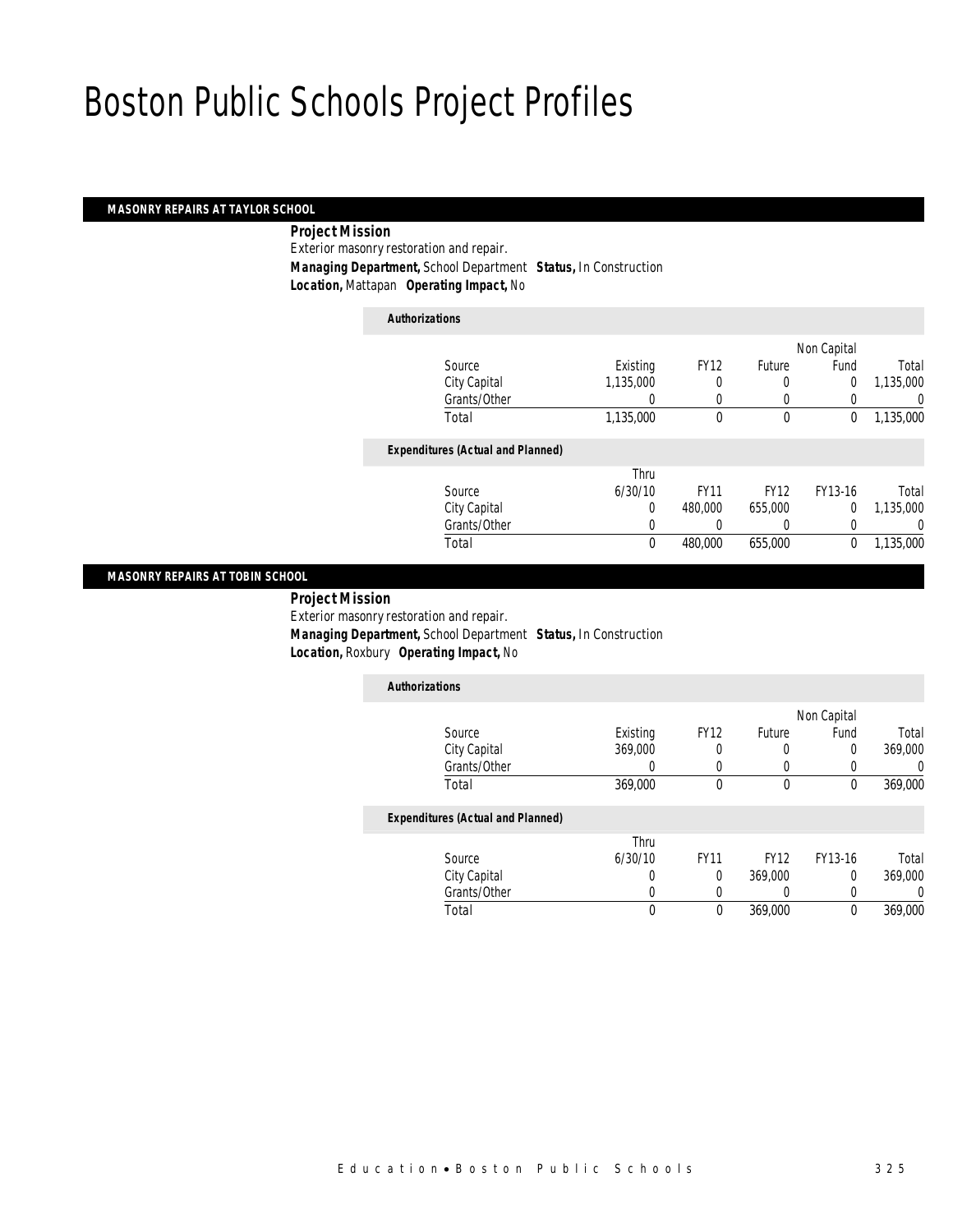# Boston Public Schools Project Profiles

## MASONRY REPAIRS AT TAYLOR SCHOOL

**Project Mission**

Exterior masonry restoration and repair.

***Managing Department,*** School Department ***Status,*** In Construction

***Location,*** Mattapan ***Operating Impact,*** No

***Authorizations***

| Source | Existing | FY12 | Future | Non Capital Fund | Total |
|---|---|---|---|---|---|
| City Capital | 1,135,000 | 0 | 0 | 0 | 1,135,000 |
| Grants/Other | 0 | 0 | 0 | 0 | 0 |
| Total | 1,135,000 | 0 | 0 | 0 | 1,135,000 |

***Expenditures (Actual and Planned)***

| Source | Thru 6/30/10 | FY11 | FY12 | FY13-16 | Total |
|---|---|---|---|---|---|
| City Capital | 0 | 480,000 | 655,000 | 0 | 1,135,000 |
| Grants/Other | 0 | 0 | 0 | 0 | 0 |
| Total | 0 | 480,000 | 655,000 | 0 | 1,135,000 |

## MASONRY REPAIRS AT TOBIN SCHOOL

**Project Mission**

Exterior masonry restoration and repair.

***Managing Department,*** School Department ***Status,*** In Construction

***Location,*** Roxbury ***Operating Impact,*** No

***Authorizations***

| Source | Existing | FY12 | Future | Non Capital Fund | Total |
|---|---|---|---|---|---|
| City Capital | 369,000 | 0 | 0 | 0 | 369,000 |
| Grants/Other | 0 | 0 | 0 | 0 | 0 |
| Total | 369,000 | 0 | 0 | 0 | 369,000 |

***Expenditures (Actual and Planned)***

| Source | Thru 6/30/10 | FY11 | FY12 | FY13-16 | Total |
|---|---|---|---|---|---|
| City Capital | 0 | 0 | 369,000 | 0 | 369,000 |
| Grants/Other | 0 | 0 | 0 | 0 | 0 |
| Total | 0 | 0 | 369,000 | 0 | 369,000 |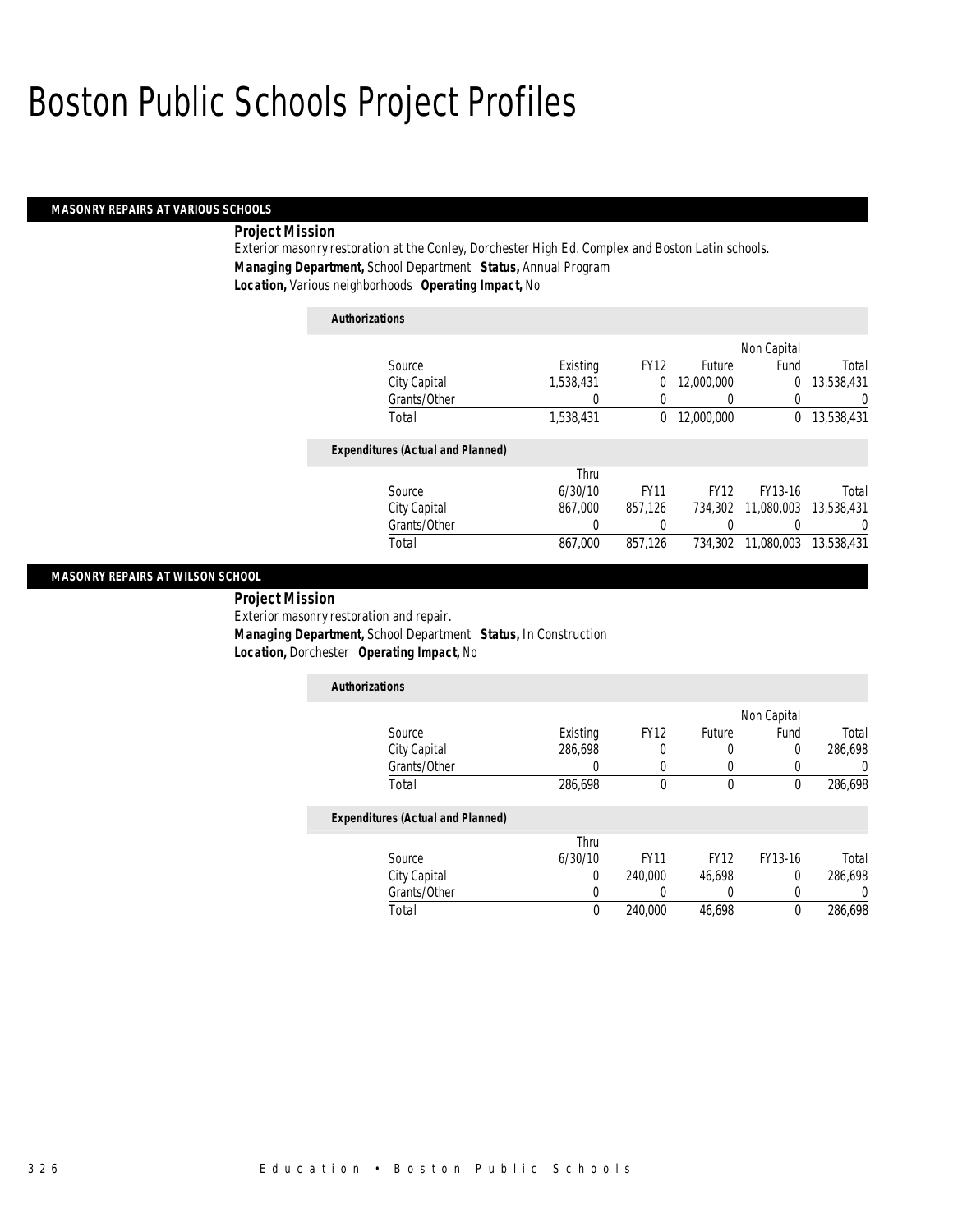# Boston Public Schools Project Profiles

## MASONRY REPAIRS AT VARIOUS SCHOOLS

**Project Mission**

Exterior masonry restoration at the Conley, Dorchester High Ed. Complex and Boston Latin schools.

***Managing Department,*** School Department ***Status,*** Annual Program

***Location,*** Various neighborhoods ***Operating Impact,*** No

***Authorizations***

| Source | Existing | FY12 | Future | Non Capital Fund | Total |
|---|---|---|---|---|---|
| City Capital | 1,538,431 | 0 | 12,000,000 | 0 | 13,538,431 |
| Grants/Other | 0 | 0 | 0 | 0 | 0 |
| Total | 1,538,431 | 0 | 12,000,000 | 0 | 13,538,431 |

***Expenditures (Actual and Planned)***

| Source | Thru 6/30/10 | FY11 | FY12 | FY13-16 | Total |
|---|---|---|---|---|---|
| City Capital | 867,000 | 857,126 | 734,302 | 11,080,003 | 13,538,431 |
| Grants/Other | 0 | 0 | 0 | 0 | 0 |
| Total | 867,000 | 857,126 | 734,302 | 11,080,003 | 13,538,431 |

## MASONRY REPAIRS AT WILSON SCHOOL

**Project Mission**

Exterior masonry restoration and repair.

***Managing Department,*** School Department ***Status,*** In Construction

***Location,*** Dorchester ***Operating Impact,*** No

***Authorizations***

| Source | Existing | FY12 | Future | Non Capital Fund | Total |
|---|---|---|---|---|---|
| City Capital | 286,698 | 0 | 0 | 0 | 286,698 |
| Grants/Other | 0 | 0 | 0 | 0 | 0 |
| Total | 286,698 | 0 | 0 | 0 | 286,698 |

***Expenditures (Actual and Planned)***

| Source | Thru 6/30/10 | FY11 | FY12 | FY13-16 | Total |
|---|---|---|---|---|---|
| City Capital | 0 | 240,000 | 46,698 | 0 | 286,698 |
| Grants/Other | 0 | 0 | 0 | 0 | 0 |
| Total | 0 | 240,000 | 46,698 | 0 | 286,698 |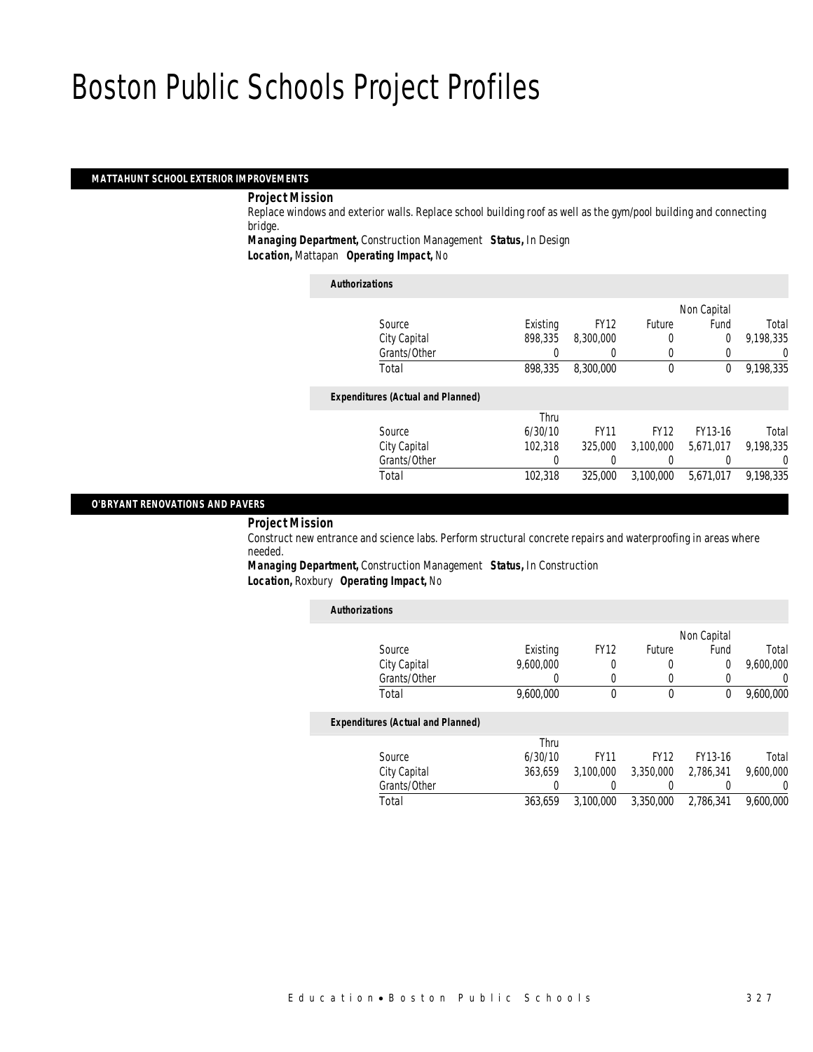# Boston Public Schools Project Profiles

## MATTAHUNT SCHOOL EXTERIOR IMPROVEMENTS

***Project Mission***

Replace windows and exterior walls. Replace school building roof as well as the gym/pool building and connecting bridge.

***Managing Department,*** Construction Management ***Status,*** In Design
***Location,*** Mattapan ***Operating Impact,*** No

***Authorizations***

| Source | Existing | FY12 | Future | Non Capital Fund | Total |
|---|---|---|---|---|---|
| City Capital | 898,335 | 8,300,000 | 0 | 0 | 9,198,335 |
| Grants/Other | 0 | 0 | 0 | 0 | 0 |
| Total | 898,335 | 8,300,000 | 0 | 0 | 9,198,335 |

***Expenditures (Actual and Planned)***

| Source | Thru 6/30/10 | FY11 | FY12 | FY13-16 | Total |
|---|---|---|---|---|---|
| City Capital | 102,318 | 325,000 | 3,100,000 | 5,671,017 | 9,198,335 |
| Grants/Other | 0 | 0 | 0 | 0 | 0 |
| Total | 102,318 | 325,000 | 3,100,000 | 5,671,017 | 9,198,335 |

## O'BRYANT RENOVATIONS AND PAVERS

***Project Mission***

Construct new entrance and science labs. Perform structural concrete repairs and waterproofing in areas where needed.

***Managing Department,*** Construction Management ***Status,*** In Construction
***Location,*** Roxbury ***Operating Impact,*** No

***Authorizations***

| Source | Existing | FY12 | Future | Non Capital Fund | Total |
|---|---|---|---|---|---|
| City Capital | 9,600,000 | 0 | 0 | 0 | 9,600,000 |
| Grants/Other | 0 | 0 | 0 | 0 | 0 |
| Total | 9,600,000 | 0 | 0 | 0 | 9,600,000 |

***Expenditures (Actual and Planned)***

| Source | Thru 6/30/10 | FY11 | FY12 | FY13-16 | Total |
|---|---|---|---|---|---|
| City Capital | 363,659 | 3,100,000 | 3,350,000 | 2,786,341 | 9,600,000 |
| Grants/Other | 0 | 0 | 0 | 0 | 0 |
| Total | 363,659 | 3,100,000 | 3,350,000 | 2,786,341 | 9,600,000 |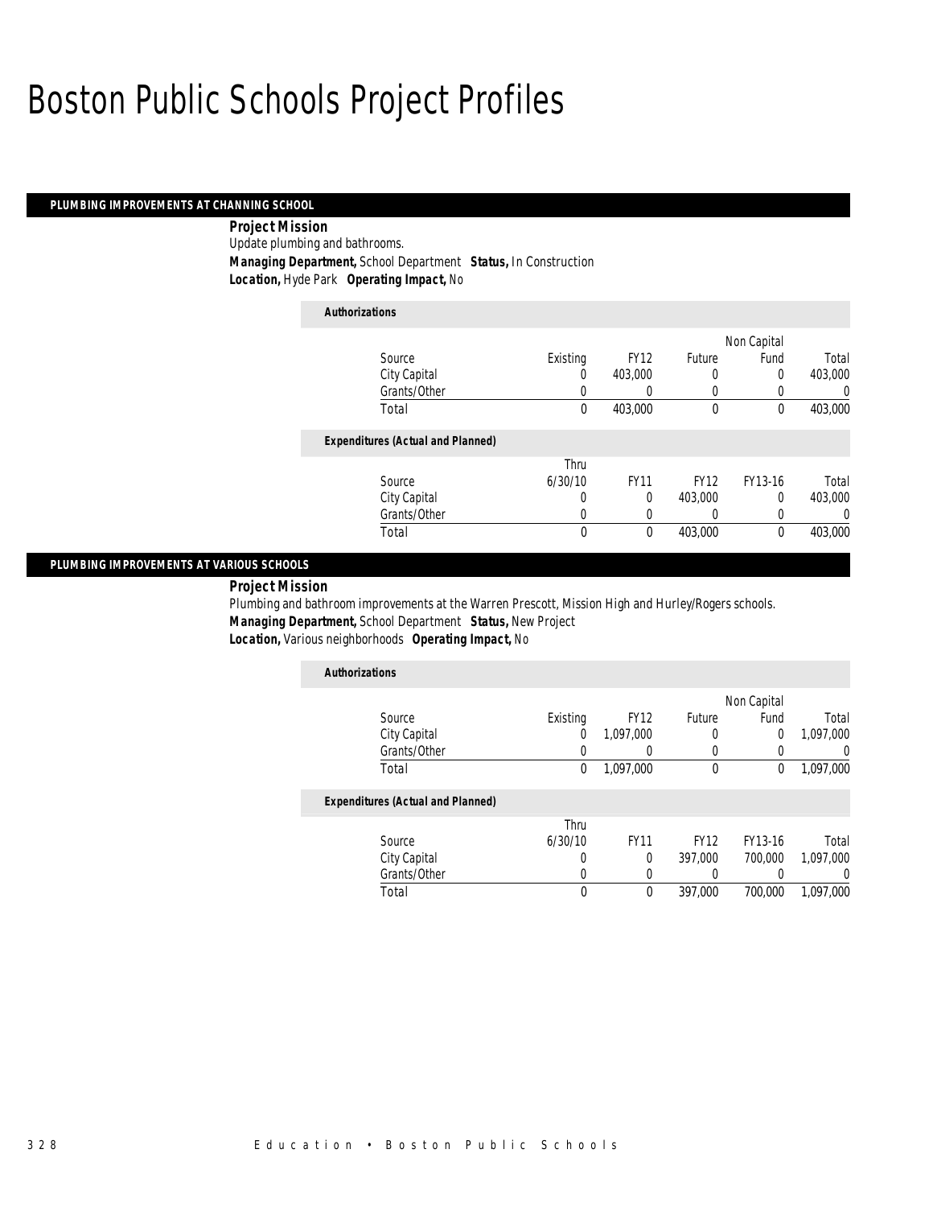# Boston Public Schools Project Profiles

## PLUMBING IMPROVEMENTS AT CHANNING SCHOOL

**Project Mission**

Update plumbing and bathrooms.

**Managing Department,** School Department **Status,** In Construction

**Location,** Hyde Park **Operating Impact,** No

**Authorizations**

| Source | Existing | FY12 | Future | Non Capital Fund | Total |
|---|---|---|---|---|---|
| City Capital | 0 | 403,000 | 0 | 0 | 403,000 |
| Grants/Other | 0 | 0 | 0 | 0 | 0 |
| Total | 0 | 403,000 | 0 | 0 | 403,000 |

**Expenditures (Actual and Planned)**

| Source | Thru 6/30/10 | FY11 | FY12 | FY13-16 | Total |
|---|---|---|---|---|---|
| City Capital | 0 | 0 | 403,000 | 0 | 403,000 |
| Grants/Other | 0 | 0 | 0 | 0 | 0 |
| Total | 0 | 0 | 403,000 | 0 | 403,000 |

## PLUMBING IMPROVEMENTS AT VARIOUS SCHOOLS

**Project Mission**

Plumbing and bathroom improvements at the Warren Prescott, Mission High and Hurley/Rogers schools.

**Managing Department,** School Department **Status,** New Project

**Location,** Various neighborhoods **Operating Impact,** No

**Authorizations**

| Source | Existing | FY12 | Future | Non Capital Fund | Total |
|---|---|---|---|---|---|
| City Capital | 0 | 1,097,000 | 0 | 0 | 1,097,000 |
| Grants/Other | 0 | 0 | 0 | 0 | 0 |
| Total | 0 | 1,097,000 | 0 | 0 | 1,097,000 |

**Expenditures (Actual and Planned)**

| Source | Thru 6/30/10 | FY11 | FY12 | FY13-16 | Total |
|---|---|---|---|---|---|
| City Capital | 0 | 0 | 397,000 | 700,000 | 1,097,000 |
| Grants/Other | 0 | 0 | 0 | 0 | 0 |
| Total | 0 | 0 | 397,000 | 700,000 | 1,097,000 |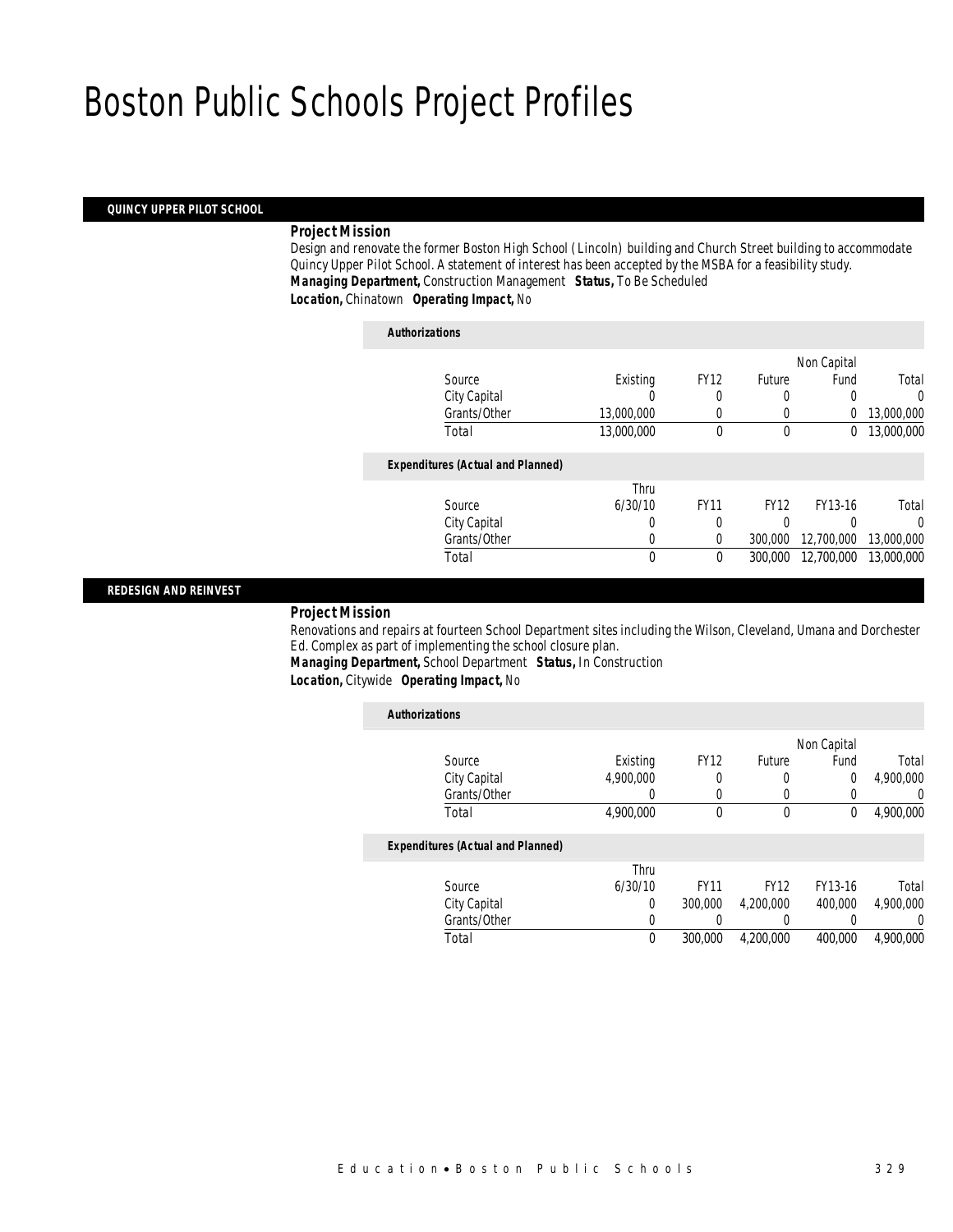# Boston Public Schools Project Profiles

## QUINCY UPPER PILOT SCHOOL

### Project Mission

Design and renovate the former Boston High School ( Lincoln) building and Church Street building to accommodate Quincy Upper Pilot School. A statement of interest has been accepted by the MSBA for a feasibility study.

***Managing Department,*** Construction Management ***Status,*** To Be Scheduled
***Location,*** Chinatown ***Operating Impact,*** No

**Authorizations**

| Source | Existing | FY12 | Future | Non Capital Fund | Total |
|---|---|---|---|---|---|
| City Capital | 0 | 0 | 0 | 0 | 0 |
| Grants/Other | 13,000,000 | 0 | 0 | 0 | 13,000,000 |
| Total | 13,000,000 | 0 | 0 | 0 | 13,000,000 |

**Expenditures (Actual and Planned)**

| Source | Thru 6/30/10 | FY11 | FY12 | FY13-16 | Total |
|---|---|---|---|---|---|
| City Capital | 0 | 0 | 0 | 0 | 0 |
| Grants/Other | 0 | 0 | 300,000 | 12,700,000 | 13,000,000 |
| Total | 0 | 0 | 300,000 | 12,700,000 | 13,000,000 |

## REDESIGN AND REINVEST

### Project Mission

Renovations and repairs at fourteen School Department sites including the Wilson, Cleveland, Umana and Dorchester Ed. Complex as part of implementing the school closure plan.

***Managing Department,*** School Department ***Status,*** In Construction
***Location,*** Citywide ***Operating Impact,*** No

**Authorizations**

| Source | Existing | FY12 | Future | Non Capital Fund | Total |
|---|---|---|---|---|---|
| City Capital | 4,900,000 | 0 | 0 | 0 | 4,900,000 |
| Grants/Other | 0 | 0 | 0 | 0 | 0 |
| Total | 4,900,000 | 0 | 0 | 0 | 4,900,000 |

**Expenditures (Actual and Planned)**

| Source | Thru 6/30/10 | FY11 | FY12 | FY13-16 | Total |
|---|---|---|---|---|---|
| City Capital | 0 | 300,000 | 4,200,000 | 400,000 | 4,900,000 |
| Grants/Other | 0 | 0 | 0 | 0 | 0 |
| Total | 0 | 300,000 | 4,200,000 | 400,000 | 4,900,000 |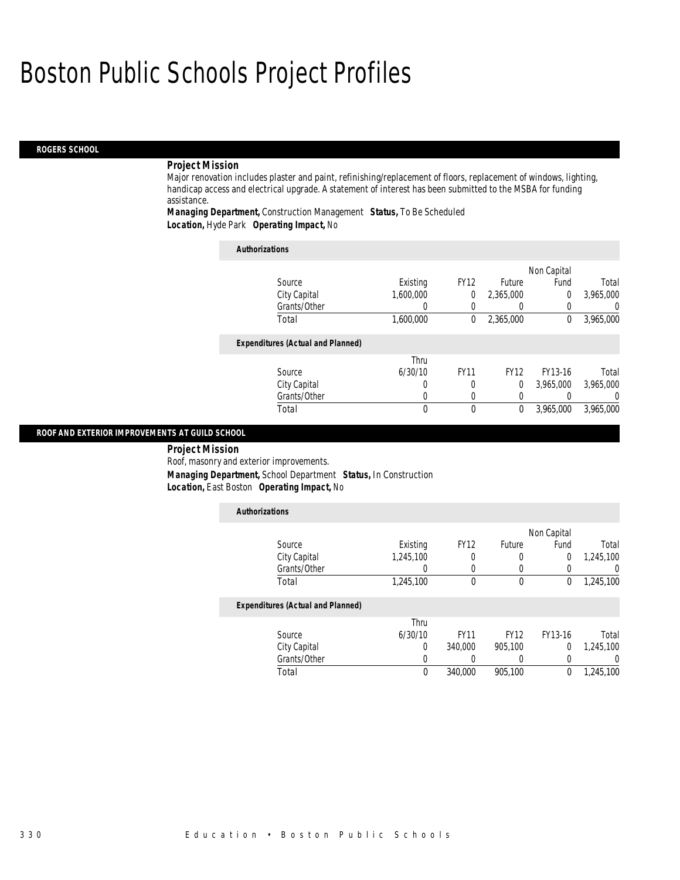# Boston Public Schools Project Profiles

## ROGERS SCHOOL

***Project Mission***

Major renovation includes plaster and paint, refinishing/replacement of floors, replacement of windows, lighting, handicap access and electrical upgrade. A statement of interest has been submitted to the MSBA for funding assistance.

***Managing Department,*** Construction Management ***Status,*** To Be Scheduled

***Location,*** Hyde Park ***Operating Impact,*** No

***Authorizations***

| Source | Existing | FY12 | Future | Non Capital Fund | Total |
|---|---|---|---|---|---|
| City Capital | 1,600,000 | 0 | 2,365,000 | 0 | 3,965,000 |
| Grants/Other | 0 | 0 | 0 | 0 | 0 |
| Total | 1,600,000 | 0 | 2,365,000 | 0 | 3,965,000 |

***Expenditures (Actual and Planned)***

| Source | Thru 6/30/10 | FY11 | FY12 | FY13-16 | Total |
|---|---|---|---|---|---|
| City Capital | 0 | 0 | 0 | 3,965,000 | 3,965,000 |
| Grants/Other | 0 | 0 | 0 | 0 | 0 |
| Total | 0 | 0 | 0 | 3,965,000 | 3,965,000 |

## ROOF AND EXTERIOR IMPROVEMENTS AT GUILD SCHOOL

***Project Mission***

Roof, masonry and exterior improvements.

***Managing Department,*** School Department ***Status,*** In Construction

***Location,*** East Boston ***Operating Impact,*** No

***Authorizations***

| Source | Existing | FY12 | Future | Non Capital Fund | Total |
|---|---|---|---|---|---|
| City Capital | 1,245,100 | 0 | 0 | 0 | 1,245,100 |
| Grants/Other | 0 | 0 | 0 | 0 | 0 |
| Total | 1,245,100 | 0 | 0 | 0 | 1,245,100 |

***Expenditures (Actual and Planned)***

| Source | Thru 6/30/10 | FY11 | FY12 | FY13-16 | Total |
|---|---|---|---|---|---|
| City Capital | 0 | 340,000 | 905,100 | 0 | 1,245,100 |
| Grants/Other | 0 | 0 | 0 | 0 | 0 |
| Total | 0 | 340,000 | 905,100 | 0 | 1,245,100 |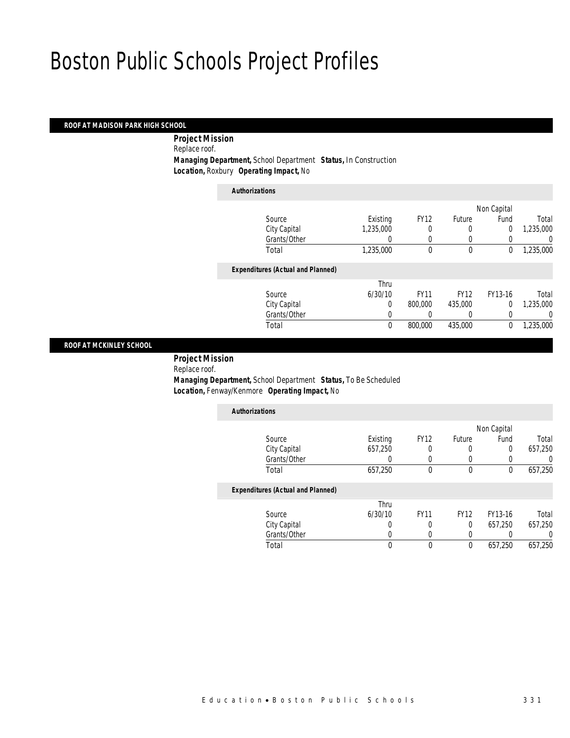# Boston Public Schools Project Profiles

## ROOF AT MADISON PARK HIGH SCHOOL

**Project Mission**
Replace roof.
**Managing Department,** School Department **Status,** In Construction
**Location,** Roxbury **Operating Impact,** No

*Authorizations*

| Source | Existing | FY12 | Future | Non Capital Fund | Total |
|---|---|---|---|---|---|
| City Capital | 1,235,000 | 0 | 0 | 0 | 1,235,000 |
| Grants/Other | 0 | 0 | 0 | 0 | 0 |
| Total | 1,235,000 | 0 | 0 | 0 | 1,235,000 |

*Expenditures (Actual and Planned)*

| Source | Thru 6/30/10 | FY11 | FY12 | FY13-16 | Total |
|---|---|---|---|---|---|
| City Capital | 0 | 800,000 | 435,000 | 0 | 1,235,000 |
| Grants/Other | 0 | 0 | 0 | 0 | 0 |
| Total | 0 | 800,000 | 435,000 | 0 | 1,235,000 |

## ROOF AT MCKINLEY SCHOOL

**Project Mission**
Replace roof.
**Managing Department,** School Department **Status,** To Be Scheduled
**Location,** Fenway/Kenmore **Operating Impact,** No

*Authorizations*

| Source | Existing | FY12 | Future | Non Capital Fund | Total |
|---|---|---|---|---|---|
| City Capital | 657,250 | 0 | 0 | 0 | 657,250 |
| Grants/Other | 0 | 0 | 0 | 0 | 0 |
| Total | 657,250 | 0 | 0 | 0 | 657,250 |

*Expenditures (Actual and Planned)*

| Source | Thru 6/30/10 | FY11 | FY12 | FY13-16 | Total |
|---|---|---|---|---|---|
| City Capital | 0 | 0 | 0 | 657,250 | 657,250 |
| Grants/Other | 0 | 0 | 0 | 0 | 0 |
| Total | 0 | 0 | 0 | 657,250 | 657,250 |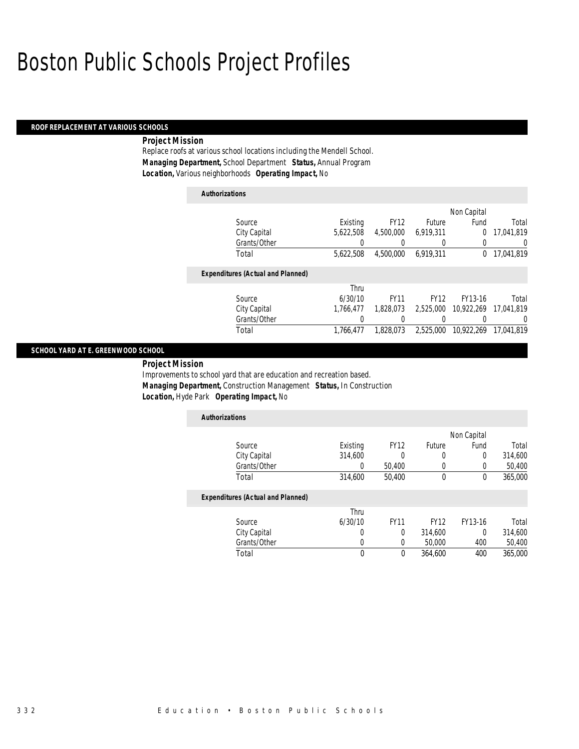# Boston Public Schools Project Profiles

## ROOF REPLACEMENT AT VARIOUS SCHOOLS

***Project Mission***

Replace roofs at various school locations including the Mendell School.

***Managing Department,*** School Department ***Status,*** Annual Program

***Location,*** Various neighborhoods ***Operating Impact,*** No

***Authorizations***

| Source | Existing | FY12 | Future | Non Capital Fund | Total |
|---|---|---|---|---|---|
| City Capital | 5,622,508 | 4,500,000 | 6,919,311 | 0 | 17,041,819 |
| Grants/Other | 0 | 0 | 0 | 0 | 0 |
| Total | 5,622,508 | 4,500,000 | 6,919,311 | 0 | 17,041,819 |

***Expenditures (Actual and Planned)***

| Source | Thru 6/30/10 | FY11 | FY12 | FY13-16 | Total |
|---|---|---|---|---|---|
| City Capital | 1,766,477 | 1,828,073 | 2,525,000 | 10,922,269 | 17,041,819 |
| Grants/Other | 0 | 0 | 0 | 0 | 0 |
| Total | 1,766,477 | 1,828,073 | 2,525,000 | 10,922,269 | 17,041,819 |

## SCHOOL YARD AT E. GREENWOOD SCHOOL

***Project Mission***

Improvements to school yard that are education and recreation based.

***Managing Department,*** Construction Management ***Status,*** In Construction

***Location,*** Hyde Park ***Operating Impact,*** No

***Authorizations***

| Source | Existing | FY12 | Future | Non Capital Fund | Total |
|---|---|---|---|---|---|
| City Capital | 314,600 | 0 | 0 | 0 | 314,600 |
| Grants/Other | 0 | 50,400 | 0 | 0 | 50,400 |
| Total | 314,600 | 50,400 | 0 | 0 | 365,000 |

***Expenditures (Actual and Planned)***

| Source | Thru 6/30/10 | FY11 | FY12 | FY13-16 | Total |
|---|---|---|---|---|---|
| City Capital | 0 | 0 | 314,600 | 0 | 314,600 |
| Grants/Other | 0 | 0 | 50,000 | 400 | 50,400 |
| Total | 0 | 0 | 364,600 | 400 | 365,000 |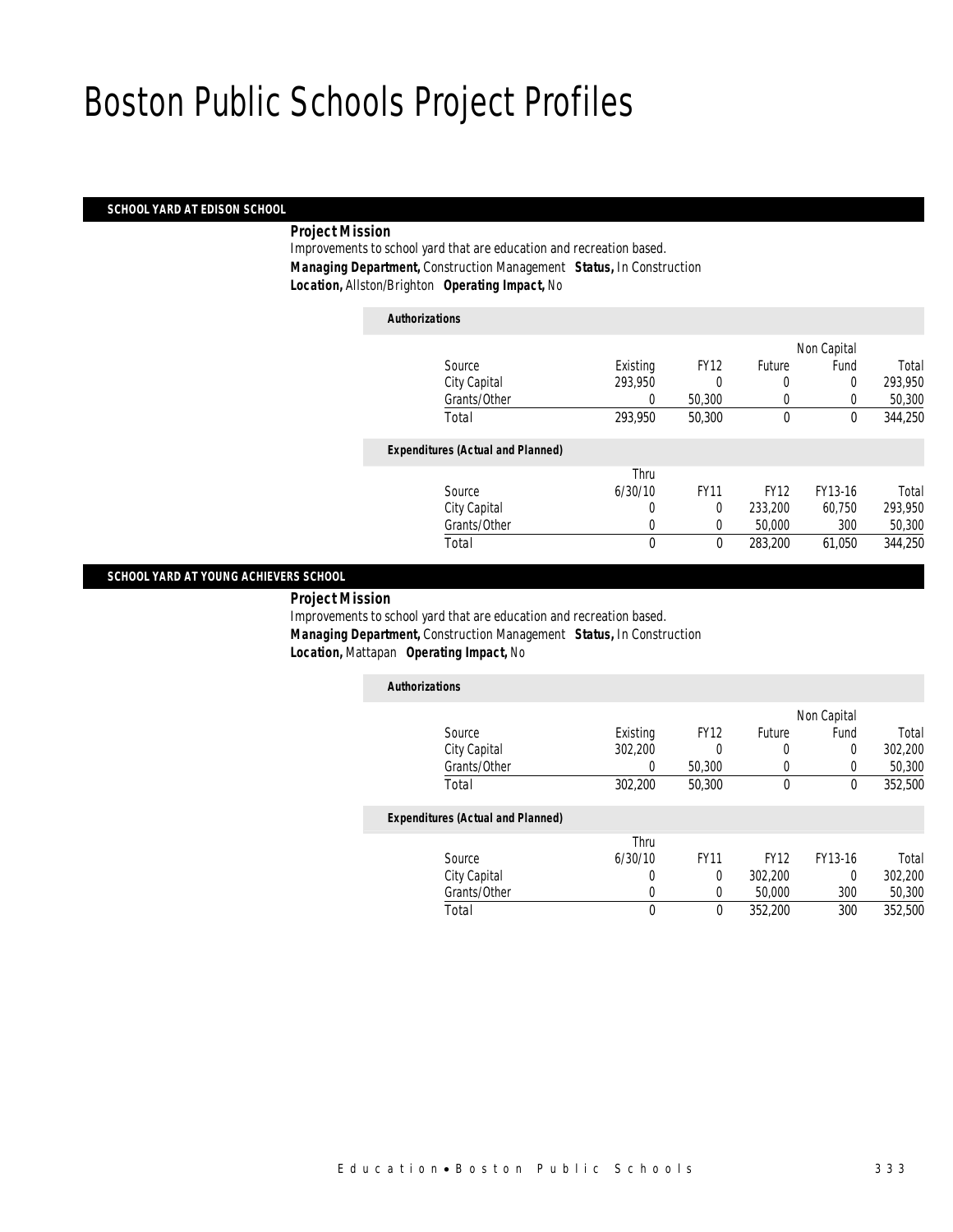# Boston Public Schools Project Profiles

## SCHOOL YARD AT EDISON SCHOOL

***Project Mission***

Improvements to school yard that are education and recreation based.

***Managing Department,*** Construction Management ***Status,*** In Construction

***Location,*** Allston/Brighton ***Operating Impact,*** No

***Authorizations***

| Source | Existing | FY12 | Future | Non Capital Fund | Total |
|---|---|---|---|---|---|
| City Capital | 293,950 | 0 | 0 | 0 | 293,950 |
| Grants/Other | 0 | 50,300 | 0 | 0 | 50,300 |
| Total | 293,950 | 50,300 | 0 | 0 | 344,250 |

***Expenditures (Actual and Planned)***

| Source | Thru 6/30/10 | FY11 | FY12 | FY13-16 | Total |
|---|---|---|---|---|---|
| City Capital | 0 | 0 | 233,200 | 60,750 | 293,950 |
| Grants/Other | 0 | 0 | 50,000 | 300 | 50,300 |
| Total | 0 | 0 | 283,200 | 61,050 | 344,250 |

## SCHOOL YARD AT YOUNG ACHIEVERS SCHOOL

***Project Mission***

Improvements to school yard that are education and recreation based.

***Managing Department,*** Construction Management ***Status,*** In Construction

***Location,*** Mattapan ***Operating Impact,*** No

***Authorizations***

| Source | Existing | FY12 | Future | Non Capital Fund | Total |
|---|---|---|---|---|---|
| City Capital | 302,200 | 0 | 0 | 0 | 302,200 |
| Grants/Other | 0 | 50,300 | 0 | 0 | 50,300 |
| Total | 302,200 | 50,300 | 0 | 0 | 352,500 |

***Expenditures (Actual and Planned)***

| Source | Thru 6/30/10 | FY11 | FY12 | FY13-16 | Total |
|---|---|---|---|---|---|
| City Capital | 0 | 0 | 302,200 | 0 | 302,200 |
| Grants/Other | 0 | 0 | 50,000 | 300 | 50,300 |
| Total | 0 | 0 | 352,200 | 300 | 352,500 |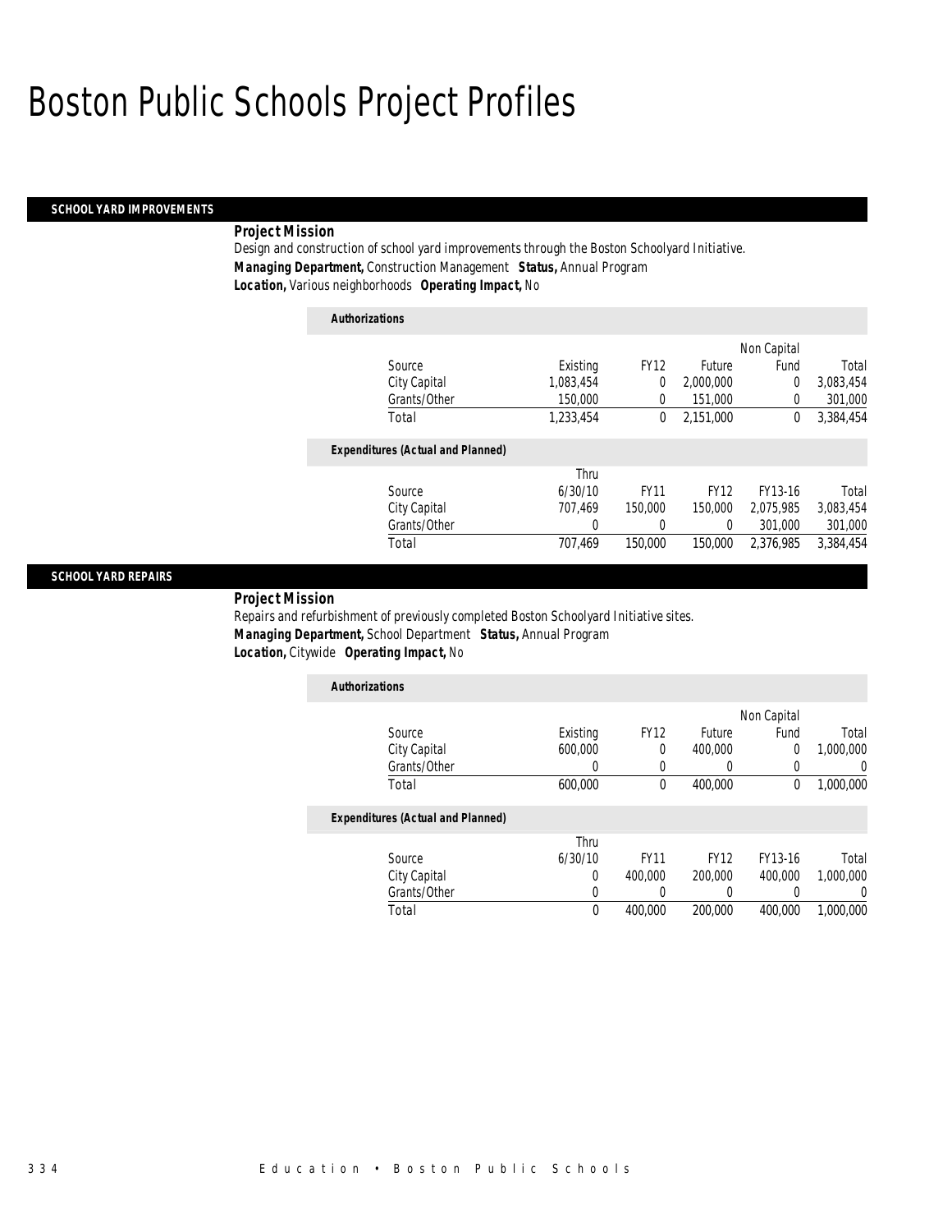# Boston Public Schools Project Profiles

## SCHOOL YARD IMPROVEMENTS

***Project Mission***

Design and construction of school yard improvements through the Boston Schoolyard Initiative.

***Managing Department,*** Construction Management ***Status,*** Annual Program

***Location,*** Various neighborhoods ***Operating Impact,*** No

***Authorizations***

| Source | Existing | FY12 | Future | Non Capital Fund | Total |
|---|---|---|---|---|---|
| City Capital | 1,083,454 | 0 | 2,000,000 | 0 | 3,083,454 |
| Grants/Other | 150,000 | 0 | 151,000 | 0 | 301,000 |
| Total | 1,233,454 | 0 | 2,151,000 | 0 | 3,384,454 |

***Expenditures (Actual and Planned)***

| Source | Thru 6/30/10 | FY11 | FY12 | FY13-16 | Total |
|---|---|---|---|---|---|
| City Capital | 707,469 | 150,000 | 150,000 | 2,075,985 | 3,083,454 |
| Grants/Other | 0 | 0 | 0 | 301,000 | 301,000 |
| Total | 707,469 | 150,000 | 150,000 | 2,376,985 | 3,384,454 |

## SCHOOL YARD REPAIRS

***Project Mission***

Repairs and refurbishment of previously completed Boston Schoolyard Initiative sites.

***Managing Department,*** School Department ***Status,*** Annual Program

***Location,*** Citywide ***Operating Impact,*** No

***Authorizations***

| Source | Existing | FY12 | Future | Non Capital Fund | Total |
|---|---|---|---|---|---|
| City Capital | 600,000 | 0 | 400,000 | 0 | 1,000,000 |
| Grants/Other | 0 | 0 | 0 | 0 | 0 |
| Total | 600,000 | 0 | 400,000 | 0 | 1,000,000 |

***Expenditures (Actual and Planned)***

| Source | Thru 6/30/10 | FY11 | FY12 | FY13-16 | Total |
|---|---|---|---|---|---|
| City Capital | 0 | 400,000 | 200,000 | 400,000 | 1,000,000 |
| Grants/Other | 0 | 0 | 0 | 0 | 0 |
| Total | 0 | 400,000 | 200,000 | 400,000 | 1,000,000 |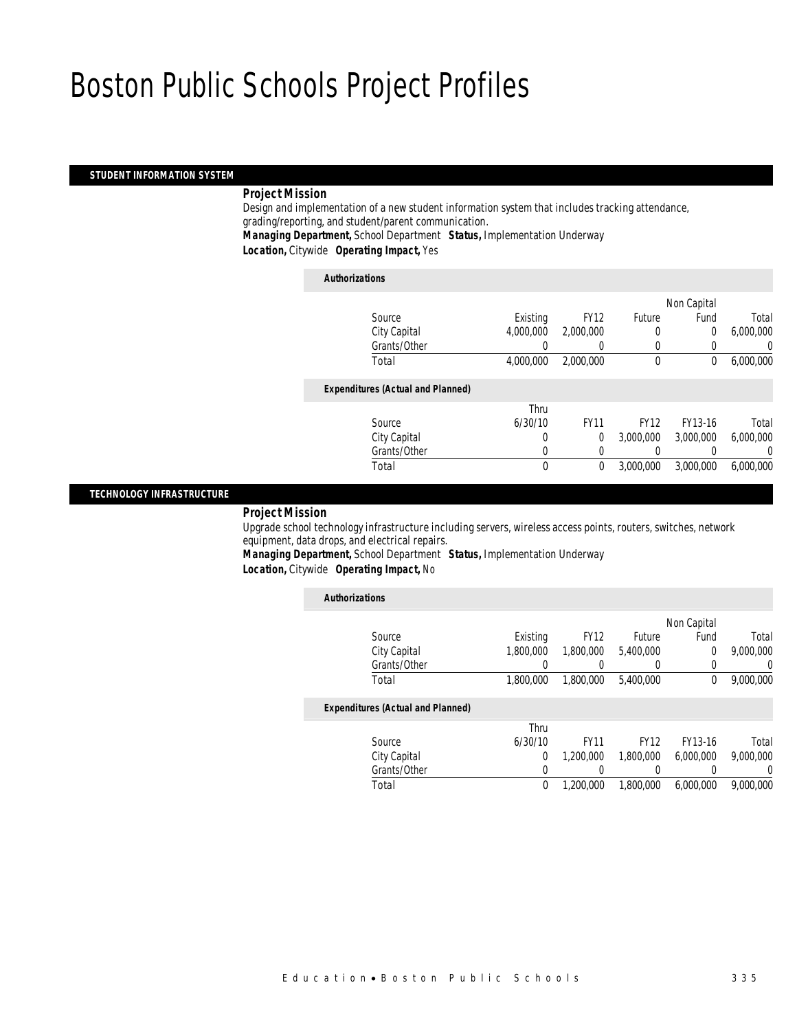# Boston Public Schools Project Profiles

## STUDENT INFORMATION SYSTEM

**Project Mission**

Design and implementation of a new student information system that includes tracking attendance, grading/reporting, and student/parent communication.

***Managing Department,*** School Department ***Status,*** Implementation Underway

***Location,*** Citywide ***Operating Impact,*** Yes

*Authorizations*

| Source | Existing | FY12 | Future | Non Capital Fund | Total |
|---|---|---|---|---|---|
| City Capital | 4,000,000 | 2,000,000 | 0 | 0 | 6,000,000 |
| Grants/Other | 0 | 0 | 0 | 0 | 0 |
| Total | 4,000,000 | 2,000,000 | 0 | 0 | 6,000,000 |

*Expenditures (Actual and Planned)*

| Source | Thru 6/30/10 | FY11 | FY12 | FY13-16 | Total |
|---|---|---|---|---|---|
| City Capital | 0 | 0 | 3,000,000 | 3,000,000 | 6,000,000 |
| Grants/Other | 0 | 0 | 0 | 0 | 0 |
| Total | 0 | 0 | 3,000,000 | 3,000,000 | 6,000,000 |

## TECHNOLOGY INFRASTRUCTURE

**Project Mission**

Upgrade school technology infrastructure including servers, wireless access points, routers, switches, network equipment, data drops, and electrical repairs.

***Managing Department,*** School Department ***Status,*** Implementation Underway

***Location,*** Citywide ***Operating Impact,*** No

*Authorizations*

| Source | Existing | FY12 | Future | Non Capital Fund | Total |
|---|---|---|---|---|---|
| City Capital | 1,800,000 | 1,800,000 | 5,400,000 | 0 | 9,000,000 |
| Grants/Other | 0 | 0 | 0 | 0 | 0 |
| Total | 1,800,000 | 1,800,000 | 5,400,000 | 0 | 9,000,000 |

*Expenditures (Actual and Planned)*

| Source | Thru 6/30/10 | FY11 | FY12 | FY13-16 | Total |
|---|---|---|---|---|---|
| City Capital | 0 | 1,200,000 | 1,800,000 | 6,000,000 | 9,000,000 |
| Grants/Other | 0 | 0 | 0 | 0 | 0 |
| Total | 0 | 1,200,000 | 1,800,000 | 6,000,000 | 9,000,000 |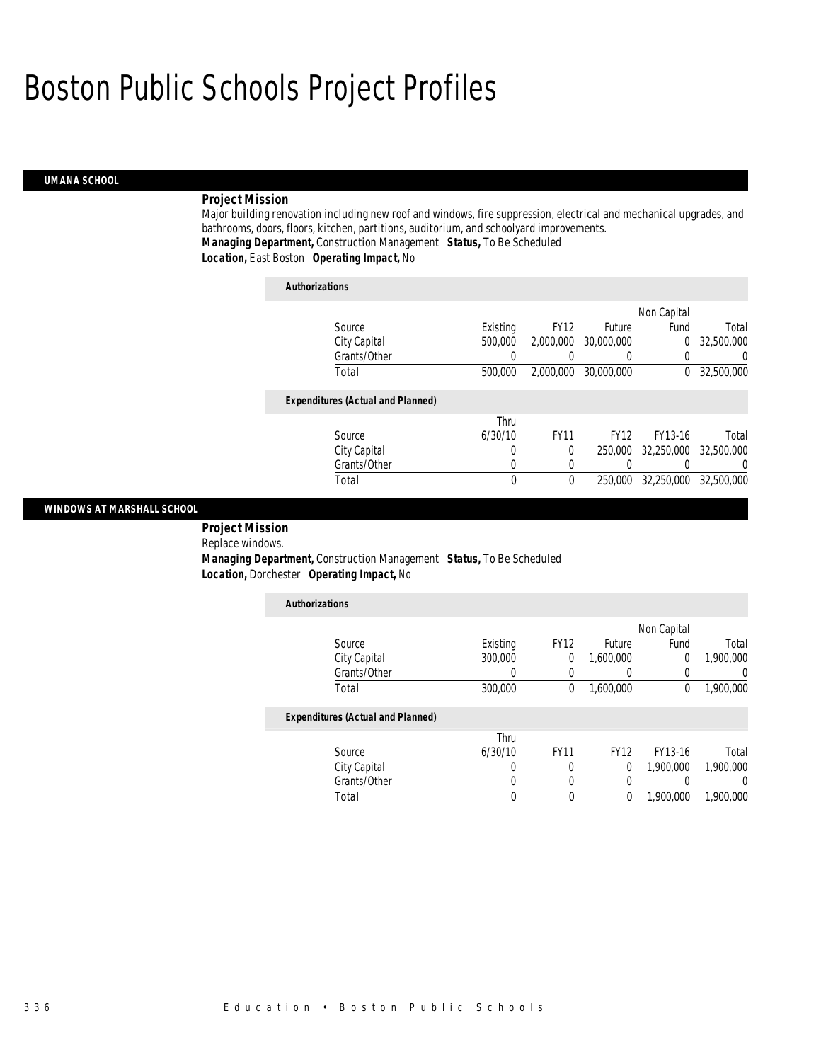# Boston Public Schools Project Profiles

## UMANA SCHOOL

***Project Mission***

Major building renovation including new roof and windows, fire suppression, electrical and mechanical upgrades, and bathrooms, doors, floors, kitchen, partitions, auditorium, and schoolyard improvements.

***Managing Department,*** Construction Management ***Status,*** To Be Scheduled

***Location,*** East Boston ***Operating Impact,*** No

***Authorizations***

| Source | Existing | FY12 | Future | Non Capital Fund | Total |
|---|---|---|---|---|---|
| City Capital | 500,000 | 2,000,000 | 30,000,000 | 0 | 32,500,000 |
| Grants/Other | 0 | 0 | 0 | 0 | 0 |
| Total | 500,000 | 2,000,000 | 30,000,000 | 0 | 32,500,000 |

***Expenditures (Actual and Planned)***

| Source | Thru 6/30/10 | FY11 | FY12 | FY13-16 | Total |
|---|---|---|---|---|---|
| City Capital | 0 | 0 | 250,000 | 32,250,000 | 32,500,000 |
| Grants/Other | 0 | 0 | 0 | 0 | 0 |
| Total | 0 | 0 | 250,000 | 32,250,000 | 32,500,000 |

## WINDOWS AT MARSHALL SCHOOL

***Project Mission***

Replace windows.

***Managing Department,*** Construction Management ***Status,*** To Be Scheduled

***Location,*** Dorchester ***Operating Impact,*** No

***Authorizations***

| Source | Existing | FY12 | Future | Non Capital Fund | Total |
|---|---|---|---|---|---|
| City Capital | 300,000 | 0 | 1,600,000 | 0 | 1,900,000 |
| Grants/Other | 0 | 0 | 0 | 0 | 0 |
| Total | 300,000 | 0 | 1,600,000 | 0 | 1,900,000 |

***Expenditures (Actual and Planned)***

| Source | Thru 6/30/10 | FY11 | FY12 | FY13-16 | Total |
|---|---|---|---|---|---|
| City Capital | 0 | 0 | 0 | 1,900,000 | 1,900,000 |
| Grants/Other | 0 | 0 | 0 | 0 | 0 |
| Total | 0 | 0 | 0 | 1,900,000 | 1,900,000 |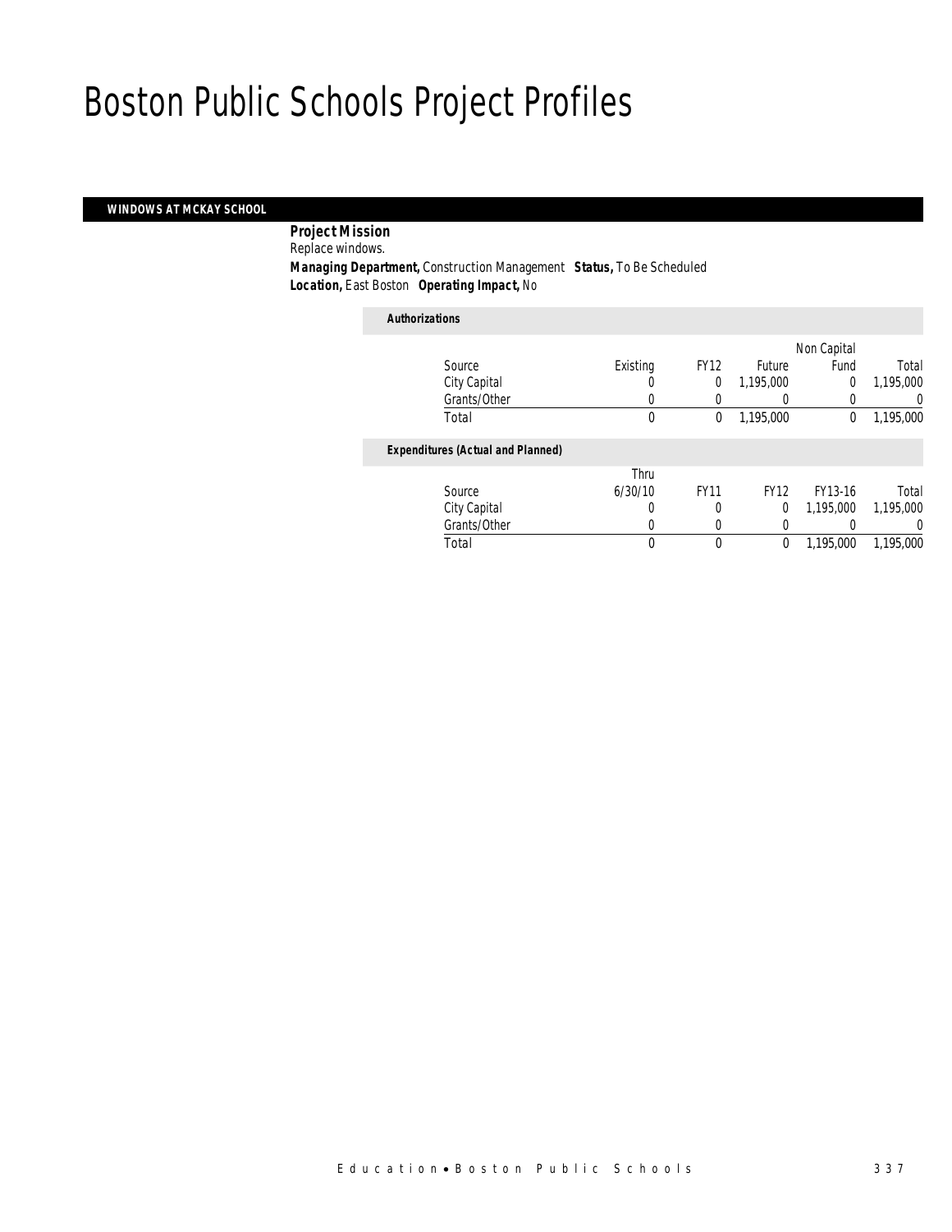# Boston Public Schools Project Profiles

## WINDOWS AT MCKAY SCHOOL

**Project Mission**
Replace windows.
**Managing Department,** Construction Management **Status,** To Be Scheduled
**Location,** East Boston **Operating Impact,** No

***Authorizations***

| Source | Existing | FY12 | Future | Non Capital Fund | Total |
|---|---|---|---|---|---|
| City Capital | 0 | 0 | 1,195,000 | 0 | 1,195,000 |
| Grants/Other | 0 | 0 | 0 | 0 | 0 |
| Total | 0 | 0 | 1,195,000 | 0 | 1,195,000 |

***Expenditures (Actual and Planned)***

| Source | Thru 6/30/10 | FY11 | FY12 | FY13-16 | Total |
|---|---|---|---|---|---|
| City Capital | 0 | 0 | 0 | 1,195,000 | 1,195,000 |
| Grants/Other | 0 | 0 | 0 | 0 | 0 |
| Total | 0 | 0 | 0 | 1,195,000 | 1,195,000 |